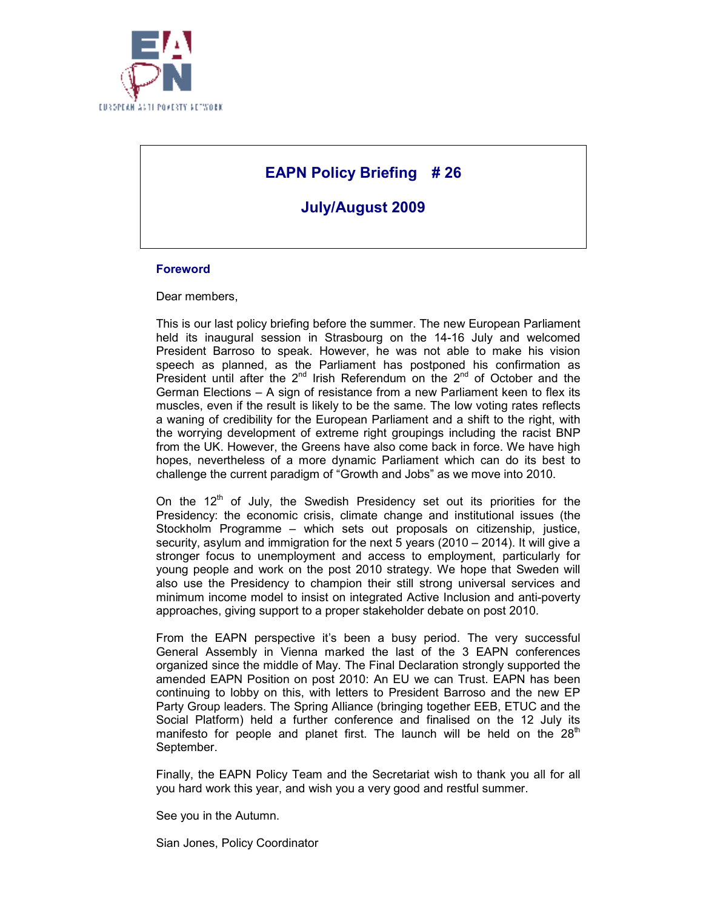EAPN
EUROPEAN ANTI POVERTY NETWORK

# EAPN Policy Briefing # 26

## July/August 2009

### Foreword

Dear members,

This is our last policy briefing before the summer. The new European Parliament held its inaugural session in Strasbourg on the 14-16 July and welcomed President Barroso to speak. However, he was not able to make his vision speech as planned, as the Parliament has postponed his confirmation as President until after the 2nd Irish Referendum on the 2nd of October and the German Elections – A sign of resistance from a new Parliament keen to flex its muscles, even if the result is likely to be the same. The low voting rates reflects a waning of credibility for the European Parliament and a shift to the right, with the worrying development of extreme right groupings including the racist BNP from the UK. However, the Greens have also come back in force. We have high hopes, nevertheless of a more dynamic Parliament which can do its best to challenge the current paradigm of "Growth and Jobs" as we move into 2010.

On the 12th of July, the Swedish Presidency set out its priorities for the Presidency: the economic crisis, climate change and institutional issues (the Stockholm Programme – which sets out proposals on citizenship, justice, security, asylum and immigration for the next 5 years (2010 – 2014). It will give a stronger focus to unemployment and access to employment, particularly for young people and work on the post 2010 strategy. We hope that Sweden will also use the Presidency to champion their still strong universal services and minimum income model to insist on integrated Active Inclusion and anti-poverty approaches, giving support to a proper stakeholder debate on post 2010.

From the EAPN perspective it's been a busy period. The very successful General Assembly in Vienna marked the last of the 3 EAPN conferences organized since the middle of May. The Final Declaration strongly supported the amended EAPN Position on post 2010: An EU we can Trust. EAPN has been continuing to lobby on this, with letters to President Barroso and the new EP Party Group leaders. The Spring Alliance (bringing together EEB, ETUC and the Social Platform) held a further conference and finalised on the 12 July its manifesto for people and planet first. The launch will be held on the 28th September.

Finally, the EAPN Policy Team and the Secretariat wish to thank you all for all you hard work this year, and wish you a very good and restful summer.

See you in the Autumn.

Sian Jones, Policy Coordinator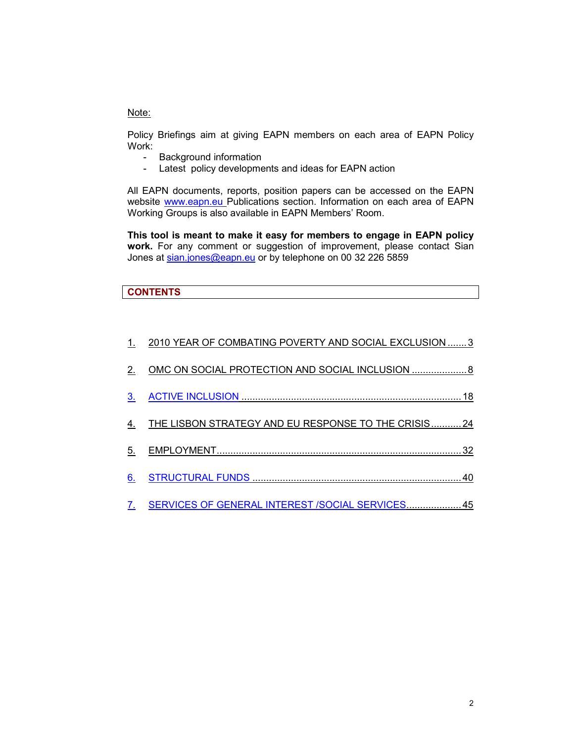Note:

Policy Briefings aim at giving EAPN members on each area of EAPN Policy Work:

- Background information
- Latest policy developments and ideas for EAPN action

All EAPN documents, reports, position papers can be accessed on the EAPN website www.eapn.eu Publications section. Information on each area of EAPN Working Groups is also available in EAPN Members' Room.

**This tool is meant to make it easy for members to engage in EAPN policy work.** For any comment or suggestion of improvement, please contact Sian Jones at sian.jones@eapn.eu or by telephone on 00 32 226 5859

## CONTENTS

1. 2010 YEAR OF COMBATING POVERTY AND SOCIAL EXCLUSION ....... 3
2. OMC ON SOCIAL PROTECTION AND SOCIAL INCLUSION .................... 8
3. ACTIVE INCLUSION ................................................................................ 18
4. THE LISBON STRATEGY AND EU RESPONSE TO THE CRISIS ........... 24
5. EMPLOYMENT ......................................................................................... 32
6. STRUCTURAL FUNDS ............................................................................ 40
7. SERVICES OF GENERAL INTEREST /SOCIAL SERVICES .................... 45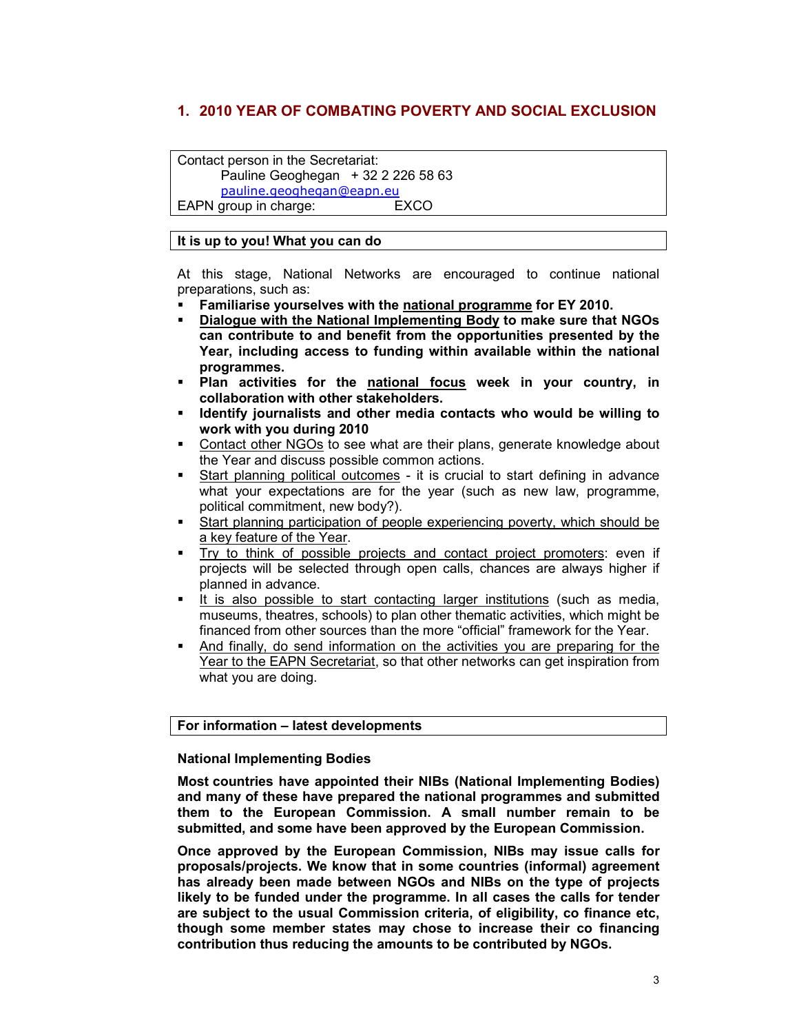## 1. 2010 YEAR OF COMBATING POVERTY AND SOCIAL EXCLUSION

Contact person in the Secretariat:
Pauline Geoghegan + 32 2 226 58 63
pauline.geoghegan@eapn.eu
EAPN group in charge: EXCO

**It is up to you! What you can do**

At this stage, National Networks are encouraged to continue national preparations, such as:

- **Familiarise yourselves with the national programme for EY 2010.**
- **Dialogue with the National Implementing Body to make sure that NGOs can contribute to and benefit from the opportunities presented by the Year, including access to funding within available within the national programmes.**
- **Plan activities for the national focus week in your country, in collaboration with other stakeholders.**
- **Identify journalists and other media contacts who would be willing to work with you during 2010**
- Contact other NGOs to see what are their plans, generate knowledge about the Year and discuss possible common actions.
- Start planning political outcomes - it is crucial to start defining in advance what your expectations are for the year (such as new law, programme, political commitment, new body?).
- Start planning participation of people experiencing poverty, which should be a key feature of the Year.
- Try to think of possible projects and contact project promoters: even if projects will be selected through open calls, chances are always higher if planned in advance.
- It is also possible to start contacting larger institutions (such as media, museums, theatres, schools) to plan other thematic activities, which might be financed from other sources than the more "official" framework for the Year.
- And finally, do send information on the activities you are preparing for the Year to the EAPN Secretariat, so that other networks can get inspiration from what you are doing.

**For information – latest developments**

**National Implementing Bodies**

**Most countries have appointed their NIBs (National Implementing Bodies) and many of these have prepared the national programmes and submitted them to the European Commission. A small number remain to be submitted, and some have been approved by the European Commission.**

**Once approved by the European Commission, NIBs may issue calls for proposals/projects. We know that in some countries (informal) agreement has already been made between NGOs and NIBs on the type of projects likely to be funded under the programme. In all cases the calls for tender are subject to the usual Commission criteria, of eligibility, co finance etc, though some member states may chose to increase their co financing contribution thus reducing the amounts to be contributed by NGOs.**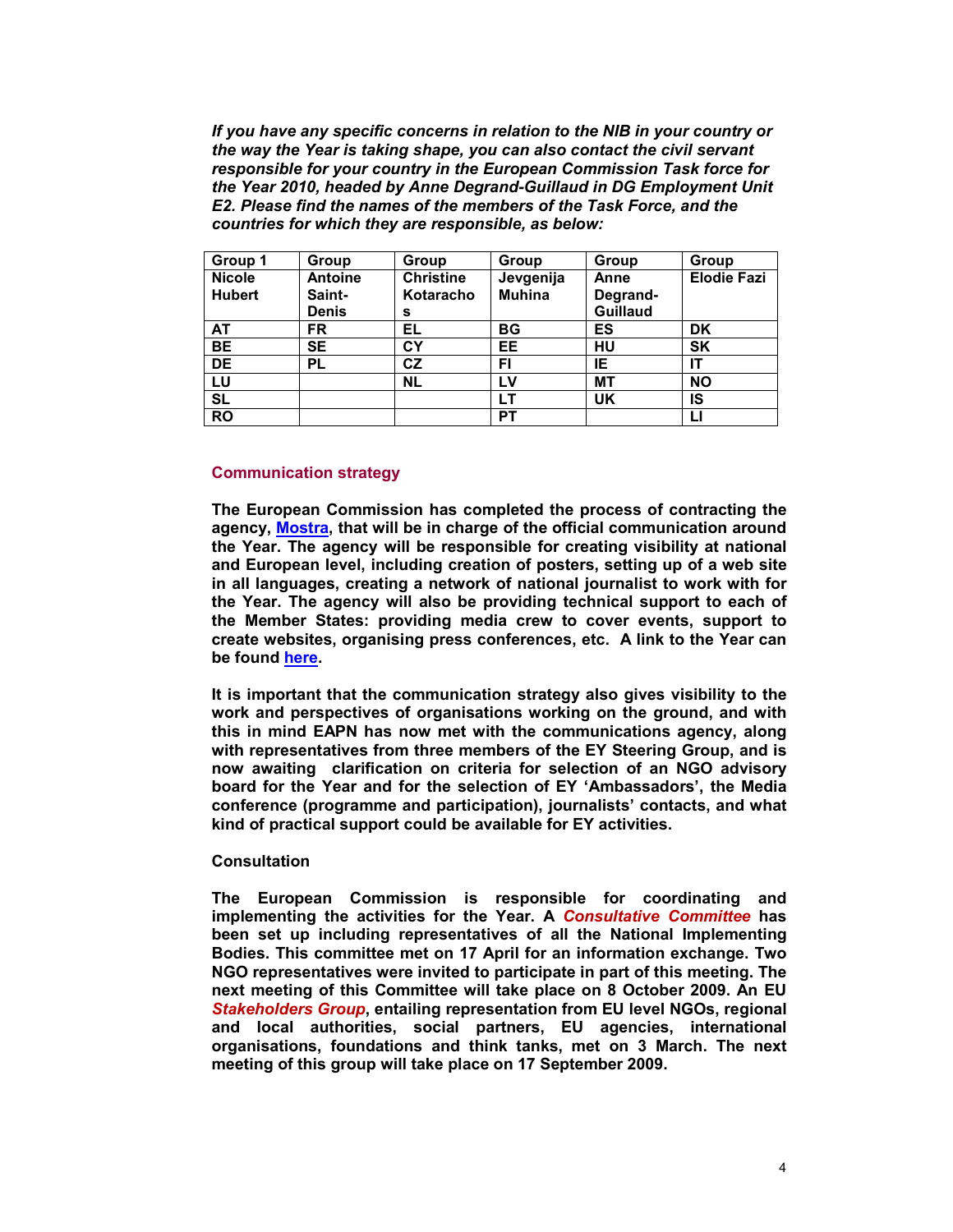***If you have any specific concerns in relation to the NIB in your country or the way the Year is taking shape, you can also contact the civil servant responsible for your country in the European Commission Task force for the Year 2010, headed by Anne Degrand-Guillaud in DG Employment Unit E2. Please find the names of the members of the Task Force, and the countries for which they are responsible, as below:***

| Group 1 | Group | Group | Group | Group | Group |
|---|---|---|---|---|---|
| **Nicole Hubert** | **Antoine Saint-Denis** | **Christine Kotarachos** | **Jevgenija Muhina** | **Anne Degrand-Guillaud** | **Elodie Fazi** |
| **AT** | **FR** | **EL** | **BG** | **ES** | **DK** |
| **BE** | **SE** | **CY** | **EE** | **HU** | **SK** |
| **DE** | **PL** | **CZ** | **FI** | **IE** | **IT** |
| **LU** | | **NL** | **LV** | **MT** | **NO** |
| **SL** | | | **LT** | **UK** | **IS** |
| **RO** | | | **PT** | | **LI** |

## Communication strategy

**The European Commission has completed the process of contracting the agency, Mostra, that will be in charge of the official communication around the Year. The agency will be responsible for creating visibility at national and European level, including creation of posters, setting up of a web site in all languages, creating a network of national journalist to work with for the Year. The agency will also be providing technical support to each of the Member States: providing media crew to cover events, support to create websites, organising press conferences, etc. A link to the Year can be found here.**

**It is important that the communication strategy also gives visibility to the work and perspectives of organisations working on the ground, and with this in mind EAPN has now met with the communications agency, along with representatives from three members of the EY Steering Group, and is now awaiting clarification on criteria for selection of an NGO advisory board for the Year and for the selection of EY 'Ambassadors', the Media conference (programme and participation), journalists' contacts, and what kind of practical support could be available for EY activities.**

### Consultation

**The European Commission is responsible for coordinating and implementing the activities for the Year. A *Consultative Committee* has been set up including representatives of all the National Implementing Bodies. This committee met on 17 April for an information exchange. Two NGO representatives were invited to participate in part of this meeting. The next meeting of this Committee will take place on 8 October 2009. An EU *Stakeholders Group*, entailing representation from EU level NGOs, regional and local authorities, social partners, EU agencies, international organisations, foundations and think tanks, met on 3 March. The next meeting of this group will take place on 17 September 2009.**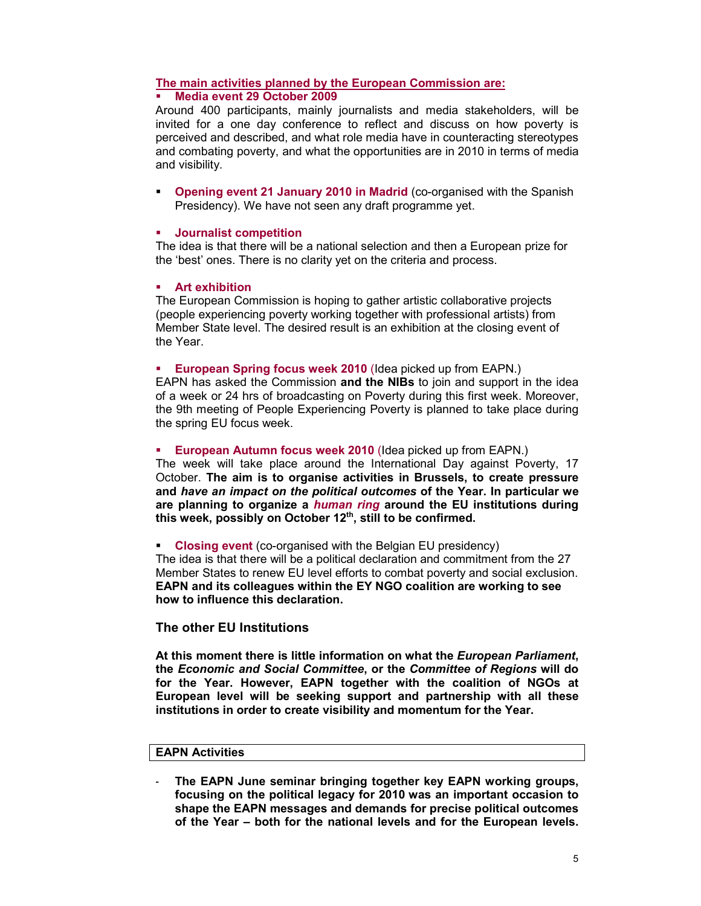**The main activities planned by the European Commission are:**

- **Media event 29 October 2009**

Around 400 participants, mainly journalists and media stakeholders, will be invited for a one day conference to reflect and discuss on how poverty is perceived and described, and what role media have in counteracting stereotypes and combating poverty, and what the opportunities are in 2010 in terms of media and visibility.

- **Opening event 21 January 2010 in Madrid** (co-organised with the Spanish Presidency). We have not seen any draft programme yet.

- **Journalist competition**

The idea is that there will be a national selection and then a European prize for the 'best' ones. There is no clarity yet on the criteria and process.

- **Art exhibition**

The European Commission is hoping to gather artistic collaborative projects (people experiencing poverty working together with professional artists) from Member State level. The desired result is an exhibition at the closing event of the Year.

- **European Spring focus week 2010** (Idea picked up from EAPN.)

EAPN has asked the Commission **and the NIBs** to join and support in the idea of a week or 24 hrs of broadcasting on Poverty during this first week. Moreover, the 9th meeting of People Experiencing Poverty is planned to take place during the spring EU focus week.

- **European Autumn focus week 2010** (Idea picked up from EAPN.)

The week will take place around the International Day against Poverty, 17 October. **The aim is to organise activities in Brussels, to create pressure and *have an impact on the political outcomes* of the Year. In particular we are planning to organize a *human ring* around the EU institutions during this week, possibly on October 12th, still to be confirmed.**

- **Closing event** (co-organised with the Belgian EU presidency)

The idea is that there will be a political declaration and commitment from the 27 Member States to renew EU level efforts to combat poverty and social exclusion. **EAPN and its colleagues within the EY NGO coalition are working to see how to influence this declaration.**

### The other EU Institutions

**At this moment there is little information on what the *European Parliament*, the *Economic and Social Committee*, or the *Committee of Regions* will do for the Year. However, EAPN together with the coalition of NGOs at European level will be seeking support and partnership with all these institutions in order to create visibility and momentum for the Year.**

**EAPN Activities**

- **The EAPN June seminar bringing together key EAPN working groups, focusing on the political legacy for 2010 was an important occasion to shape the EAPN messages and demands for precise political outcomes of the Year – both for the national levels and for the European levels.**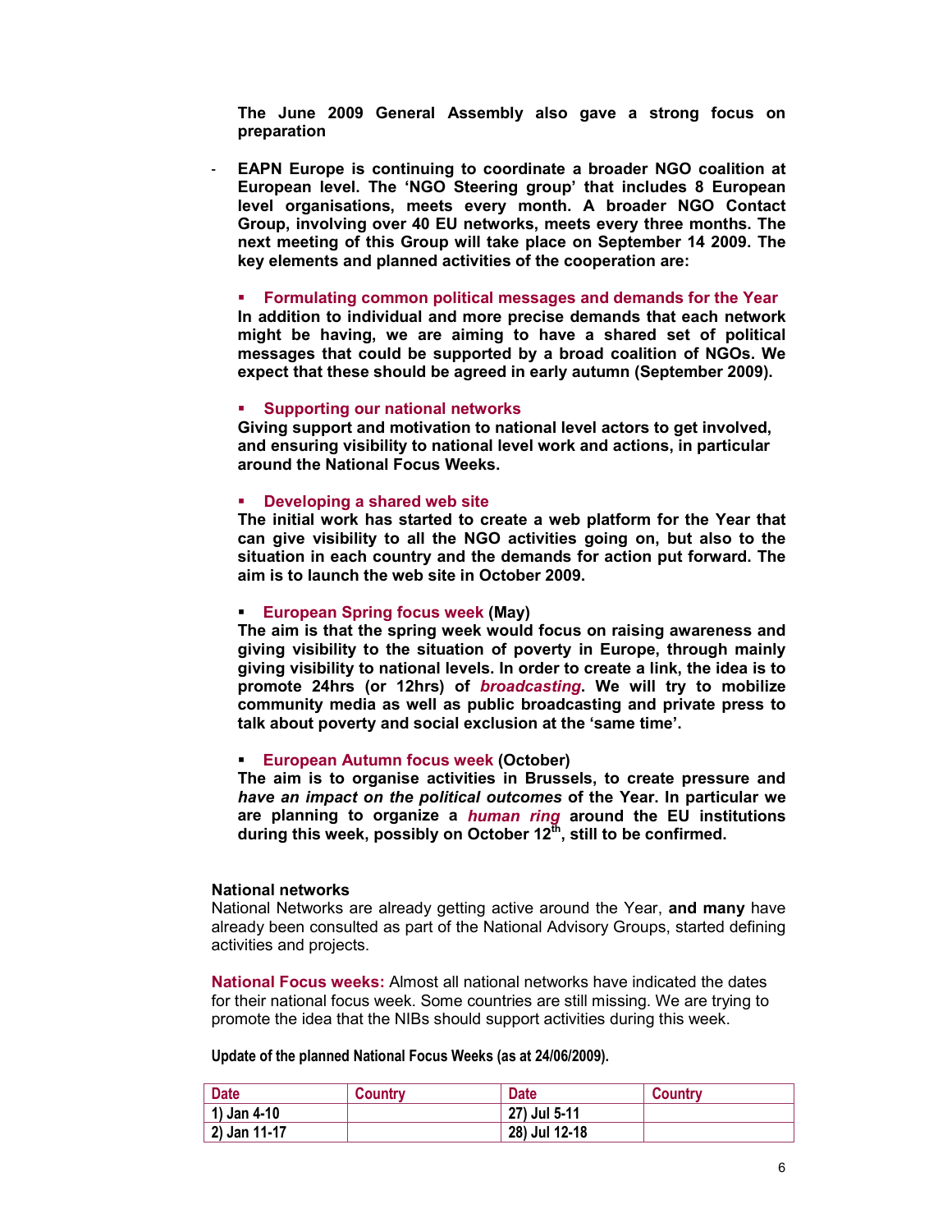**The June 2009 General Assembly also gave a strong focus on preparation**

- **EAPN Europe is continuing to coordinate a broader NGO coalition at European level. The 'NGO Steering group' that includes 8 European level organisations, meets every month. A broader NGO Contact Group, involving over 40 EU networks, meets every three months. The next meeting of this Group will take place on September 14 2009. The key elements and planned activities of the cooperation are:**

  - **Formulating common political messages and demands for the Year**
  
    **In addition to individual and more precise demands that each network might be having, we are aiming to have a shared set of political messages that could be supported by a broad coalition of NGOs. We expect that these should be agreed in early autumn (September 2009).**

  - **Supporting our national networks**
  
    **Giving support and motivation to national level actors to get involved, and ensuring visibility to national level work and actions, in particular around the National Focus Weeks.**

  - **Developing a shared web site**
  
    **The initial work has started to create a web platform for the Year that can give visibility to all the NGO activities going on, but also to the situation in each country and the demands for action put forward. The aim is to launch the web site in October 2009.**

  - **European Spring focus week (May)**
  
    **The aim is that the spring week would focus on raising awareness and giving visibility to the situation of poverty in Europe, through mainly giving visibility to national levels. In order to create a link, the idea is to promote 24hrs (or 12hrs) of *broadcasting*. We will try to mobilize community media as well as public broadcasting and private press to talk about poverty and social exclusion at the 'same time'.**

  - **European Autumn focus week (October)**
  
    **The aim is to organise activities in Brussels, to create pressure and *have an impact on the political outcomes* of the Year. In particular we are planning to organize a *human ring* around the EU institutions during this week, possibly on October 12th, still to be confirmed.**

### National networks

National Networks are already getting active around the Year, **and many** have already been consulted as part of the National Advisory Groups, started defining activities and projects.

**National Focus weeks:** Almost all national networks have indicated the dates for their national focus week. Some countries are still missing. We are trying to promote the idea that the NIBs should support activities during this week.

**Update of the planned National Focus Weeks (as at 24/06/2009).**

| Date | Country | Date | Country |
|---|---|---|---|
| 1) Jan 4-10 | | 27) Jul 5-11 | |
| 2) Jan 11-17 | | 28) Jul 12-18 | |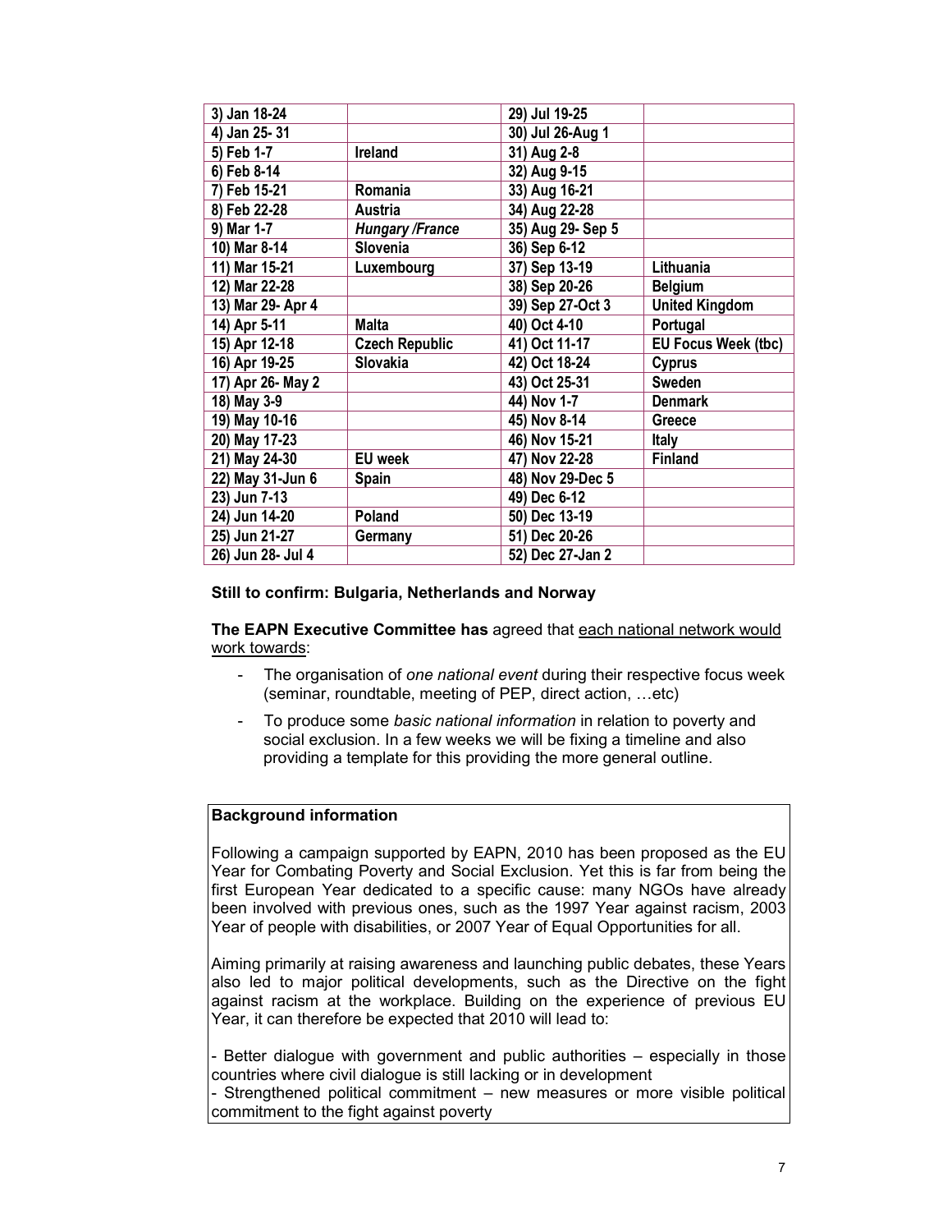| 3) Jan 18-24 | | 29) Jul 19-25 | |
|---|---|---|---|
| 4) Jan 25- 31 | | 30) Jul 26-Aug 1 | |
| 5) Feb 1-7 | **Ireland** | 31) Aug 2-8 | |
| 6) Feb 8-14 | | 32) Aug 9-15 | |
| 7) Feb 15-21 | **Romania** | 33) Aug 16-21 | |
| 8) Feb 22-28 | **Austria** | 34) Aug 22-28 | |
| 9) Mar 1-7 | ***Hungary /France*** | 35) Aug 29- Sep 5 | |
| 10) Mar 8-14 | **Slovenia** | 36) Sep 6-12 | |
| 11) Mar 15-21 | **Luxembourg** | 37) Sep 13-19 | **Lithuania** |
| 12) Mar 22-28 | | 38) Sep 20-26 | **Belgium** |
| 13) Mar 29- Apr 4 | | 39) Sep 27-Oct 3 | **United Kingdom** |
| 14) Apr 5-11 | **Malta** | 40) Oct 4-10 | **Portugal** |
| 15) Apr 12-18 | **Czech Republic** | 41) Oct 11-17 | **EU Focus Week (tbc)** |
| 16) Apr 19-25 | **Slovakia** | 42) Oct 18-24 | **Cyprus** |
| 17) Apr 26- May 2 | | 43) Oct 25-31 | **Sweden** |
| 18) May 3-9 | | 44) Nov 1-7 | **Denmark** |
| 19) May 10-16 | | 45) Nov 8-14 | **Greece** |
| 20) May 17-23 | | 46) Nov 15-21 | **Italy** |
| 21) May 24-30 | **EU week** | 47) Nov 22-28 | **Finland** |
| 22) May 31-Jun 6 | **Spain** | 48) Nov 29-Dec 5 | |
| 23) Jun 7-13 | | 49) Dec 6-12 | |
| 24) Jun 14-20 | **Poland** | 50) Dec 13-19 | |
| 25) Jun 21-27 | **Germany** | 51) Dec 20-26 | |
| 26) Jun 28- Jul 4 | | 52) Dec 27-Jan 2 | |

**Still to confirm: Bulgaria, Netherlands and Norway**

**The EAPN Executive Committee has** agreed that each national network would work towards:

- The organisation of *one national event* during their respective focus week (seminar, roundtable, meeting of PEP, direct action, …etc)
- To produce some *basic national information* in relation to poverty and social exclusion. In a few weeks we will be fixing a timeline and also providing a template for this providing the more general outline.

**Background information**

Following a campaign supported by EAPN, 2010 has been proposed as the EU Year for Combating Poverty and Social Exclusion. Yet this is far from being the first European Year dedicated to a specific cause: many NGOs have already been involved with previous ones, such as the 1997 Year against racism, 2003 Year of people with disabilities, or 2007 Year of Equal Opportunities for all.

Aiming primarily at raising awareness and launching public debates, these Years also led to major political developments, such as the Directive on the fight against racism at the workplace. Building on the experience of previous EU Year, it can therefore be expected that 2010 will lead to:

- Better dialogue with government and public authorities – especially in those countries where civil dialogue is still lacking or in development
- Strengthened political commitment – new measures or more visible political commitment to the fight against poverty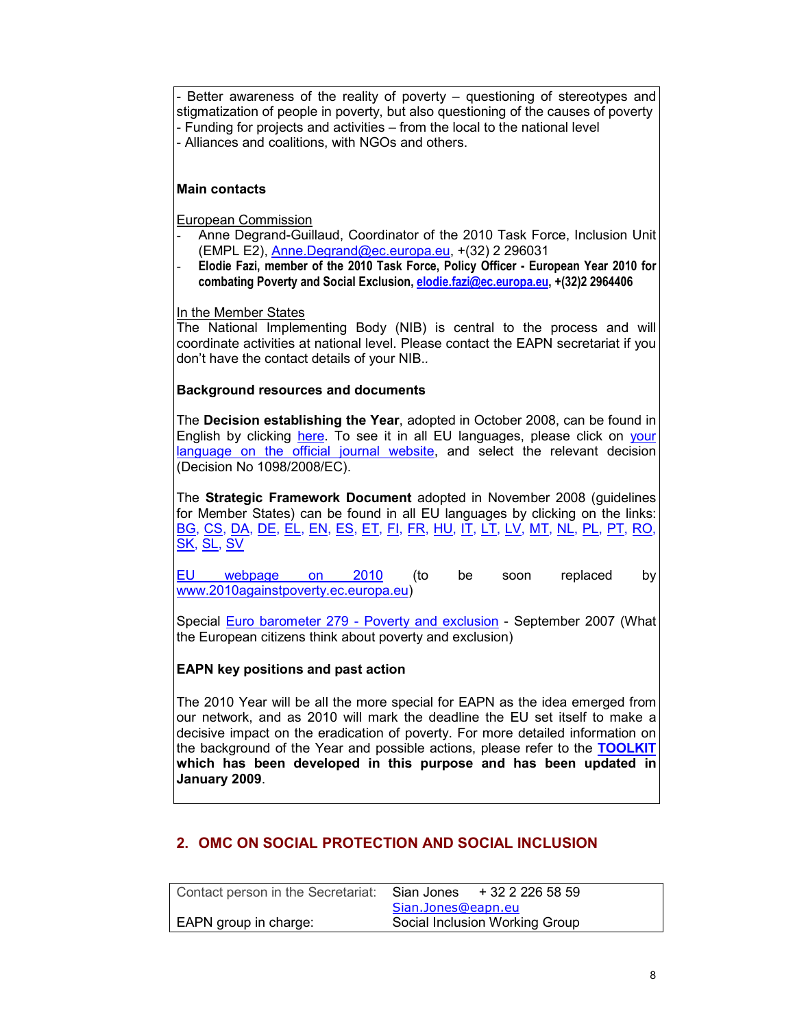- Better awareness of the reality of poverty – questioning of stereotypes and stigmatization of people in poverty, but also questioning of the causes of poverty
- Funding for projects and activities – from the local to the national level
- Alliances and coalitions, with NGOs and others.

**Main contacts**

European Commission

- Anne Degrand-Guillaud, Coordinator of the 2010 Task Force, Inclusion Unit (EMPL E2), Anne.Degrand@ec.europa.eu, +(32) 2 296031
- **Elodie Fazi, member of the 2010 Task Force, Policy Officer - European Year 2010 for combating Poverty and Social Exclusion, elodie.fazi@ec.europa.eu, +(32)2 2964406**

In the Member States

The National Implementing Body (NIB) is central to the process and will coordinate activities at national level. Please contact the EAPN secretariat if you don't have the contact details of your NIB..

**Background resources and documents**

The **Decision establishing the Year**, adopted in October 2008, can be found in English by clicking here. To see it in all EU languages, please click on your language on the official journal website, and select the relevant decision (Decision No 1098/2008/EC).

The **Strategic Framework Document** adopted in November 2008 (guidelines for Member States) can be found in all EU languages by clicking on the links: BG, CS, DA, DE, EL, EN, ES, ET, FI, FR, HU, IT, LT, LV, MT, NL, PL, PT, RO, SK, SL, SV

EU webpage on 2010 (to be soon replaced by www.2010againstpoverty.ec.europa.eu)

Special Euro barometer 279 - Poverty and exclusion - September 2007 (What the European citizens think about poverty and exclusion)

**EAPN key positions and past action**

The 2010 Year will be all the more special for EAPN as the idea emerged from our network, and as 2010 will mark the deadline the EU set itself to make a decisive impact on the eradication of poverty. For more detailed information on the background of the Year and possible actions, please refer to the **TOOLKIT which has been developed in this purpose and has been updated in January 2009**.

## 2. OMC ON SOCIAL PROTECTION AND SOCIAL INCLUSION

| | |
|---|---|
| Contact person in the Secretariat: | Sian Jones + 32 2 226 58 59 Sian.Jones@eapn.eu |
| EAPN group in charge: | Social Inclusion Working Group |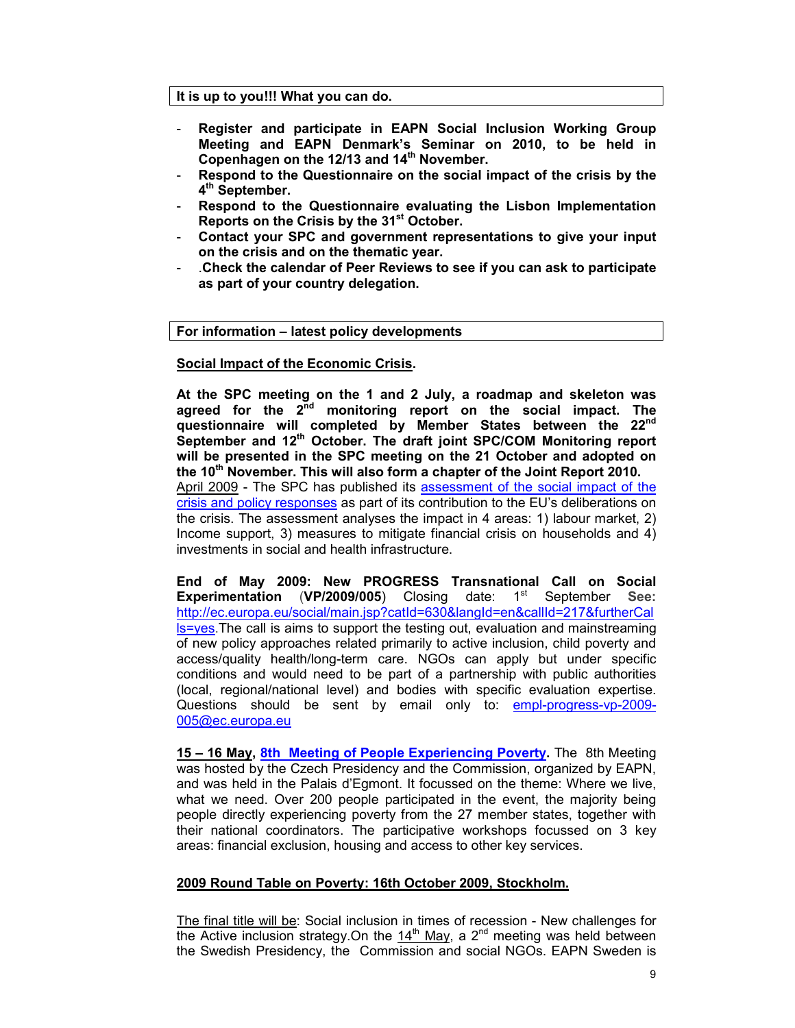**It is up to you!!! What you can do.**

- **Register and participate in EAPN Social Inclusion Working Group Meeting and EAPN Denmark's Seminar on 2010, to be held in Copenhagen on the 12/13 and 14th November.**
- **Respond to the Questionnaire on the social impact of the crisis by the 4th September.**
- **Respond to the Questionnaire evaluating the Lisbon Implementation Reports on the Crisis by the 31st October.**
- **Contact your SPC and government representations to give your input on the crisis and on the thematic year.**
- .**Check the calendar of Peer Reviews to see if you can ask to participate as part of your country delegation.**

**For information – latest policy developments**

**Social Impact of the Economic Crisis.**

**At the SPC meeting on the 1 and 2 July, a roadmap and skeleton was agreed for the 2nd monitoring report on the social impact. The questionnaire will completed by Member States between the 22nd September and 12th October. The draft joint SPC/COM Monitoring report will be presented in the SPC meeting on the 21 October and adopted on the 10th November. This will also form a chapter of the Joint Report 2010.**

April 2009 - The SPC has published its assessment of the social impact of the crisis and policy responses as part of its contribution to the EU's deliberations on the crisis. The assessment analyses the impact in 4 areas: 1) labour market, 2) Income support, 3) measures to mitigate financial crisis on households and 4) investments in social and health infrastructure.

**End of May 2009: New PROGRESS Transnational Call on Social Experimentation** (**VP/2009/005**) Closing date: 1st September **See:** http://ec.europa.eu/social/main.jsp?catId=630&langId=en&callId=217&furtherCalls=yes.The call is aims to support the testing out, evaluation and mainstreaming of new policy approaches related primarily to active inclusion, child poverty and access/quality health/long-term care. NGOs can apply but under specific conditions and would need to be part of a partnership with public authorities (local, regional/national level) and bodies with specific evaluation expertise. Questions should be sent by email only to: empl-progress-vp-2009-005@ec.europa.eu

**15 – 16 May, 8th Meeting of People Experiencing Poverty.** The 8th Meeting was hosted by the Czech Presidency and the Commission, organized by EAPN, and was held in the Palais d'Egmont. It focussed on the theme: Where we live, what we need. Over 200 people participated in the event, the majority being people directly experiencing poverty from the 27 member states, together with their national coordinators. The participative workshops focussed on 3 key areas: financial exclusion, housing and access to other key services.

**2009 Round Table on Poverty: 16th October 2009, Stockholm.**

The final title will be: Social inclusion in times of recession - New challenges for the Active inclusion strategy.On the 14th May, a 2nd meeting was held between the Swedish Presidency, the Commission and social NGOs. EAPN Sweden is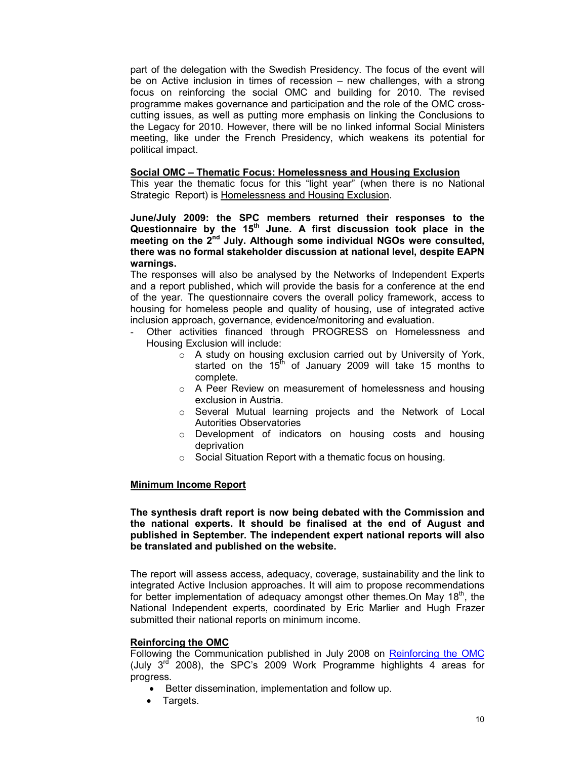part of the delegation with the Swedish Presidency. The focus of the event will be on Active inclusion in times of recession – new challenges, with a strong focus on reinforcing the social OMC and building for 2010. The revised programme makes governance and participation and the role of the OMC cross-cutting issues, as well as putting more emphasis on linking the Conclusions to the Legacy for 2010. However, there will be no linked informal Social Ministers meeting, like under the French Presidency, which weakens its potential for political impact.

**Social OMC – Thematic Focus: Homelessness and Housing Exclusion**

This year the thematic focus for this "light year" (when there is no National Strategic Report) is Homelessness and Housing Exclusion.

**June/July 2009: the SPC members returned their responses to the Questionnaire by the 15th June. A first discussion took place in the meeting on the 2nd July. Although some individual NGOs were consulted, there was no formal stakeholder discussion at national level, despite EAPN warnings.**

The responses will also be analysed by the Networks of Independent Experts and a report published, which will provide the basis for a conference at the end of the year. The questionnaire covers the overall policy framework, access to housing for homeless people and quality of housing, use of integrated active inclusion approach, governance, evidence/monitoring and evaluation.

- Other activities financed through PROGRESS on Homelessness and Housing Exclusion will include:
  - A study on housing exclusion carried out by University of York, started on the 15th of January 2009 will take 15 months to complete.
  - A Peer Review on measurement of homelessness and housing exclusion in Austria.
  - Several Mutual learning projects and the Network of Local Autorities Observatories
  - Development of indicators on housing costs and housing deprivation
  - Social Situation Report with a thematic focus on housing.

**Minimum Income Report**

**The synthesis draft report is now being debated with the Commission and the national experts. It should be finalised at the end of August and published in September. The independent expert national reports will also be translated and published on the website.**

The report will assess access, adequacy, coverage, sustainability and the link to integrated Active Inclusion approaches. It will aim to propose recommendations for better implementation of adequacy amongst other themes.On May 18th, the National Independent experts, coordinated by Eric Marlier and Hugh Frazer submitted their national reports on minimum income.

**Reinforcing the OMC**

Following the Communication published in July 2008 on Reinforcing the OMC (July 3rd 2008), the SPC's 2009 Work Programme highlights 4 areas for progress.

- Better dissemination, implementation and follow up.
- Targets.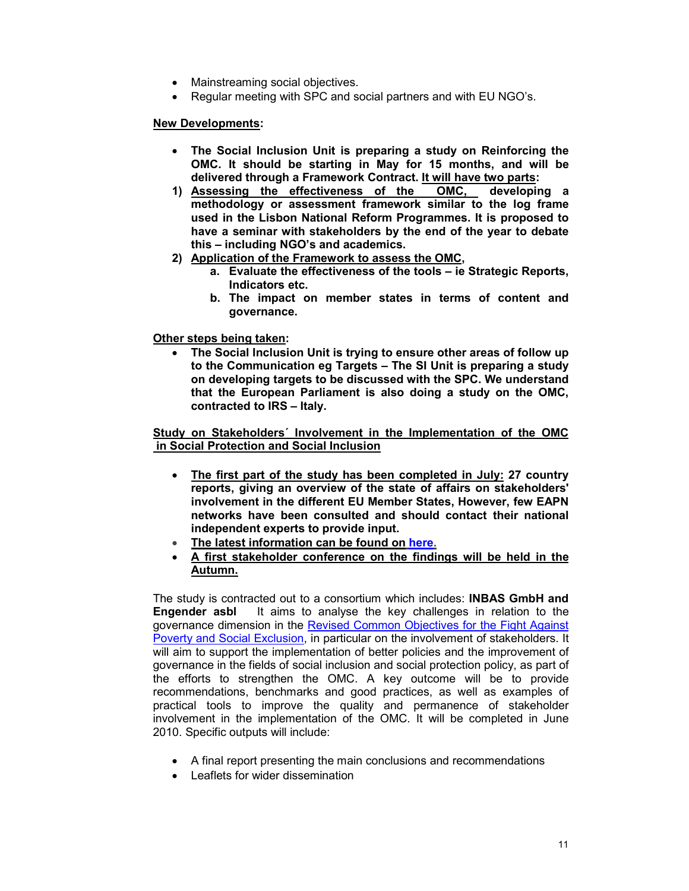- Mainstreaming social objectives.
- Regular meeting with SPC and social partners and with EU NGO's.

**New Developments:**

- **The Social Inclusion Unit is preparing a study on Reinforcing the OMC. It should be starting in May for 15 months, and will be delivered through a Framework Contract. It will have two parts:**

1) **Assessing the effectiveness of the OMC, developing a methodology or assessment framework similar to the log frame used in the Lisbon National Reform Programmes. It is proposed to have a seminar with stakeholders by the end of the year to debate this – including NGO's and academics.**
2) **Application of the Framework to assess the OMC,**
   a. **Evaluate the effectiveness of the tools – ie Strategic Reports, Indicators etc.**
   b. **The impact on member states in terms of content and governance.**

**Other steps being taken:**

- **The Social Inclusion Unit is trying to ensure other areas of follow up to the Communication eg Targets – The SI Unit is preparing a study on developing targets to be discussed with the SPC. We understand that the European Parliament is also doing a study on the OMC, contracted to IRS – Italy.**

**Study on Stakeholders´ Involvement in the Implementation of the OMC in Social Protection and Social Inclusion**

- **The first part of the study has been completed in July: 27 country reports, giving an overview of the state of affairs on stakeholders' involvement in the different EU Member States, However, few EAPN networks have been consulted and should contact their national independent experts to provide input.**
- **The latest information can be found on here.**
- **A first stakeholder conference on the findings will be held in the Autumn.**

The study is contracted out to a consortium which includes: **INBAS GmbH and Engender asbl** It aims to analyse the key challenges in relation to the governance dimension in the Revised Common Objectives for the Fight Against Poverty and Social Exclusion, in particular on the involvement of stakeholders. It will aim to support the implementation of better policies and the improvement of governance in the fields of social inclusion and social protection policy, as part of the efforts to strengthen the OMC. A key outcome will be to provide recommendations, benchmarks and good practices, as well as examples of practical tools to improve the quality and permanence of stakeholder involvement in the implementation of the OMC. It will be completed in June 2010. Specific outputs will include:

- A final report presenting the main conclusions and recommendations
- Leaflets for wider dissemination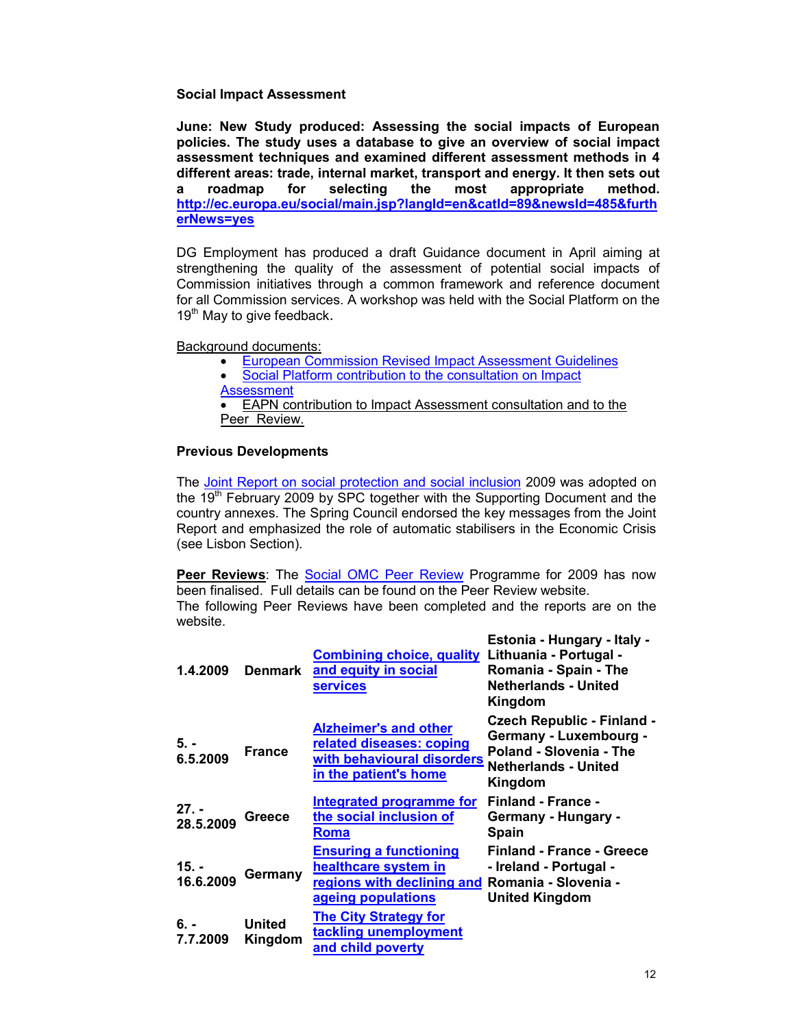**Social Impact Assessment**

**June: New Study produced: Assessing the social impacts of European policies. The study uses a database to give an overview of social impact assessment techniques and examined different assessment methods in 4 different areas: trade, internal market, transport and energy. It then sets out a roadmap for selecting the most appropriate method. http://ec.europa.eu/social/main.jsp?langId=en&catId=89&newsId=485&furtherNews=yes**

DG Employment has produced a draft Guidance document in April aiming at strengthening the quality of the assessment of potential social impacts of Commission initiatives through a common framework and reference document for all Commission services. A workshop was held with the Social Platform on the 19th May to give feedback.

Background documents:

- European Commission Revised Impact Assessment Guidelines
- Social Platform contribution to the consultation on Impact Assessment
- EAPN contribution to Impact Assessment consultation and to the Peer Review.

**Previous Developments**

The Joint Report on social protection and social inclusion 2009 was adopted on the 19th February 2009 by SPC together with the Supporting Document and the country annexes. The Spring Council endorsed the key messages from the Joint Report and emphasized the role of automatic stabilisers in the Economic Crisis (see Lisbon Section).

**Peer Reviews**: The Social OMC Peer Review Programme for 2009 has now been finalised. Full details can be found on the Peer Review website.
The following Peer Reviews have been completed and the reports are on the website.

| Date | Host | Topic | Participants |
|---|---|---|---|
| **1.4.2009** | **Denmark** | **Combining choice, quality and equity in social services** | **Estonia - Hungary - Italy - Lithuania - Portugal - Romania - Spain - The Netherlands - United Kingdom** |
| **5. - 6.5.2009** | **France** | **Alzheimer's and other related diseases: coping with behavioural disorders in the patient's home** | **Czech Republic - Finland - Germany - Luxembourg - Poland - Slovenia - The Netherlands - United Kingdom** |
| **27. - 28.5.2009** | **Greece** | **Integrated programme for the social inclusion of Roma** | **Finland - France - Germany - Hungary - Spain** |
| **15. - 16.6.2009** | **Germany** | **Ensuring a functioning healthcare system in regions with declining and ageing populations** | **Finland - France - Greece - Ireland - Portugal - Romania - Slovenia - United Kingdom** |
| **6. - 7.7.2009** | **United Kingdom** | **The City Strategy for tackling unemployment and child poverty** | |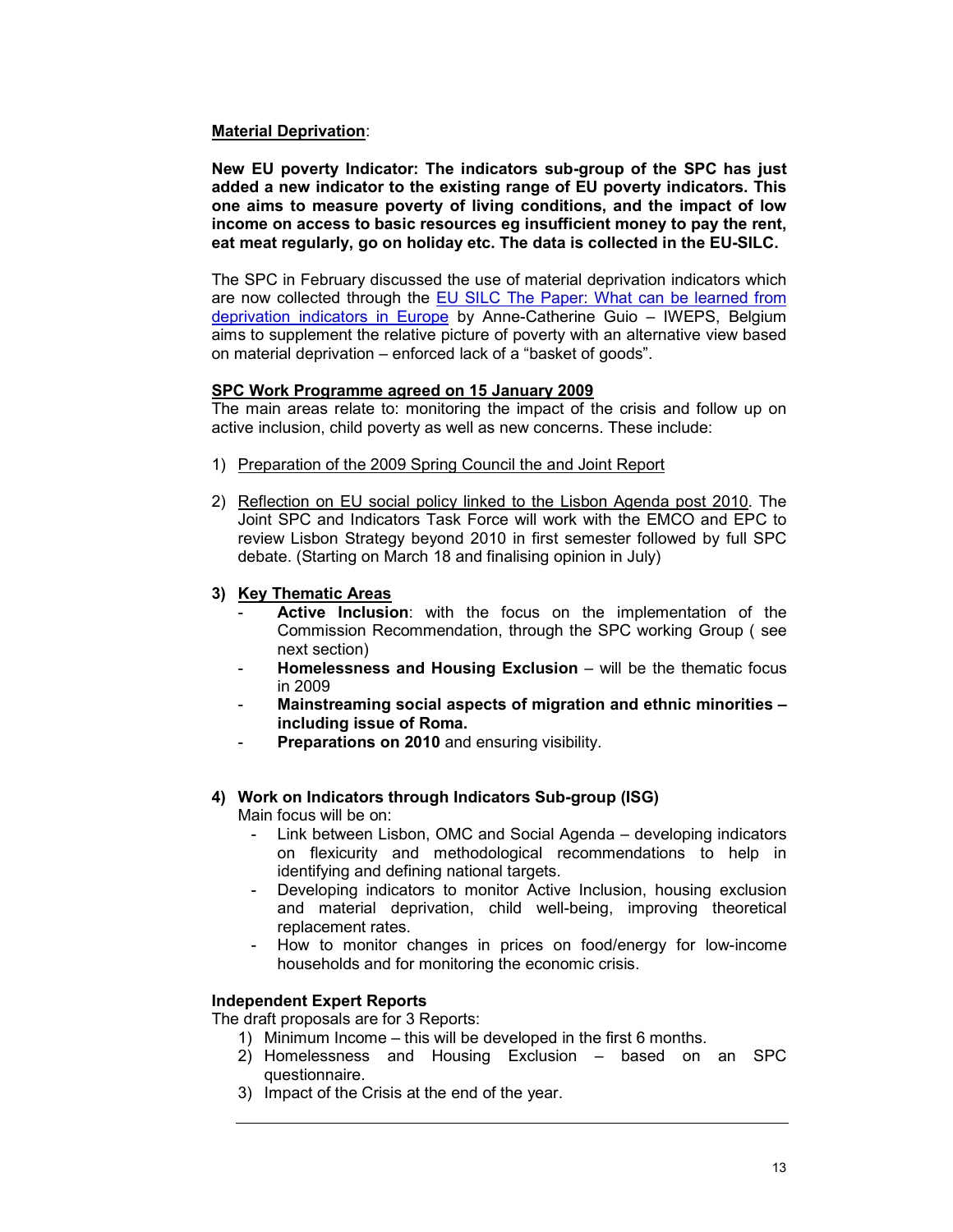**Material Deprivation**:

**New EU poverty Indicator: The indicators sub-group of the SPC has just added a new indicator to the existing range of EU poverty indicators. This one aims to measure poverty of living conditions, and the impact of low income on access to basic resources eg insufficient money to pay the rent, eat meat regularly, go on holiday etc. The data is collected in the EU-SILC.**

The SPC in February discussed the use of material deprivation indicators which are now collected through the EU SILC The Paper: What can be learned from deprivation indicators in Europe by Anne-Catherine Guio – IWEPS, Belgium aims to supplement the relative picture of poverty with an alternative view based on material deprivation – enforced lack of a "basket of goods".

**SPC Work Programme agreed on 15 January 2009**

The main areas relate to: monitoring the impact of the crisis and follow up on active inclusion, child poverty as well as new concerns. These include:

1) Preparation of the 2009 Spring Council the and Joint Report

2) Reflection on EU social policy linked to the Lisbon Agenda post 2010. The Joint SPC and Indicators Task Force will work with the EMCO and EPC to review Lisbon Strategy beyond 2010 in first semester followed by full SPC debate. (Starting on March 18 and finalising opinion in July)

3) **Key Thematic Areas**
   - **Active Inclusion**: with the focus on the implementation of the Commission Recommendation, through the SPC working Group ( see next section)
   - **Homelessness and Housing Exclusion** – will be the thematic focus in 2009
   - **Mainstreaming social aspects of migration and ethnic minorities – including issue of Roma.**
   - **Preparations on 2010** and ensuring visibility.

4) **Work on Indicators through Indicators Sub-group (ISG)**
   Main focus will be on:
   - Link between Lisbon, OMC and Social Agenda – developing indicators on flexicurity and methodological recommendations to help in identifying and defining national targets.
   - Developing indicators to monitor Active Inclusion, housing exclusion and material deprivation, child well-being, improving theoretical replacement rates.
   - How to monitor changes in prices on food/energy for low-income households and for monitoring the economic crisis.

**Independent Expert Reports**

The draft proposals are for 3 Reports:

1) Minimum Income – this will be developed in the first 6 months.
2) Homelessness and Housing Exclusion – based on an SPC questionnaire.
3) Impact of the Crisis at the end of the year.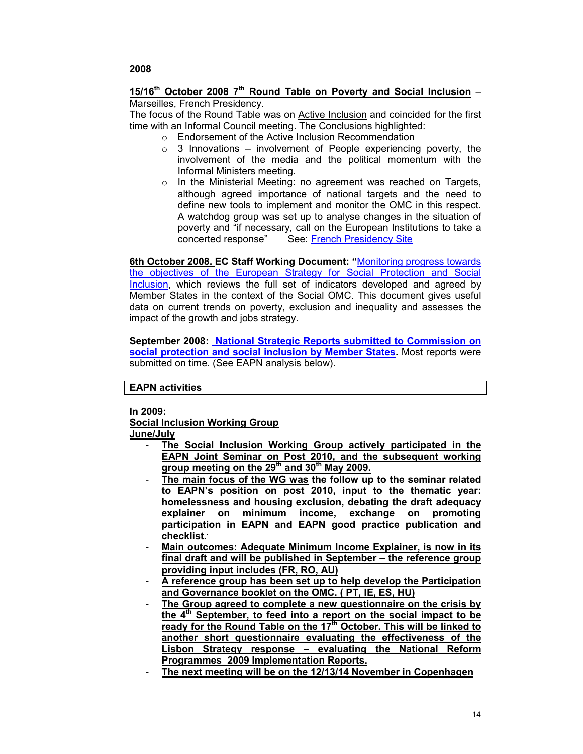**2008**

**15/16th October 2008 7th Round Table on Poverty and Social Inclusion** – Marseilles, French Presidency.

The focus of the Round Table was on Active Inclusion and coincided for the first time with an Informal Council meeting. The Conclusions highlighted:

- Endorsement of the Active Inclusion Recommendation
- 3 Innovations – involvement of People experiencing poverty, the involvement of the media and the political momentum with the Informal Ministers meeting.
- In the Ministerial Meeting: no agreement was reached on Targets, although agreed importance of national targets and the need to define new tools to implement and monitor the OMC in this respect. A watchdog group was set up to analyse changes in the situation of poverty and "if necessary, call on the European Institutions to take a concerted response" See: French Presidency Site

**6th October 2008. EC Staff Working Document: "**Monitoring progress towards the objectives of the European Strategy for Social Protection and Social Inclusion, which reviews the full set of indicators developed and agreed by Member States in the context of the Social OMC. This document gives useful data on current trends on poverty, exclusion and inequality and assesses the impact of the growth and jobs strategy.

**September 2008: National Strategic Reports submitted to Commission on social protection and social inclusion by Member States.** Most reports were submitted on time. (See EAPN analysis below).

| **EAPN activities** |
|---|

**In 2009:**

**Social Inclusion Working Group**

**June/July**

- **The Social Inclusion Working Group actively participated in the EAPN Joint Seminar on Post 2010, and the subsequent working group meeting on the 29th and 30th May 2009.**
- **The main focus of the WG was the follow up to the seminar related to EAPN's position on post 2010, input to the thematic year: homelessness and housing exclusion, debating the draft adequacy explainer on minimum income, exchange on promoting participation in EAPN and EAPN good practice publication and checklist.**
- **Main outcomes: Adequate Minimum Income Explainer, is now in its final draft and will be published in September – the reference group providing input includes (FR, RO, AU)**
- **A reference group has been set up to help develop the Participation and Governance booklet on the OMC. ( PT, IE, ES, HU)**
- **The Group agreed to complete a new questionnaire on the crisis by the 4th September, to feed into a report on the social impact to be ready for the Round Table on the 17th October. This will be linked to another short questionnaire evaluating the effectiveness of the Lisbon Strategy response – evaluating the National Reform Programmes 2009 Implementation Reports.**
- **The next meeting will be on the 12/13/14 November in Copenhagen**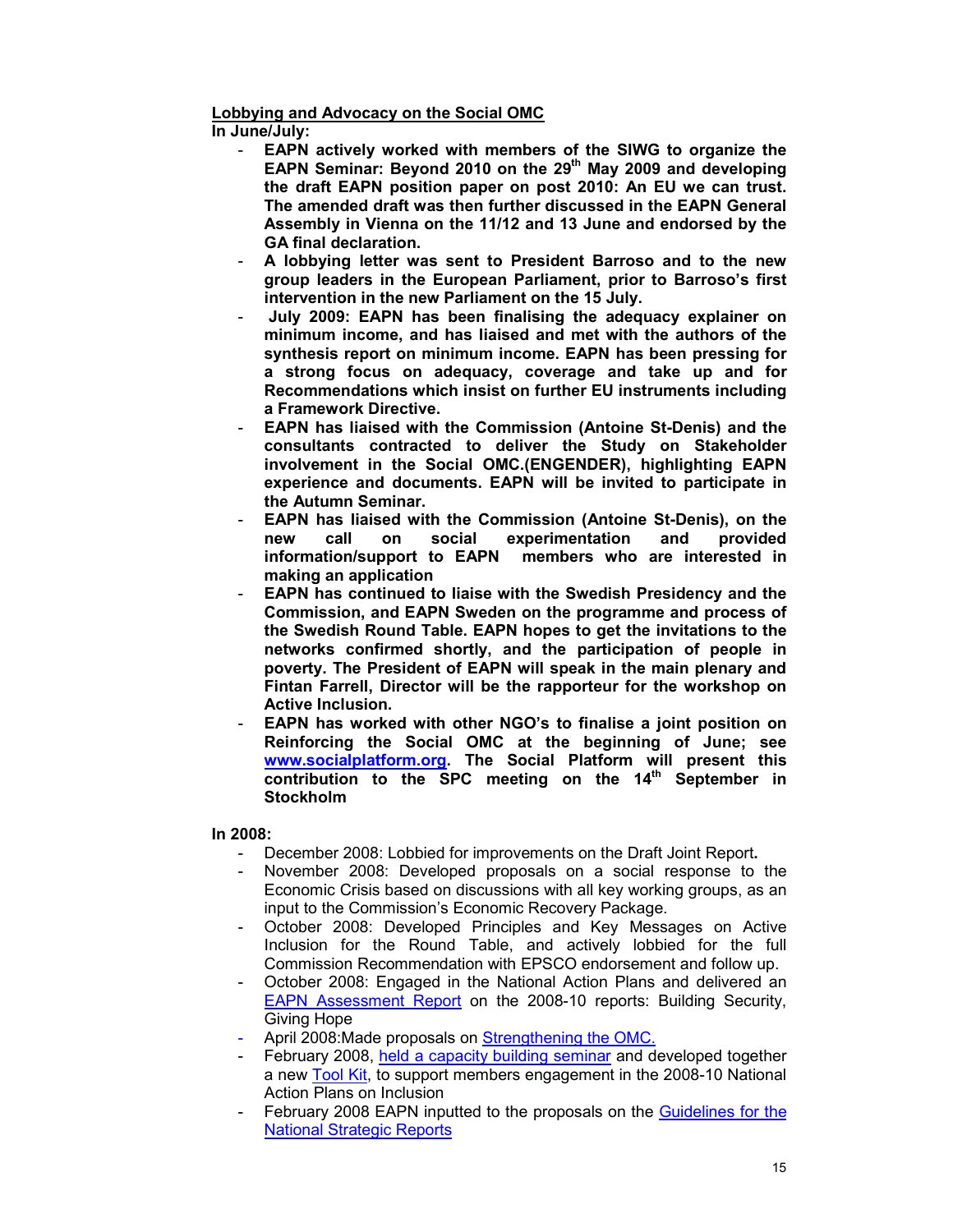**Lobbying and Advocacy on the Social OMC**

**In June/July:**

- **EAPN actively worked with members of the SIWG to organize the EAPN Seminar: Beyond 2010 on the 29th May 2009 and developing the draft EAPN position paper on post 2010: An EU we can trust. The amended draft was then further discussed in the EAPN General Assembly in Vienna on the 11/12 and 13 June and endorsed by the GA final declaration.**
- **A lobbying letter was sent to President Barroso and to the new group leaders in the European Parliament, prior to Barroso's first intervention in the new Parliament on the 15 July.**
- **July 2009: EAPN has been finalising the adequacy explainer on minimum income, and has liaised and met with the authors of the synthesis report on minimum income. EAPN has been pressing for a strong focus on adequacy, coverage and take up and for Recommendations which insist on further EU instruments including a Framework Directive.**
- **EAPN has liaised with the Commission (Antoine St-Denis) and the consultants contracted to deliver the Study on Stakeholder involvement in the Social OMC.(ENGENDER), highlighting EAPN experience and documents. EAPN will be invited to participate in the Autumn Seminar.**
- **EAPN has liaised with the Commission (Antoine St-Denis), on the new call on social experimentation and provided information/support to EAPN members who are interested in making an application**
- **EAPN has continued to liaise with the Swedish Presidency and the Commission, and EAPN Sweden on the programme and process of the Swedish Round Table. EAPN hopes to get the invitations to the networks confirmed shortly, and the participation of people in poverty. The President of EAPN will speak in the main plenary and Fintan Farrell, Director will be the rapporteur for the workshop on Active Inclusion.**
- **EAPN has worked with other NGO's to finalise a joint position on Reinforcing the Social OMC at the beginning of June; see www.socialplatform.org. The Social Platform will present this contribution to the SPC meeting on the 14th September in Stockholm**

**In 2008:**

- December 2008: Lobbied for improvements on the Draft Joint Report**.**
- November 2008: Developed proposals on a social response to the Economic Crisis based on discussions with all key working groups, as an input to the Commission's Economic Recovery Package.
- October 2008: Developed Principles and Key Messages on Active Inclusion for the Round Table, and actively lobbied for the full Commission Recommendation with EPSCO endorsement and follow up.
- October 2008: Engaged in the National Action Plans and delivered an EAPN Assessment Report on the 2008-10 reports: Building Security, Giving Hope
- April 2008:Made proposals on Strengthening the OMC.
- February 2008, held a capacity building seminar and developed together a new Tool Kit, to support members engagement in the 2008-10 National Action Plans on Inclusion
- February 2008 EAPN inputted to the proposals on the Guidelines for the National Strategic Reports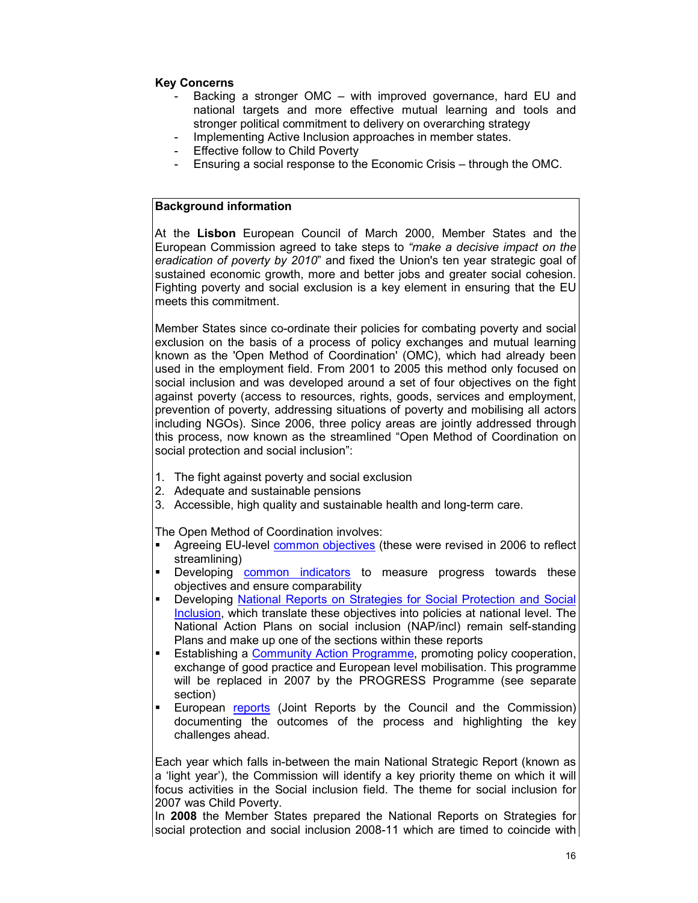**Key Concerns**

- Backing a stronger OMC – with improved governance, hard EU and national targets and more effective mutual learning and tools and stronger political commitment to delivery on overarching strategy
- Implementing Active Inclusion approaches in member states.
- Effective follow to Child Poverty
- Ensuring a social response to the Economic Crisis – through the OMC.

**Background information**

At the **Lisbon** European Council of March 2000, Member States and the European Commission agreed to take steps to *"make a decisive impact on the eradication of poverty by 2010*" and fixed the Union's ten year strategic goal of sustained economic growth, more and better jobs and greater social cohesion. Fighting poverty and social exclusion is a key element in ensuring that the EU meets this commitment.

Member States since co-ordinate their policies for combating poverty and social exclusion on the basis of a process of policy exchanges and mutual learning known as the 'Open Method of Coordination' (OMC), which had already been used in the employment field. From 2001 to 2005 this method only focused on social inclusion and was developed around a set of four objectives on the fight against poverty (access to resources, rights, goods, services and employment, prevention of poverty, addressing situations of poverty and mobilising all actors including NGOs). Since 2006, three policy areas are jointly addressed through this process, now known as the streamlined "Open Method of Coordination on social protection and social inclusion":

1. The fight against poverty and social exclusion
2. Adequate and sustainable pensions
3. Accessible, high quality and sustainable health and long-term care.

The Open Method of Coordination involves:

- Agreeing EU-level common objectives (these were revised in 2006 to reflect streamlining)
- Developing common indicators to measure progress towards these objectives and ensure comparability
- Developing National Reports on Strategies for Social Protection and Social Inclusion, which translate these objectives into policies at national level. The National Action Plans on social inclusion (NAP/incl) remain self-standing Plans and make up one of the sections within these reports
- Establishing a Community Action Programme, promoting policy cooperation, exchange of good practice and European level mobilisation. This programme will be replaced in 2007 by the PROGRESS Programme (see separate section)
- European reports (Joint Reports by the Council and the Commission) documenting the outcomes of the process and highlighting the key challenges ahead.

Each year which falls in-between the main National Strategic Report (known as a 'light year'), the Commission will identify a key priority theme on which it will focus activities in the Social inclusion field. The theme for social inclusion for 2007 was Child Poverty.

In **2008** the Member States prepared the National Reports on Strategies for social protection and social inclusion 2008-11 which are timed to coincide with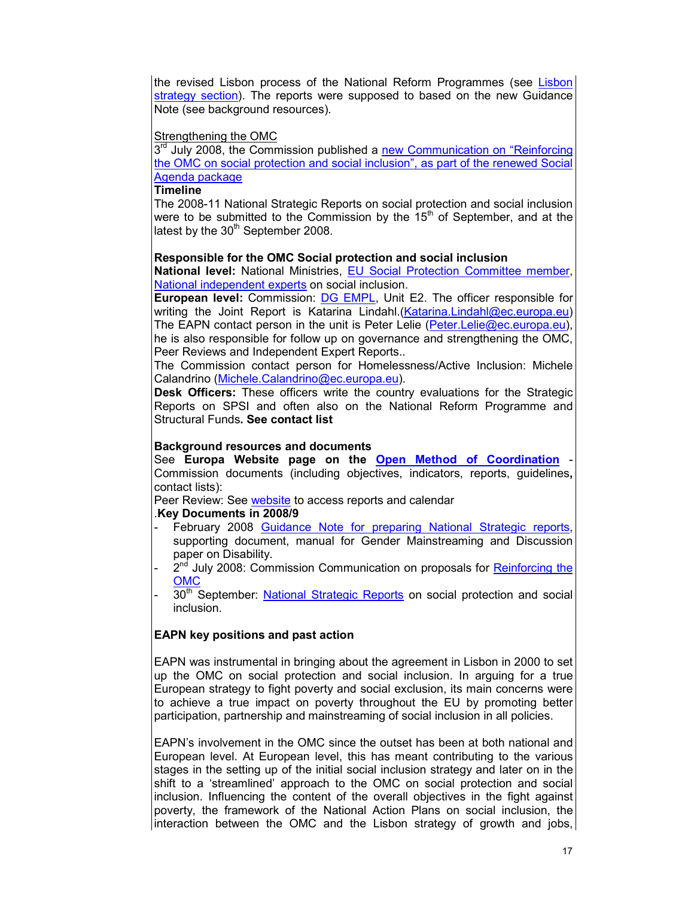the revised Lisbon process of the National Reform Programmes (see Lisbon strategy section). The reports were supposed to based on the new Guidance Note (see background resources).

Strengthening the OMC
3[rd] July 2008, the Commission published a new Communication on "Reinforcing the OMC on social protection and social inclusion", as part of the renewed Social Agenda package

**Timeline**
The 2008-11 National Strategic Reports on social protection and social inclusion were to be submitted to the Commission by the 15[th] of September, and at the latest by the 30[th] September 2008.

**Responsible for the OMC Social protection and social inclusion**
**National level:** National Ministries, EU Social Protection Committee member, National independent experts on social inclusion.
**European level:** Commission: DG EMPL, Unit E2. The officer responsible for writing the Joint Report is Katarina Lindahl.(Katarina.Lindahl@ec.europa.eu) The EAPN contact person in the unit is Peter Lelie (Peter.Lelie@ec.europa.eu), he is also responsible for follow up on governance and strengthening the OMC, Peer Reviews and Independent Expert Reports..
The Commission contact person for Homelessness/Active Inclusion: Michele Calandrino (Michele.Calandrino@ec.europa.eu).
**Desk Officers:** These officers write the country evaluations for the Strategic Reports on SPSI and often also on the National Reform Programme and Structural Funds**. See contact list**

**Background resources and documents**
See **Europa Website page on the Open Method of Coordination** - Commission documents (including objectives, indicators, reports, guidelines**,** contact lists):
Peer Review: See website to access reports and calendar
.**Key Documents in 2008/9**

- February 2008 Guidance Note for preparing National Strategic reports, supporting document, manual for Gender Mainstreaming and Discussion paper on Disability.
- 2[nd] July 2008: Commission Communication on proposals for Reinforcing the OMC
- 30[th] September: National Strategic Reports on social protection and social inclusion.

**EAPN key positions and past action**

EAPN was instrumental in bringing about the agreement in Lisbon in 2000 to set up the OMC on social protection and social inclusion. In arguing for a true European strategy to fight poverty and social exclusion, its main concerns were to achieve a true impact on poverty throughout the EU by promoting better participation, partnership and mainstreaming of social inclusion in all policies.

EAPN's involvement in the OMC since the outset has been at both national and European level. At European level, this has meant contributing to the various stages in the setting up of the initial social inclusion strategy and later on in the shift to a 'streamlined' approach to the OMC on social protection and social inclusion. Influencing the content of the overall objectives in the fight against poverty, the framework of the National Action Plans on social inclusion, the interaction between the OMC and the Lisbon strategy of growth and jobs,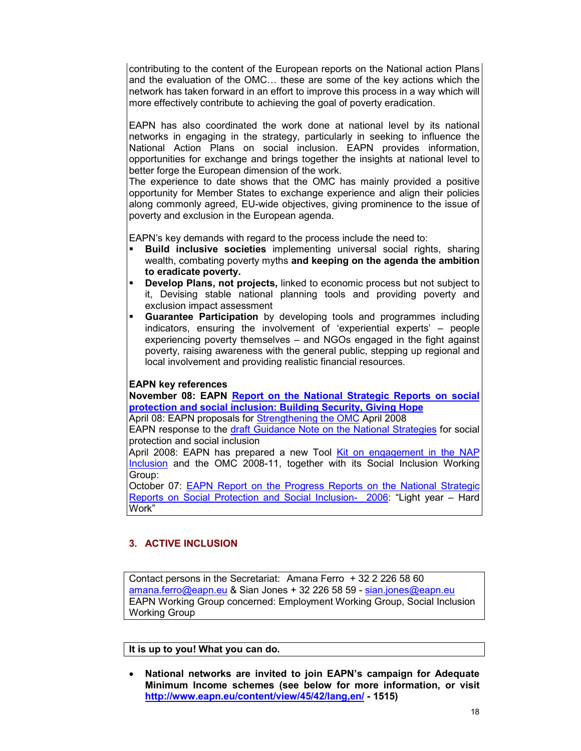contributing to the content of the European reports on the National action Plans and the evaluation of the OMC… these are some of the key actions which the network has taken forward in an effort to improve this process in a way which will more effectively contribute to achieving the goal of poverty eradication.

EAPN has also coordinated the work done at national level by its national networks in engaging in the strategy, particularly in seeking to influence the National Action Plans on social inclusion. EAPN provides information, opportunities for exchange and brings together the insights at national level to better forge the European dimension of the work.
The experience to date shows that the OMC has mainly provided a positive opportunity for Member States to exchange experience and align their policies along commonly agreed, EU-wide objectives, giving prominence to the issue of poverty and exclusion in the European agenda.

EAPN's key demands with regard to the process include the need to:

- **Build inclusive societies** implementing universal social rights, sharing wealth, combating poverty myths **and keeping on the agenda the ambition to eradicate poverty.**
- **Develop Plans, not projects,** linked to economic process but not subject to it, Devising stable national planning tools and providing poverty and exclusion impact assessment
- **Guarantee Participation** by developing tools and programmes including indicators, ensuring the involvement of 'experiential experts' – people experiencing poverty themselves – and NGOs engaged in the fight against poverty, raising awareness with the general public, stepping up regional and local involvement and providing realistic financial resources.

**EAPN key references**
**November 08: EAPN Report on the National Strategic Reports on social protection and social inclusion: Building Security, Giving Hope**
April 08: EAPN proposals for Strengthening the OMC April 2008
EAPN response to the draft Guidance Note on the National Strategies for social protection and social inclusion
April 2008: EAPN has prepared a new Tool Kit on engagement in the NAP Inclusion and the OMC 2008-11, together with its Social Inclusion Working Group:
October 07: EAPN Report on the Progress Reports on the National Strategic Reports on Social Protection and Social Inclusion- 2006: "Light year – Hard Work"

## 3. ACTIVE INCLUSION

Contact persons in the Secretariat: Amana Ferro + 32 2 226 58 60 amana.ferro@eapn.eu & Sian Jones + 32 226 58 59 - sian.jones@eapn.eu
EAPN Working Group concerned: Employment Working Group, Social Inclusion Working Group

**It is up to you! What you can do.**

- **National networks are invited to join EAPN's campaign for Adequate Minimum Income schemes (see below for more information, or visit http://www.eapn.eu/content/view/45/42/lang,en/ - 1515)**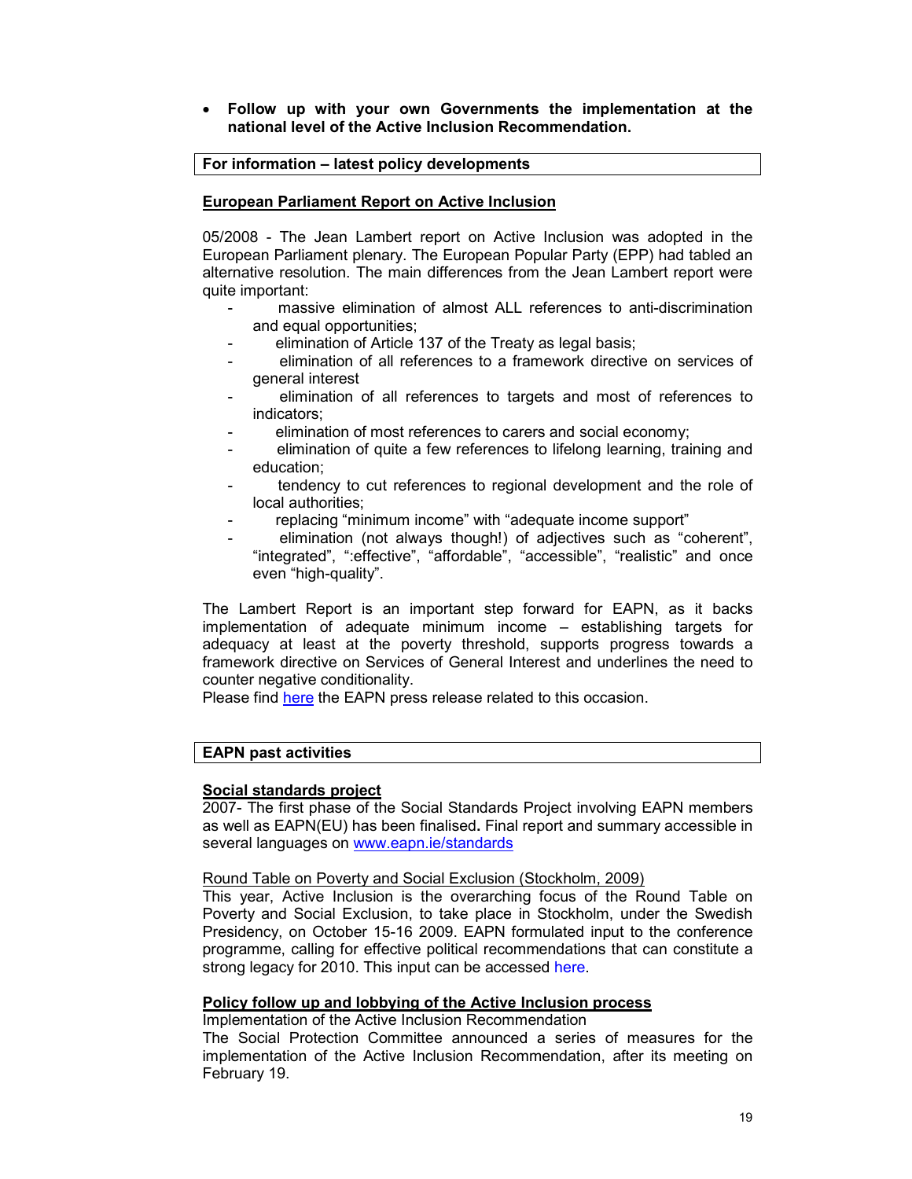- **Follow up with your own Governments the implementation at the national level of the Active Inclusion Recommendation.**

**For information – latest policy developments**

**European Parliament Report on Active Inclusion**

05/2008 - The Jean Lambert report on Active Inclusion was adopted in the European Parliament plenary. The European Popular Party (EPP) had tabled an alternative resolution. The main differences from the Jean Lambert report were quite important:

- massive elimination of almost ALL references to anti-discrimination and equal opportunities;
- elimination of Article 137 of the Treaty as legal basis;
- elimination of all references to a framework directive on services of general interest
- elimination of all references to targets and most of references to indicators;
- elimination of most references to carers and social economy;
- elimination of quite a few references to lifelong learning, training and education;
- tendency to cut references to regional development and the role of local authorities;
- replacing "minimum income" with "adequate income support"
- elimination (not always though!) of adjectives such as "coherent", "integrated", ":effective", "affordable", "accessible", "realistic" and once even "high-quality".

The Lambert Report is an important step forward for EAPN, as it backs implementation of adequate minimum income – establishing targets for adequacy at least at the poverty threshold, supports progress towards a framework directive on Services of General Interest and underlines the need to counter negative conditionality.
Please find here the EAPN press release related to this occasion.

**EAPN past activities**

**Social standards project**
2007- The first phase of the Social Standards Project involving EAPN members as well as EAPN(EU) has been finalised**.** Final report and summary accessible in several languages on www.eapn.ie/standards

Round Table on Poverty and Social Exclusion (Stockholm, 2009)
This year, Active Inclusion is the overarching focus of the Round Table on Poverty and Social Exclusion, to take place in Stockholm, under the Swedish Presidency, on October 15-16 2009. EAPN formulated input to the conference programme, calling for effective political recommendations that can constitute a strong legacy for 2010. This input can be accessed here.

**Policy follow up and lobbying of the Active Inclusion process**
Implementation of the Active Inclusion Recommendation
The Social Protection Committee announced a series of measures for the implementation of the Active Inclusion Recommendation, after its meeting on February 19.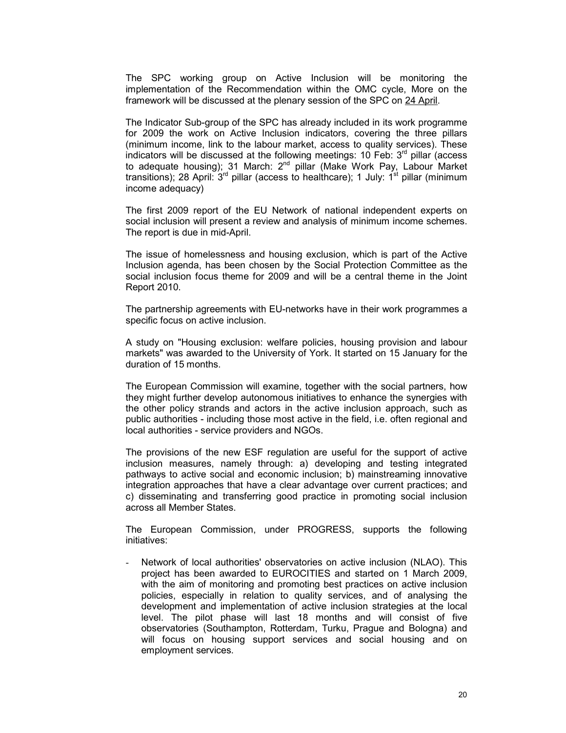The SPC working group on Active Inclusion will be monitoring the implementation of the Recommendation within the OMC cycle, More on the framework will be discussed at the plenary session of the SPC on 24 April.

The Indicator Sub-group of the SPC has already included in its work programme for 2009 the work on Active Inclusion indicators, covering the three pillars (minimum income, link to the labour market, access to quality services). These indicators will be discussed at the following meetings: 10 Feb: 3rd pillar (access to adequate housing); 31 March: 2nd pillar (Make Work Pay, Labour Market transitions); 28 April: 3rd pillar (access to healthcare); 1 July: 1st pillar (minimum income adequacy)

The first 2009 report of the EU Network of national independent experts on social inclusion will present a review and analysis of minimum income schemes. The report is due in mid-April.

The issue of homelessness and housing exclusion, which is part of the Active Inclusion agenda, has been chosen by the Social Protection Committee as the social inclusion focus theme for 2009 and will be a central theme in the Joint Report 2010.

The partnership agreements with EU-networks have in their work programmes a specific focus on active inclusion.

A study on "Housing exclusion: welfare policies, housing provision and labour markets" was awarded to the University of York. It started on 15 January for the duration of 15 months.

The European Commission will examine, together with the social partners, how they might further develop autonomous initiatives to enhance the synergies with the other policy strands and actors in the active inclusion approach, such as public authorities - including those most active in the field, i.e. often regional and local authorities - service providers and NGOs.

The provisions of the new ESF regulation are useful for the support of active inclusion measures, namely through: a) developing and testing integrated pathways to active social and economic inclusion; b) mainstreaming innovative integration approaches that have a clear advantage over current practices; and c) disseminating and transferring good practice in promoting social inclusion across all Member States.

The European Commission, under PROGRESS, supports the following initiatives:

- Network of local authorities' observatories on active inclusion (NLAO). This project has been awarded to EUROCITIES and started on 1 March 2009, with the aim of monitoring and promoting best practices on active inclusion policies, especially in relation to quality services, and of analysing the development and implementation of active inclusion strategies at the local level. The pilot phase will last 18 months and will consist of five observatories (Southampton, Rotterdam, Turku, Prague and Bologna) and will focus on housing support services and social housing and on employment services.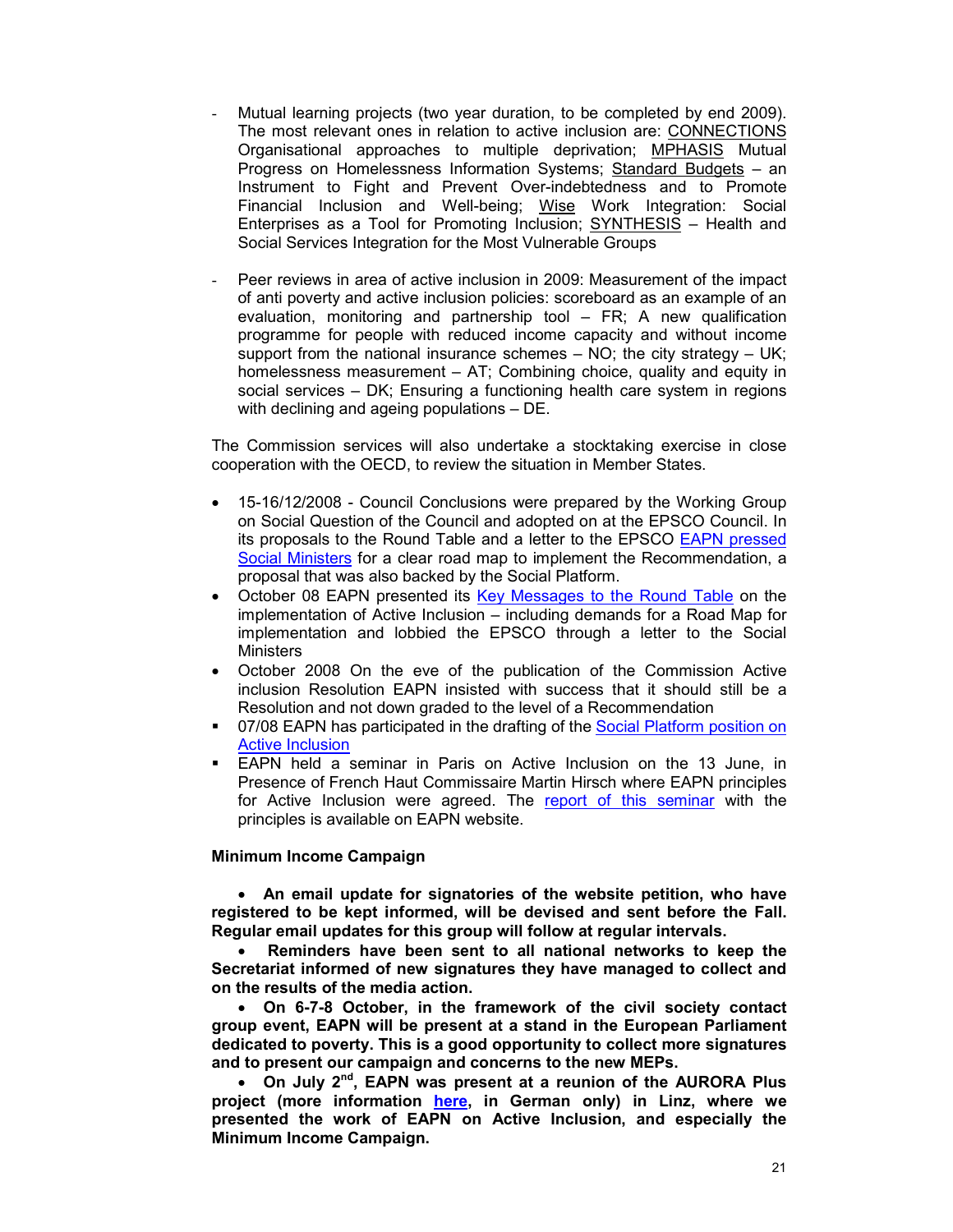- Mutual learning projects (two year duration, to be completed by end 2009). The most relevant ones in relation to active inclusion are: CONNECTIONS Organisational approaches to multiple deprivation; MPHASIS Mutual Progress on Homelessness Information Systems; Standard Budgets – an Instrument to Fight and Prevent Over-indebtedness and to Promote Financial Inclusion and Well-being; Wise Work Integration: Social Enterprises as a Tool for Promoting Inclusion; SYNTHESIS – Health and Social Services Integration for the Most Vulnerable Groups

- Peer reviews in area of active inclusion in 2009: Measurement of the impact of anti poverty and active inclusion policies: scoreboard as an example of an evaluation, monitoring and partnership tool – FR; A new qualification programme for people with reduced income capacity and without income support from the national insurance schemes – NO; the city strategy – UK; homelessness measurement – AT; Combining choice, quality and equity in social services – DK; Ensuring a functioning health care system in regions with declining and ageing populations – DE.

The Commission services will also undertake a stocktaking exercise in close cooperation with the OECD, to review the situation in Member States.

- 15-16/12/2008 - Council Conclusions were prepared by the Working Group on Social Question of the Council and adopted on at the EPSCO Council. In its proposals to the Round Table and a letter to the EPSCO EAPN pressed Social Ministers for a clear road map to implement the Recommendation, a proposal that was also backed by the Social Platform.
- October 08 EAPN presented its Key Messages to the Round Table on the implementation of Active Inclusion – including demands for a Road Map for implementation and lobbied the EPSCO through a letter to the Social Ministers
- October 2008 On the eve of the publication of the Commission Active inclusion Resolution EAPN insisted with success that it should still be a Resolution and not down graded to the level of a Recommendation
- 07/08 EAPN has participated in the drafting of the Social Platform position on Active Inclusion
- EAPN held a seminar in Paris on Active Inclusion on the 13 June, in Presence of French Haut Commissaire Martin Hirsch where EAPN principles for Active Inclusion were agreed. The report of this seminar with the principles is available on EAPN website.

**Minimum Income Campaign**

- **An email update for signatories of the website petition, who have registered to be kept informed, will be devised and sent before the Fall. Regular email updates for this group will follow at regular intervals.**
- **Reminders have been sent to all national networks to keep the Secretariat informed of new signatures they have managed to collect and on the results of the media action.**
- **On 6-7-8 October, in the framework of the civil society contact group event, EAPN will be present at a stand in the European Parliament dedicated to poverty. This is a good opportunity to collect more signatures and to present our campaign and concerns to the new MEPs.**
- **On July 2nd, EAPN was present at a reunion of the AURORA Plus project (more information here, in German only) in Linz, where we presented the work of EAPN on Active Inclusion, and especially the Minimum Income Campaign.**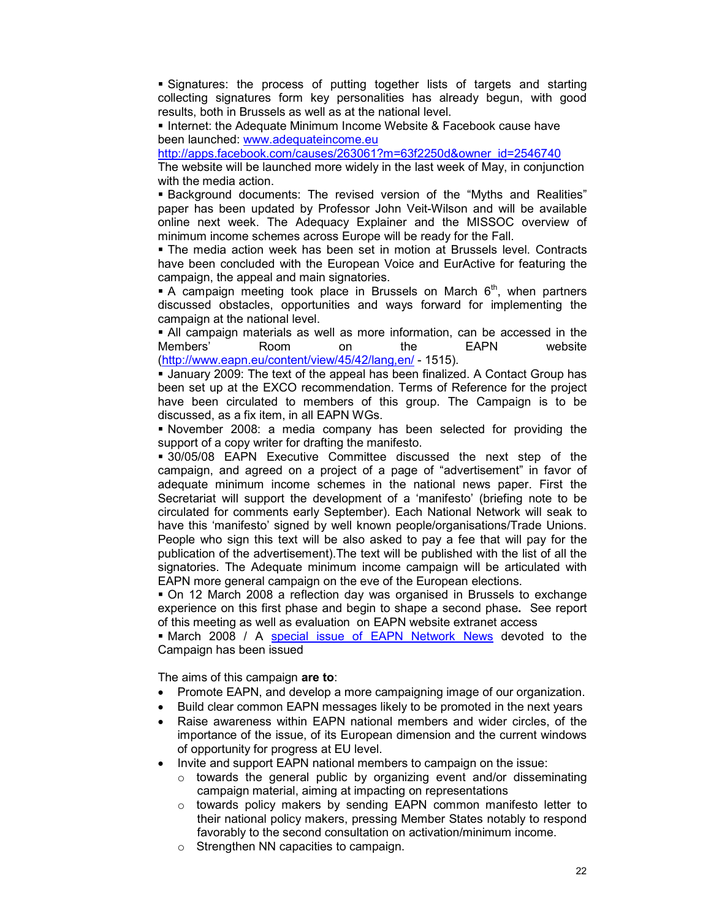▪ Signatures: the process of putting together lists of targets and starting collecting signatures form key personalities has already begun, with good results, both in Brussels as well as at the national level.

▪ Internet: the Adequate Minimum Income Website & Facebook cause have been launched: [www.adequateincome.eu](http://www.adequateincome.eu) [http://apps.facebook.com/causes/263061?m=63f2250d&owner_id=2546740](http://apps.facebook.com/causes/263061?m=63f2250d&owner_id=2546740)
The website will be launched more widely in the last week of May, in conjunction with the media action.

▪ Background documents: The revised version of the "Myths and Realities" paper has been updated by Professor John Veit-Wilson and will be available online next week. The Adequacy Explainer and the MISSOC overview of minimum income schemes across Europe will be ready for the Fall.

▪ The media action week has been set in motion at Brussels level. Contracts have been concluded with the European Voice and EurActive for featuring the campaign, the appeal and main signatories.

▪ A campaign meeting took place in Brussels on March 6th, when partners discussed obstacles, opportunities and ways forward for implementing the campaign at the national level.

▪ All campaign materials as well as more information, can be accessed in the Members' Room on the EAPN website ([http://www.eapn.eu/content/view/45/42/lang,en/](http://www.eapn.eu/content/view/45/42/lang,en/) - 1515).

▪ January 2009: The text of the appeal has been finalized. A Contact Group has been set up at the EXCO recommendation. Terms of Reference for the project have been circulated to members of this group. The Campaign is to be discussed, as a fix item, in all EAPN WGs.

▪ November 2008: a media company has been selected for providing the support of a copy writer for drafting the manifesto.

▪ 30/05/08 EAPN Executive Committee discussed the next step of the campaign, and agreed on a project of a page of "advertisement" in favor of adequate minimum income schemes in the national news paper. First the Secretariat will support the development of a 'manifesto' (briefing note to be circulated for comments early September). Each National Network will seak to have this 'manifesto' signed by well known people/organisations/Trade Unions. People who sign this text will be also asked to pay a fee that will pay for the publication of the advertisement).The text will be published with the list of all the signatories. The Adequate minimum income campaign will be articulated with EAPN more general campaign on the eve of the European elections.

▪ On 12 March 2008 a reflection day was organised in Brussels to exchange experience on this first phase and begin to shape a second phase**.** See report of this meeting as well as evaluation on EAPN website extranet access

▪ March 2008 / A special issue of EAPN Network News devoted to the Campaign has been issued

The aims of this campaign **are to**:

- Promote EAPN, and develop a more campaigning image of our organization.
- Build clear common EAPN messages likely to be promoted in the next years
- Raise awareness within EAPN national members and wider circles, of the importance of the issue, of its European dimension and the current windows of opportunity for progress at EU level.
- Invite and support EAPN national members to campaign on the issue:
  - towards the general public by organizing event and/or disseminating campaign material, aiming at impacting on representations
  - towards policy makers by sending EAPN common manifesto letter to their national policy makers, pressing Member States notably to respond favorably to the second consultation on activation/minimum income.
  - Strengthen NN capacities to campaign.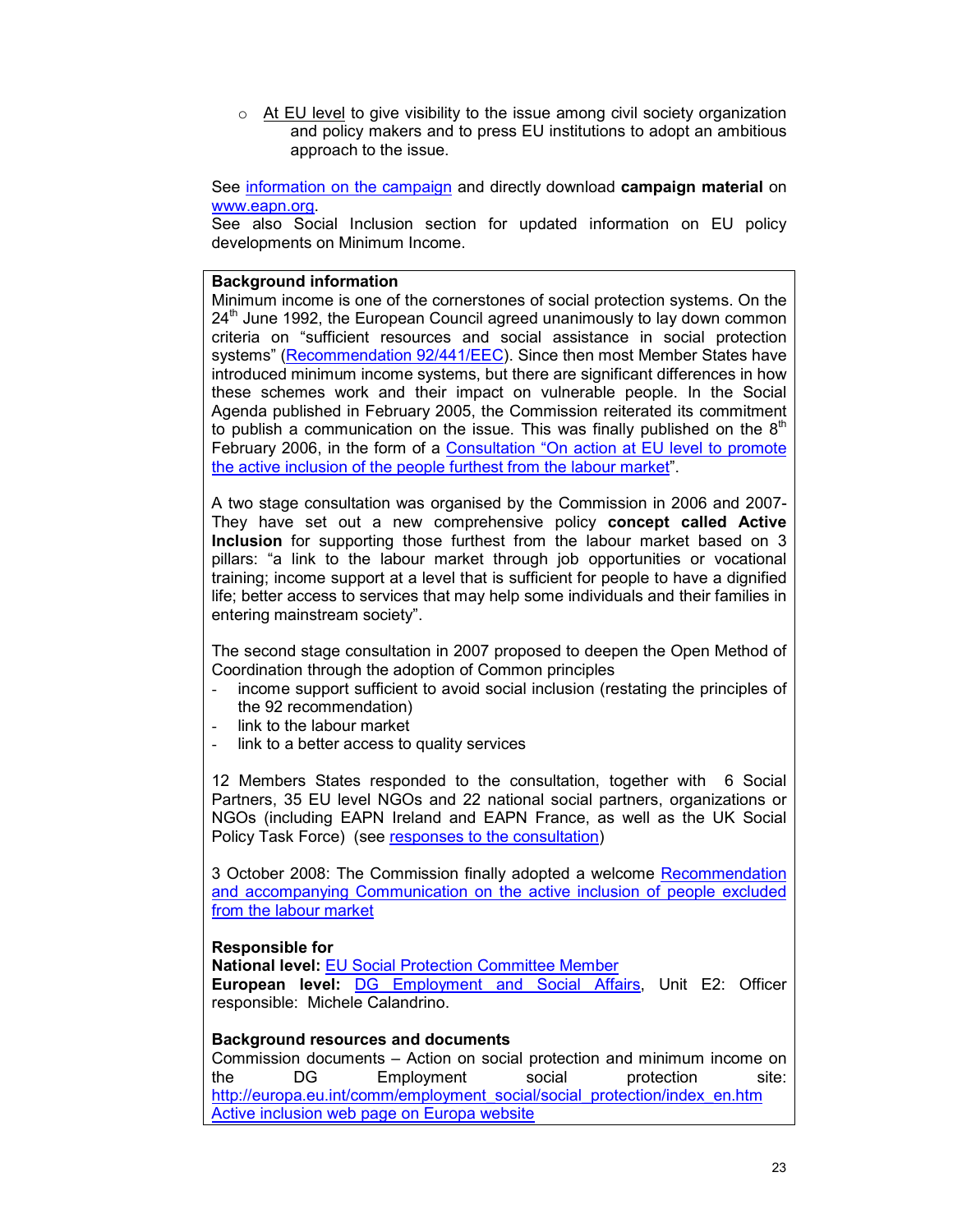- At EU level to give visibility to the issue among civil society organization and policy makers and to press EU institutions to adopt an ambitious approach to the issue.

See information on the campaign and directly download **campaign material** on www.eapn.org.
See also Social Inclusion section for updated information on EU policy developments on Minimum Income.

**Background information**
Minimum income is one of the cornerstones of social protection systems. On the 24th June 1992, the European Council agreed unanimously to lay down common criteria on "sufficient resources and social assistance in social protection systems" (Recommendation 92/441/EEC). Since then most Member States have introduced minimum income systems, but there are significant differences in how these schemes work and their impact on vulnerable people. In the Social Agenda published in February 2005, the Commission reiterated its commitment to publish a communication on the issue. This was finally published on the 8th February 2006, in the form of a Consultation "On action at EU level to promote the active inclusion of the people furthest from the labour market".

A two stage consultation was organised by the Commission in 2006 and 2007- They have set out a new comprehensive policy **concept called Active Inclusion** for supporting those furthest from the labour market based on 3 pillars: "a link to the labour market through job opportunities or vocational training; income support at a level that is sufficient for people to have a dignified life; better access to services that may help some individuals and their families in entering mainstream society".

The second stage consultation in 2007 proposed to deepen the Open Method of Coordination through the adoption of Common principles

- income support sufficient to avoid social inclusion (restating the principles of the 92 recommendation)
- link to the labour market
- link to a better access to quality services

12 Members States responded to the consultation, together with 6 Social Partners, 35 EU level NGOs and 22 national social partners, organizations or NGOs (including EAPN Ireland and EAPN France, as well as the UK Social Policy Task Force) (see responses to the consultation)

3 October 2008: The Commission finally adopted a welcome Recommendation and accompanying Communication on the active inclusion of people excluded from the labour market

**Responsible for**
**National level:** EU Social Protection Committee Member
**European level:** DG Employment and Social Affairs, Unit E2: Officer responsible: Michele Calandrino.

**Background resources and documents**
Commission documents – Action on social protection and minimum income on the DG Employment social protection site: http://europa.eu.int/comm/employment_social/social_protection/index_en.htm
Active inclusion web page on Europa website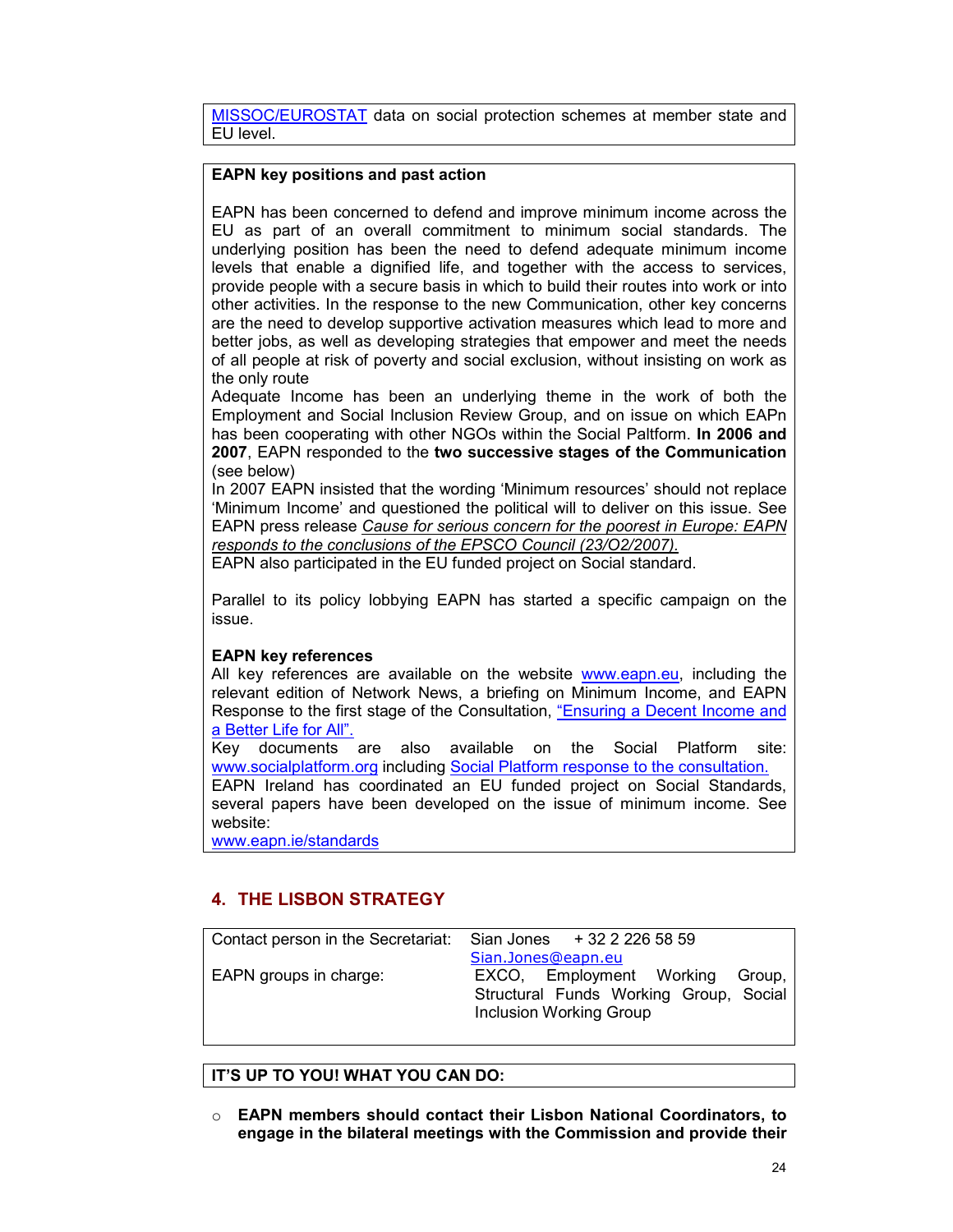MISSOC/EUROSTAT data on social protection schemes at member state and EU level.

**EAPN key positions and past action**

EAPN has been concerned to defend and improve minimum income across the EU as part of an overall commitment to minimum social standards. The underlying position has been the need to defend adequate minimum income levels that enable a dignified life, and together with the access to services, provide people with a secure basis in which to build their routes into work or into other activities. In the response to the new Communication, other key concerns are the need to develop supportive activation measures which lead to more and better jobs, as well as developing strategies that empower and meet the needs of all people at risk of poverty and social exclusion, without insisting on work as the only route

Adequate Income has been an underlying theme in the work of both the Employment and Social Inclusion Review Group, and on issue on which EAPn has been cooperating with other NGOs within the Social Paltform. **In 2006 and 2007**, EAPN responded to the **two successive stages of the Communication** (see below)

In 2007 EAPN insisted that the wording 'Minimum resources' should not replace 'Minimum Income' and questioned the political will to deliver on this issue. See EAPN press release *Cause for serious concern for the poorest in Europe: EAPN responds to the conclusions of the EPSCO Council (23/O2/2007).*

EAPN also participated in the EU funded project on Social standard.

Parallel to its policy lobbying EAPN has started a specific campaign on the issue.

**EAPN key references**

All key references are available on the website www.eapn.eu, including the relevant edition of Network News, a briefing on Minimum Income, and EAPN Response to the first stage of the Consultation, "Ensuring a Decent Income and a Better Life for All".

Key documents are also available on the Social Platform site: www.socialplatform.org including Social Platform response to the consultation.

EAPN Ireland has coordinated an EU funded project on Social Standards, several papers have been developed on the issue of minimum income. See website:

www.eapn.ie/standards

## 4. THE LISBON STRATEGY

| | |
|---|---|
| Contact person in the Secretariat: | Sian Jones + 32 2 226 58 59 Sian.Jones@eapn.eu |
| EAPN groups in charge: | EXCO, Employment Working Group, Structural Funds Working Group, Social Inclusion Working Group |

**IT'S UP TO YOU! WHAT YOU CAN DO:**

- **EAPN members should contact their Lisbon National Coordinators, to engage in the bilateral meetings with the Commission and provide their**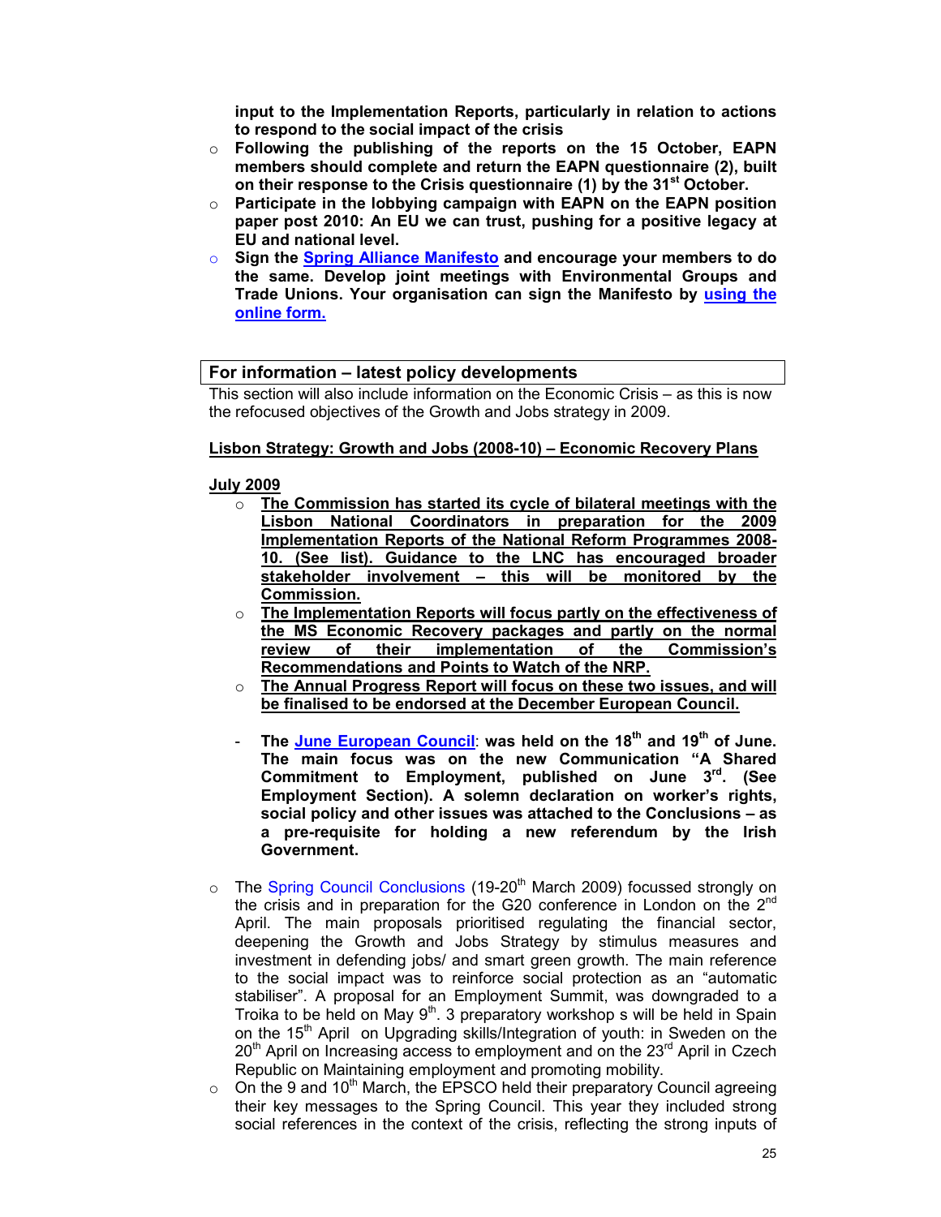**input to the Implementation Reports, particularly in relation to actions to respond to the social impact of the crisis**

- **Following the publishing of the reports on the 15 October, EAPN members should complete and return the EAPN questionnaire (2), built on their response to the Crisis questionnaire (1) by the 31st October.**
- **Participate in the lobbying campaign with EAPN on the EAPN position paper post 2010: An EU we can trust, pushing for a positive legacy at EU and national level.**
- **Sign the Spring Alliance Manifesto and encourage your members to do the same. Develop joint meetings with Environmental Groups and Trade Unions. Your organisation can sign the Manifesto by using the online form.**

## For information – latest policy developments

This section will also include information on the Economic Crisis – as this is now the refocused objectives of the Growth and Jobs strategy in 2009.

### Lisbon Strategy: Growth and Jobs (2008-10) – Economic Recovery Plans

**July 2009**

- **The Commission has started its cycle of bilateral meetings with the Lisbon National Coordinators in preparation for the 2009 Implementation Reports of the National Reform Programmes 2008-10. (See list). Guidance to the LNC has encouraged broader stakeholder involvement – this will be monitored by the Commission.**
- **The Implementation Reports will focus partly on the effectiveness of the MS Economic Recovery packages and partly on the normal review of their implementation of the Commission's Recommendations and Points to Watch of the NRP.**
- **The Annual Progress Report will focus on these two issues, and will be finalised to be endorsed at the December European Council.**

- **The June European Council: was held on the 18th and 19th of June. The main focus was on the new Communication "A Shared Commitment to Employment, published on June 3rd. (See Employment Section). A solemn declaration on worker's rights, social policy and other issues was attached to the Conclusions – as a pre-requisite for holding a new referendum by the Irish Government.**

- The Spring Council Conclusions (19-20th March 2009) focussed strongly on the crisis and in preparation for the G20 conference in London on the 2nd April. The main proposals prioritised regulating the financial sector, deepening the Growth and Jobs Strategy by stimulus measures and investment in defending jobs/ and smart green growth. The main reference to the social impact was to reinforce social protection as an "automatic stabiliser". A proposal for an Employment Summit, was downgraded to a Troika to be held on May 9th. 3 preparatory workshop s will be held in Spain on the 15th April on Upgrading skills/Integration of youth: in Sweden on the 20th April on Increasing access to employment and on the 23rd April in Czech Republic on Maintaining employment and promoting mobility.
- On the 9 and 10th March, the EPSCO held their preparatory Council agreeing their key messages to the Spring Council. This year they included strong social references in the context of the crisis, reflecting the strong inputs of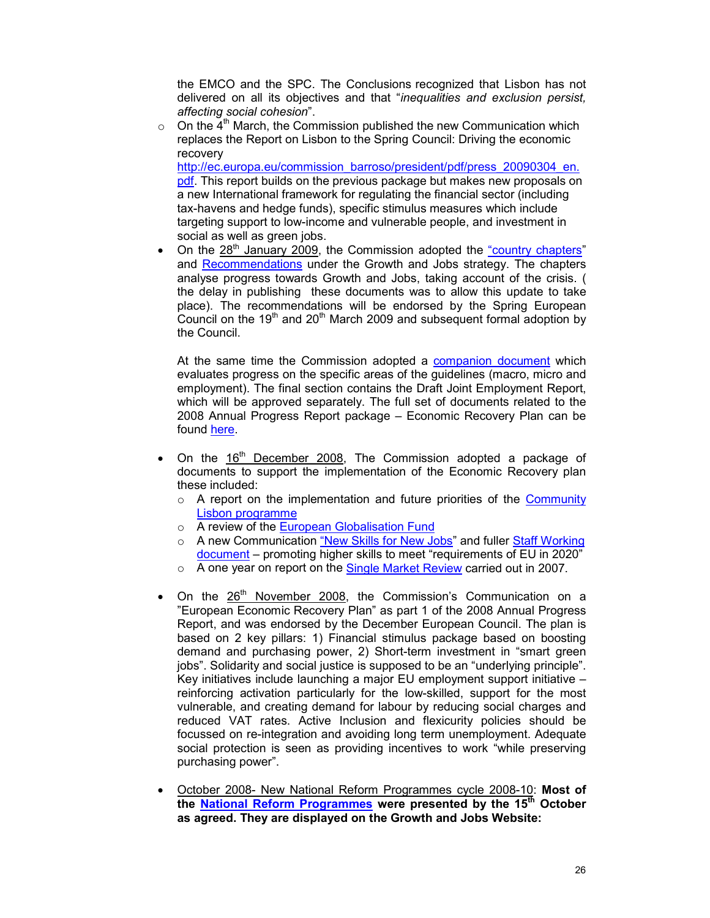the EMCO and the SPC. The Conclusions recognized that Lisbon has not delivered on all its objectives and that "*inequalities and exclusion persist, affecting social cohesion*".

- On the 4th March, the Commission published the new Communication which replaces the Report on Lisbon to the Spring Council: Driving the economic recovery http://ec.europa.eu/commission_barroso/president/pdf/press_20090304_en.pdf. This report builds on the previous package but makes new proposals on a new International framework for regulating the financial sector (including tax-havens and hedge funds), specific stimulus measures which include targeting support to low-income and vulnerable people, and investment in social as well as green jobs.

- On the 28th January 2009, the Commission adopted the "country chapters" and Recommendations under the Growth and Jobs strategy. The chapters analyse progress towards Growth and Jobs, taking account of the crisis. ( the delay in publishing these documents was to allow this update to take place). The recommendations will be endorsed by the Spring European Council on the 19th and 20th March 2009 and subsequent formal adoption by the Council.

  At the same time the Commission adopted a companion document which evaluates progress on the specific areas of the guidelines (macro, micro and employment). The final section contains the Draft Joint Employment Report, which will be approved separately. The full set of documents related to the 2008 Annual Progress Report package – Economic Recovery Plan can be found here.

- On the 16th December 2008, The Commission adopted a package of documents to support the implementation of the Economic Recovery plan these included:
  - A report on the implementation and future priorities of the Community Lisbon programme
  - A review of the European Globalisation Fund
  - A new Communication "New Skills for New Jobs" and fuller Staff Working document – promoting higher skills to meet "requirements of EU in 2020"
  - A one year on report on the Single Market Review carried out in 2007.

- On the 26th November 2008, the Commission's Communication on a "European Economic Recovery Plan" as part 1 of the 2008 Annual Progress Report, and was endorsed by the December European Council. The plan is based on 2 key pillars: 1) Financial stimulus package based on boosting demand and purchasing power, 2) Short-term investment in "smart green jobs". Solidarity and social justice is supposed to be an "underlying principle". Key initiatives include launching a major EU employment support initiative – reinforcing activation particularly for the low-skilled, support for the most vulnerable, and creating demand for labour by reducing social charges and reduced VAT rates. Active Inclusion and flexicurity policies should be focussed on re-integration and avoiding long term unemployment. Adequate social protection is seen as providing incentives to work "while preserving purchasing power".

- October 2008- New National Reform Programmes cycle 2008-10: **Most of the National Reform Programmes were presented by the 15th October as agreed. They are displayed on the Growth and Jobs Website:**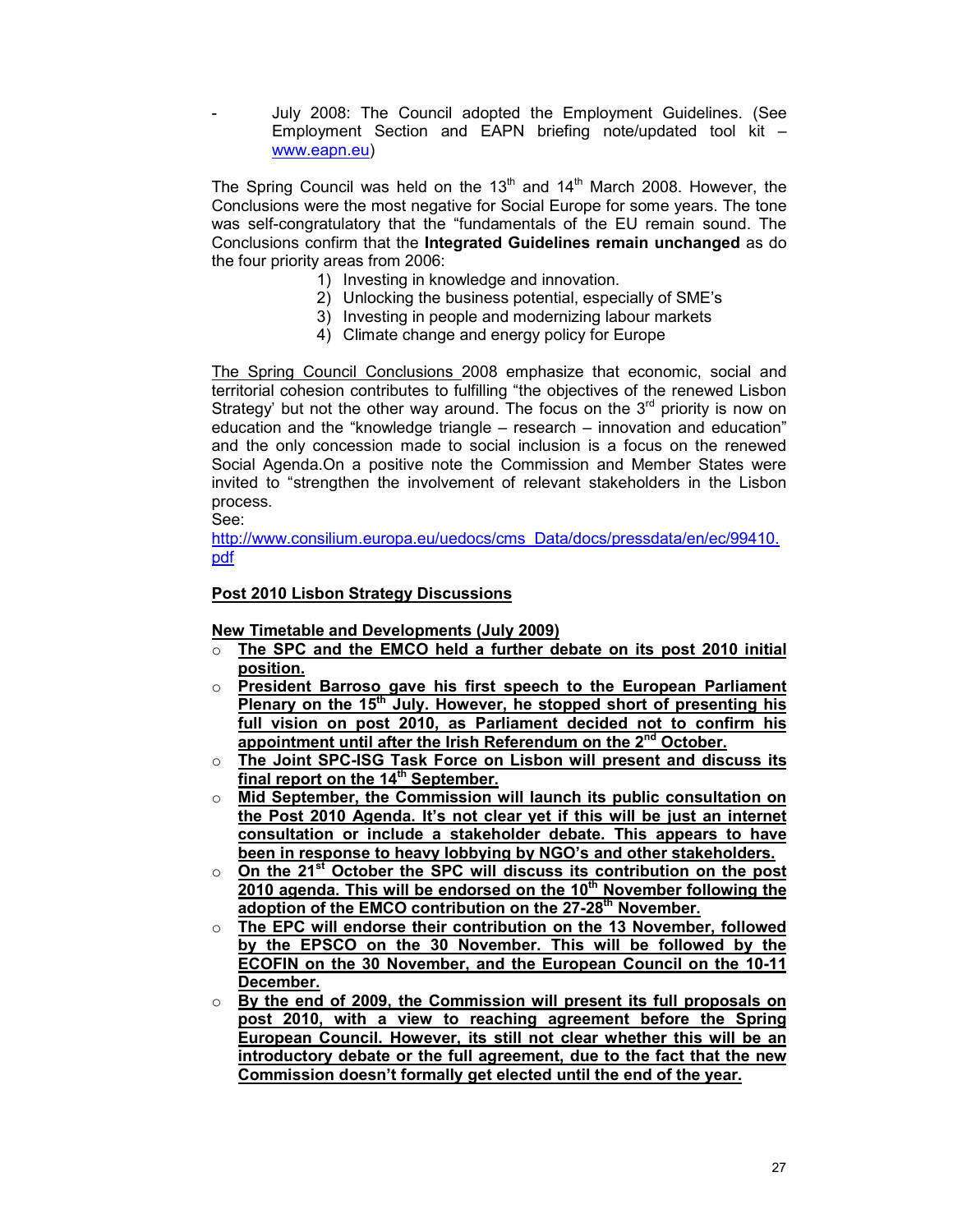- July 2008: The Council adopted the Employment Guidelines. (See Employment Section and EAPN briefing note/updated tool kit – www.eapn.eu)

The Spring Council was held on the 13th and 14th March 2008. However, the Conclusions were the most negative for Social Europe for some years. The tone was self-congratulatory that the "fundamentals of the EU remain sound. The Conclusions confirm that the **Integrated Guidelines remain unchanged** as do the four priority areas from 2006:

1) Investing in knowledge and innovation.
2) Unlocking the business potential, especially of SME's
3) Investing in people and modernizing labour markets
4) Climate change and energy policy for Europe

The Spring Council Conclusions 2008 emphasize that economic, social and territorial cohesion contributes to fulfilling "the objectives of the renewed Lisbon Strategy' but not the other way around. The focus on the 3rd priority is now on education and the "knowledge triangle – research – innovation and education" and the only concession made to social inclusion is a focus on the renewed Social Agenda.On a positive note the Commission and Member States were invited to "strengthen the involvement of relevant stakeholders in the Lisbon process.

See:
http://www.consilium.europa.eu/uedocs/cms_Data/docs/pressdata/en/ec/99410.pdf

**Post 2010 Lisbon Strategy Discussions**

**New Timetable and Developments (July 2009)**

- **The SPC and the EMCO held a further debate on its post 2010 initial position.**
- **President Barroso gave his first speech to the European Parliament Plenary on the 15th July. However, he stopped short of presenting his full vision on post 2010, as Parliament decided not to confirm his appointment until after the Irish Referendum on the 2nd October.**
- **The Joint SPC-ISG Task Force on Lisbon will present and discuss its final report on the 14th September.**
- **Mid September, the Commission will launch its public consultation on the Post 2010 Agenda. It's not clear yet if this will be just an internet consultation or include a stakeholder debate. This appears to have been in response to heavy lobbying by NGO's and other stakeholders.**
- **On the 21st October the SPC will discuss its contribution on the post 2010 agenda. This will be endorsed on the 10th November following the adoption of the EMCO contribution on the 27-28th November.**
- **The EPC will endorse their contribution on the 13 November, followed by the EPSCO on the 30 November. This will be followed by the ECOFIN on the 30 November, and the European Council on the 10-11 December.**
- **By the end of 2009, the Commission will present its full proposals on post 2010, with a view to reaching agreement before the Spring European Council. However, its still not clear whether this will be an introductory debate or the full agreement, due to the fact that the new Commission doesn't formally get elected until the end of the year.**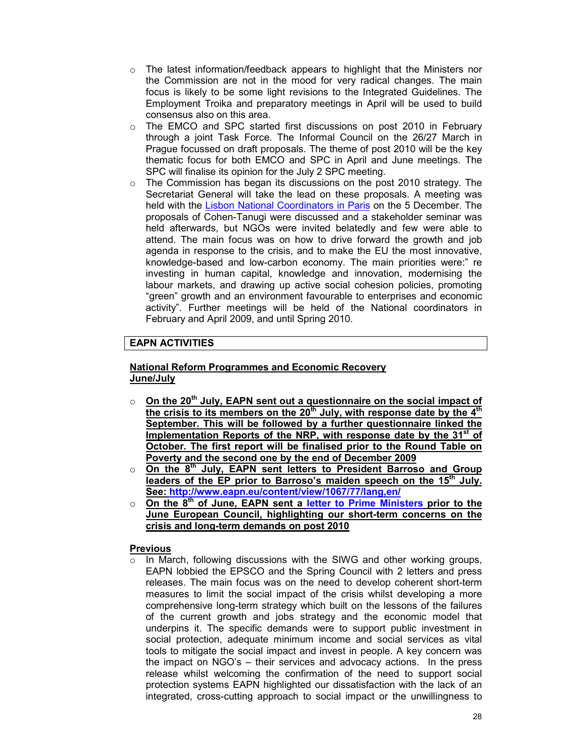- The latest information/feedback appears to highlight that the Ministers nor the Commission are not in the mood for very radical changes. The main focus is likely to be some light revisions to the Integrated Guidelines. The Employment Troika and preparatory meetings in April will be used to build consensus also on this area.
- The EMCO and SPC started first discussions on post 2010 in February through a joint Task Force. The Informal Council on the 26/27 March in Prague focussed on draft proposals. The theme of post 2010 will be the key thematic focus for both EMCO and SPC in April and June meetings. The SPC will finalise its opinion for the July 2 SPC meeting.
- The Commission has began its discussions on the post 2010 strategy. The Secretariat General will take the lead on these proposals. A meeting was held with the Lisbon National Coordinators in Paris on the 5 December. The proposals of Cohen-Tanugi were discussed and a stakeholder seminar was held afterwards, but NGOs were invited belatedly and few were able to attend. The main focus was on how to drive forward the growth and job agenda in response to the crisis, and to make the EU the most innovative, knowledge-based and low-carbon economy. The main priorities were:" re investing in human capital, knowledge and innovation, modernising the labour markets, and drawing up active social cohesion policies, promoting "green" growth and an environment favourable to enterprises and economic activity". Further meetings will be held of the National coordinators in February and April 2009, and until Spring 2010.

## EAPN ACTIVITIES

### National Reform Programmes and Economic Recovery June/July

- **On the 20th July, EAPN sent out a questionnaire on the social impact of the crisis to its members on the 20th July, with response date by the 4th September. This will be followed by a further questionnaire linked the Implementation Reports of the NRP, with response date by the 31st of October. The first report will be finalised prior to the Round Table on Poverty and the second one by the end of December 2009**
- **On the 8th July, EAPN sent letters to President Barroso and Group leaders of the EP prior to Barroso's maiden speech on the 15th July. See: http://www.eapn.eu/content/view/1067/77/lang,en/**
- **On the 8th of June, EAPN sent a letter to Prime Ministers prior to the June European Council, highlighting our short-term concerns on the crisis and long-term demands on post 2010**

### Previous

- In March, following discussions with the SIWG and other working groups, EAPN lobbied the EPSCO and the Spring Council with 2 letters and press releases. The main focus was on the need to develop coherent short-term measures to limit the social impact of the crisis whilst developing a more comprehensive long-term strategy which built on the lessons of the failures of the current growth and jobs strategy and the economic model that underpins it. The specific demands were to support public investment in social protection, adequate minimum income and social services as vital tools to mitigate the social impact and invest in people. A key concern was the impact on NGO's – their services and advocacy actions. In the press release whilst welcoming the confirmation of the need to support social protection systems EAPN highlighted our dissatisfaction with the lack of an integrated, cross-cutting approach to social impact or the unwillingness to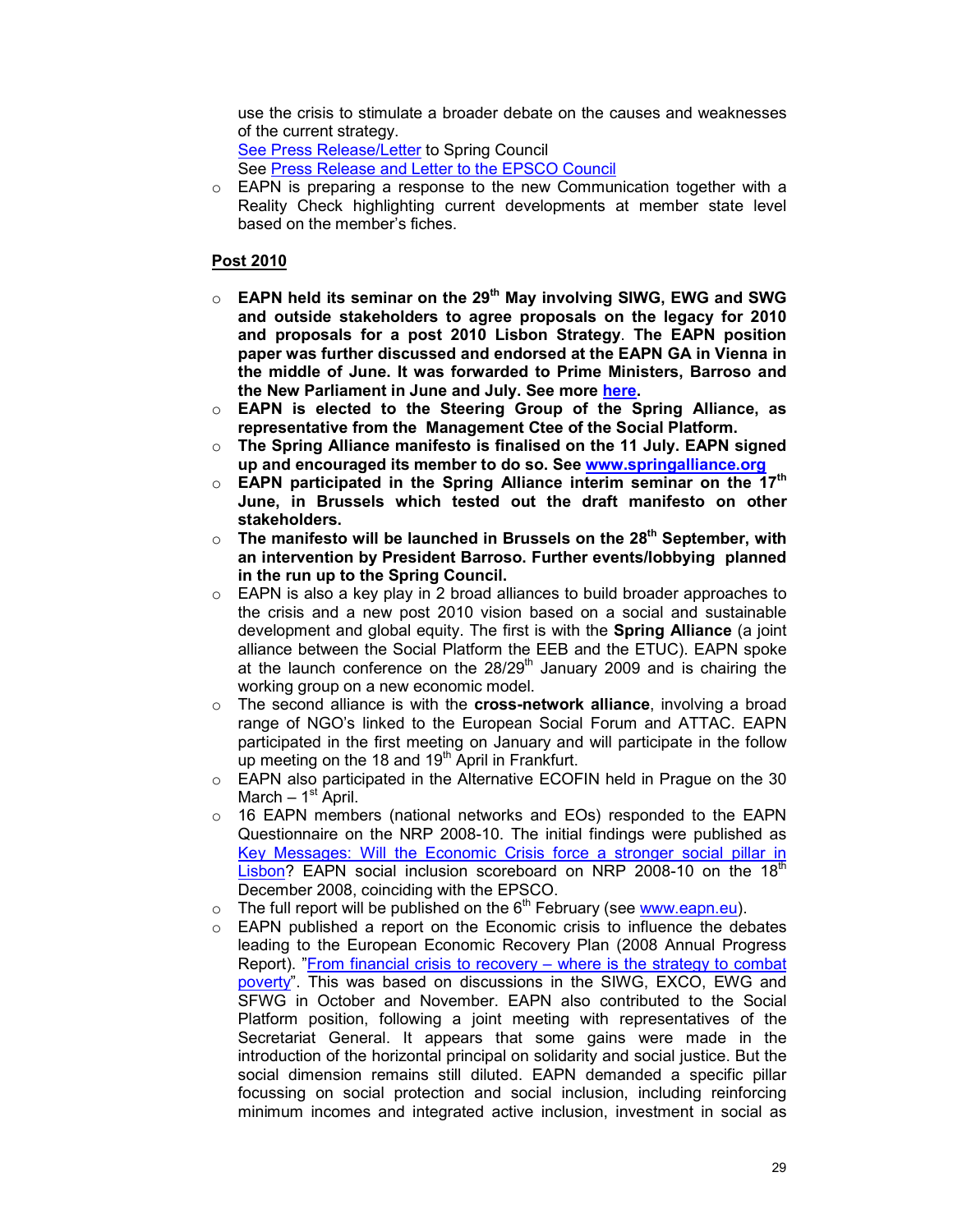use the crisis to stimulate a broader debate on the causes and weaknesses of the current strategy.
See Press Release/Letter to Spring Council
See Press Release and Letter to the EPSCO Council

- EAPN is preparing a response to the new Communication together with a Reality Check highlighting current developments at member state level based on the member's fiches.

**Post 2010**

- **EAPN held its seminar on the 29th May involving SIWG, EWG and SWG and outside stakeholders to agree proposals on the legacy for 2010 and proposals for a post 2010 Lisbon Strategy**. **The EAPN position paper was further discussed and endorsed at the EAPN GA in Vienna in the middle of June. It was forwarded to Prime Ministers, Barroso and the New Parliament in June and July. See more here.**
- **EAPN is elected to the Steering Group of the Spring Alliance, as representative from the Management Ctee of the Social Platform.**
- **The Spring Alliance manifesto is finalised on the 11 July. EAPN signed up and encouraged its member to do so. See www.springalliance.org**
- **EAPN participated in the Spring Alliance interim seminar on the 17th June, in Brussels which tested out the draft manifesto on other stakeholders.**
- **The manifesto will be launched in Brussels on the 28th September, with an intervention by President Barroso. Further events/lobbying planned in the run up to the Spring Council.**
- EAPN is also a key play in 2 broad alliances to build broader approaches to the crisis and a new post 2010 vision based on a social and sustainable development and global equity. The first is with the **Spring Alliance** (a joint alliance between the Social Platform the EEB and the ETUC). EAPN spoke at the launch conference on the 28/29th January 2009 and is chairing the working group on a new economic model.
- The second alliance is with the **cross-network alliance**, involving a broad range of NGO's linked to the European Social Forum and ATTAC. EAPN participated in the first meeting on January and will participate in the follow up meeting on the 18 and 19th April in Frankfurt.
- EAPN also participated in the Alternative ECOFIN held in Prague on the 30 March – 1st April.
- 16 EAPN members (national networks and EOs) responded to the EAPN Questionnaire on the NRP 2008-10. The initial findings were published as Key Messages: Will the Economic Crisis force a stronger social pillar in Lisbon? EAPN social inclusion scoreboard on NRP 2008-10 on the 18th December 2008, coinciding with the EPSCO.
- The full report will be published on the 6th February (see www.eapn.eu).
- EAPN published a report on the Economic crisis to influence the debates leading to the European Economic Recovery Plan (2008 Annual Progress Report). "From financial crisis to recovery – where is the strategy to combat poverty". This was based on discussions in the SIWG, EXCO, EWG and SFWG in October and November. EAPN also contributed to the Social Platform position, following a joint meeting with representatives of the Secretariat General. It appears that some gains were made in the introduction of the horizontal principal on solidarity and social justice. But the social dimension remains still diluted. EAPN demanded a specific pillar focussing on social protection and social inclusion, including reinforcing minimum incomes and integrated active inclusion, investment in social as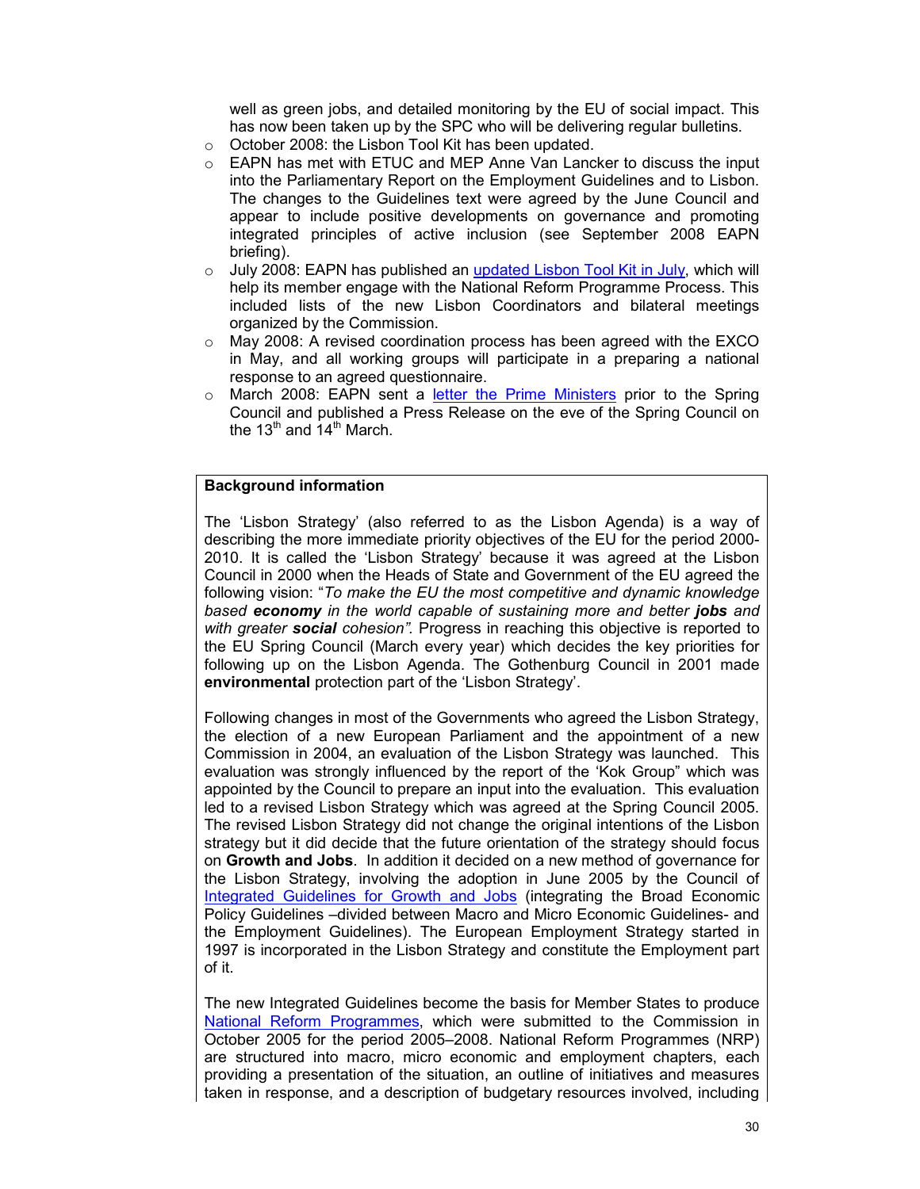well as green jobs, and detailed monitoring by the EU of social impact. This has now been taken up by the SPC who will be delivering regular bulletins.

- October 2008: the Lisbon Tool Kit has been updated.
- EAPN has met with ETUC and MEP Anne Van Lancker to discuss the input into the Parliamentary Report on the Employment Guidelines and to Lisbon. The changes to the Guidelines text were agreed by the June Council and appear to include positive developments on governance and promoting integrated principles of active inclusion (see September 2008 EAPN briefing).
- July 2008: EAPN has published an updated Lisbon Tool Kit in July, which will help its member engage with the National Reform Programme Process. This included lists of the new Lisbon Coordinators and bilateral meetings organized by the Commission.
- May 2008: A revised coordination process has been agreed with the EXCO in May, and all working groups will participate in a preparing a national response to an agreed questionnaire.
- March 2008: EAPN sent a letter the Prime Ministers prior to the Spring Council and published a Press Release on the eve of the Spring Council on the 13th and 14th March.

**Background information**

The 'Lisbon Strategy' (also referred to as the Lisbon Agenda) is a way of describing the more immediate priority objectives of the EU for the period 2000-2010. It is called the 'Lisbon Strategy' because it was agreed at the Lisbon Council in 2000 when the Heads of State and Government of the EU agreed the following vision: "*To make the EU the most competitive and dynamic knowledge based **economy** in the world capable of sustaining more and better **jobs** and with greater **social** cohesion".* Progress in reaching this objective is reported to the EU Spring Council (March every year) which decides the key priorities for following up on the Lisbon Agenda. The Gothenburg Council in 2001 made **environmental** protection part of the 'Lisbon Strategy'.

Following changes in most of the Governments who agreed the Lisbon Strategy, the election of a new European Parliament and the appointment of a new Commission in 2004, an evaluation of the Lisbon Strategy was launched. This evaluation was strongly influenced by the report of the 'Kok Group" which was appointed by the Council to prepare an input into the evaluation. This evaluation led to a revised Lisbon Strategy which was agreed at the Spring Council 2005. The revised Lisbon Strategy did not change the original intentions of the Lisbon strategy but it did decide that the future orientation of the strategy should focus on **Growth and Jobs**. In addition it decided on a new method of governance for the Lisbon Strategy, involving the adoption in June 2005 by the Council of Integrated Guidelines for Growth and Jobs (integrating the Broad Economic Policy Guidelines –divided between Macro and Micro Economic Guidelines- and the Employment Guidelines). The European Employment Strategy started in 1997 is incorporated in the Lisbon Strategy and constitute the Employment part of it.

The new Integrated Guidelines become the basis for Member States to produce National Reform Programmes, which were submitted to the Commission in October 2005 for the period 2005–2008. National Reform Programmes (NRP) are structured into macro, micro economic and employment chapters, each providing a presentation of the situation, an outline of initiatives and measures taken in response, and a description of budgetary resources involved, including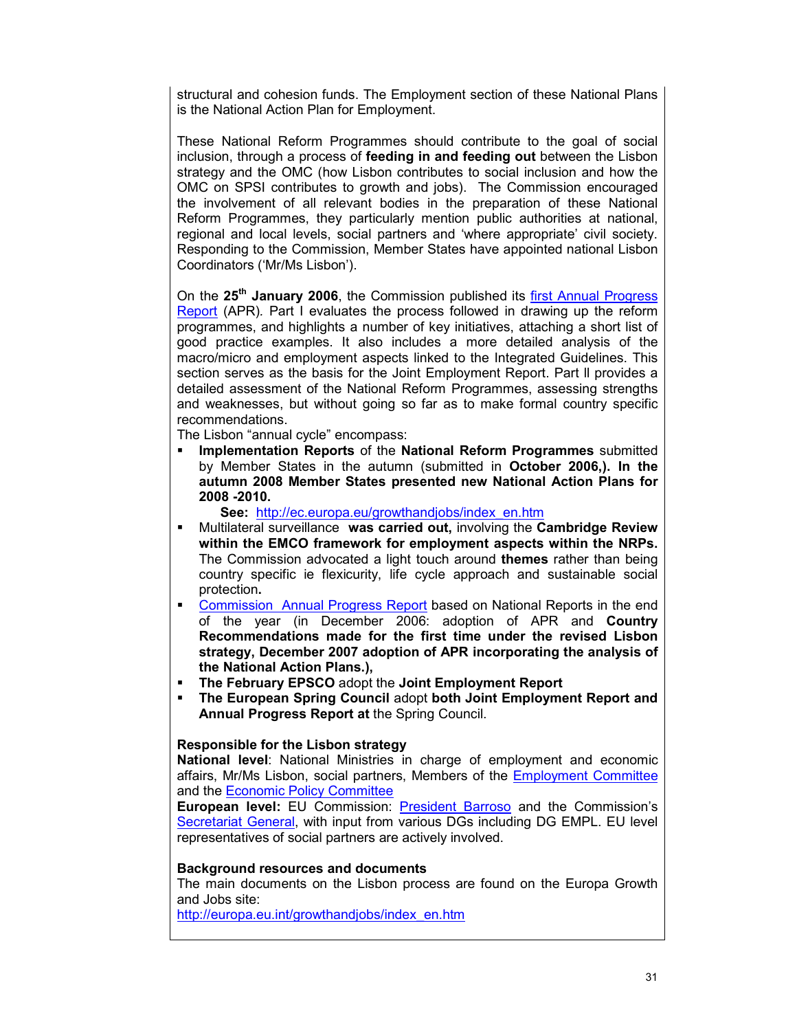structural and cohesion funds. The Employment section of these National Plans is the National Action Plan for Employment.

These National Reform Programmes should contribute to the goal of social inclusion, through a process of **feeding in and feeding out** between the Lisbon strategy and the OMC (how Lisbon contributes to social inclusion and how the OMC on SPSI contributes to growth and jobs). The Commission encouraged the involvement of all relevant bodies in the preparation of these National Reform Programmes, they particularly mention public authorities at national, regional and local levels, social partners and 'where appropriate' civil society. Responding to the Commission, Member States have appointed national Lisbon Coordinators ('Mr/Ms Lisbon').

On the **25th January 2006**, the Commission published its first Annual Progress Report (APR). Part I evaluates the process followed in drawing up the reform programmes, and highlights a number of key initiatives, attaching a short list of good practice examples. It also includes a more detailed analysis of the macro/micro and employment aspects linked to the Integrated Guidelines. This section serves as the basis for the Joint Employment Report. Part ll provides a detailed assessment of the National Reform Programmes, assessing strengths and weaknesses, but without going so far as to make formal country specific recommendations.

The Lisbon "annual cycle" encompass:

- **Implementation Reports** of the **National Reform Programmes** submitted by Member States in the autumn (submitted in **October 2006,). In the autumn 2008 Member States presented new National Action Plans for 2008 -2010.**
  **See:** http://ec.europa.eu/growthandjobs/index_en.htm
- Multilateral surveillance **was carried out,** involving the **Cambridge Review within the EMCO framework for employment aspects within the NRPs.** The Commission advocated a light touch around **themes** rather than being country specific ie flexicurity, life cycle approach and sustainable social protection**.**
- Commission Annual Progress Report based on National Reports in the end of the year (in December 2006: adoption of APR and **Country Recommendations made for the first time under the revised Lisbon strategy, December 2007 adoption of APR incorporating the analysis of the National Action Plans.),**
- **The February EPSCO** adopt the **Joint Employment Report**
- **The European Spring Council** adopt **both Joint Employment Report and Annual Progress Report at** the Spring Council.

**Responsible for the Lisbon strategy**

**National level**: National Ministries in charge of employment and economic affairs, Mr/Ms Lisbon, social partners, Members of the Employment Committee and the Economic Policy Committee

**European level:** EU Commission: President Barroso and the Commission's Secretariat General, with input from various DGs including DG EMPL. EU level representatives of social partners are actively involved.

**Background resources and documents**

The main documents on the Lisbon process are found on the Europa Growth and Jobs site:

http://europa.eu.int/growthandjobs/index_en.htm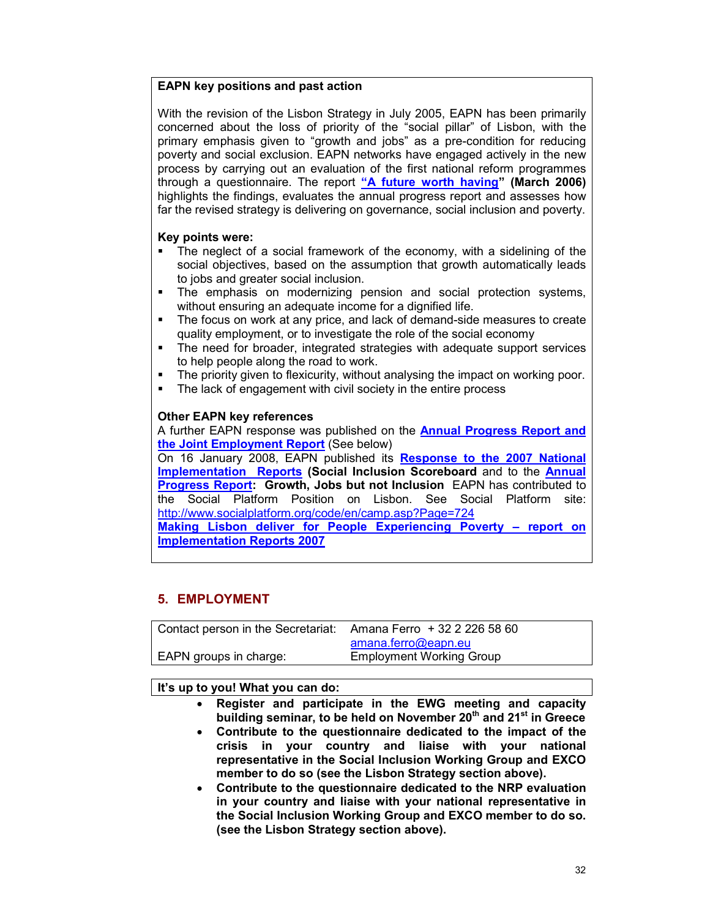**EAPN key positions and past action**

With the revision of the Lisbon Strategy in July 2005, EAPN has been primarily concerned about the loss of priority of the "social pillar" of Lisbon, with the primary emphasis given to "growth and jobs" as a pre-condition for reducing poverty and social exclusion. EAPN networks have engaged actively in the new process by carrying out an evaluation of the first national reform programmes through a questionnaire. The report **"A future worth having" (March 2006)** highlights the findings, evaluates the annual progress report and assesses how far the revised strategy is delivering on governance, social inclusion and poverty.

**Key points were:**

- The neglect of a social framework of the economy, with a sidelining of the social objectives, based on the assumption that growth automatically leads to jobs and greater social inclusion.
- The emphasis on modernizing pension and social protection systems, without ensuring an adequate income for a dignified life.
- The focus on work at any price, and lack of demand-side measures to create quality employment, or to investigate the role of the social economy
- The need for broader, integrated strategies with adequate support services to help people along the road to work.
- The priority given to flexicurity, without analysing the impact on working poor.
- The lack of engagement with civil society in the entire process

**Other EAPN key references**

A further EAPN response was published on the **Annual Progress Report and the Joint Employment Report** (See below)

On 16 January 2008, EAPN published its **Response to the 2007 National Implementation Reports (Social Inclusion Scoreboard** and to the **Annual Progress Report: Growth, Jobs but not Inclusion** EAPN has contributed to the Social Platform Position on Lisbon. See Social Platform site: http://www.socialplatform.org/code/en/camp.asp?Page=724

**Making Lisbon deliver for People Experiencing Poverty – report on Implementation Reports 2007**

## 5. EMPLOYMENT

| | |
|---|---|
| Contact person in the Secretariat: | Amana Ferro + 32 2 226 58 60<br>amana.ferro@eapn.eu |
| EAPN groups in charge: | Employment Working Group |

**It's up to you! What you can do:**

- **Register and participate in the EWG meeting and capacity building seminar, to be held on November 20th and 21st in Greece**
- **Contribute to the questionnaire dedicated to the impact of the crisis in your country and liaise with your national representative in the Social Inclusion Working Group and EXCO member to do so (see the Lisbon Strategy section above).**
- **Contribute to the questionnaire dedicated to the NRP evaluation in your country and liaise with your national representative in the Social Inclusion Working Group and EXCO member to do so. (see the Lisbon Strategy section above).**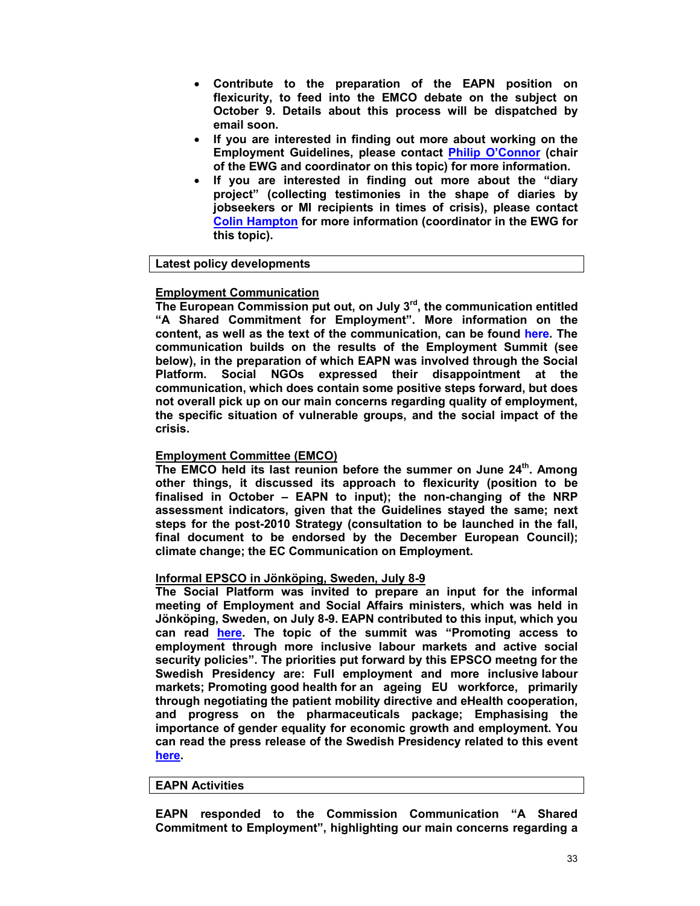- **Contribute to the preparation of the EAPN position on flexicurity, to feed into the EMCO debate on the subject on October 9. Details about this process will be dispatched by email soon.**
- **If you are interested in finding out more about working on the Employment Guidelines, please contact Philip O'Connor (chair of the EWG and coordinator on this topic) for more information.**
- **If you are interested in finding out more about the "diary project" (collecting testimonies in the shape of diaries by jobseekers or MI recipients in times of crisis), please contact Colin Hampton for more information (coordinator in the EWG for this topic).**

## Latest policy developments

**Employment Communication**

**The European Commission put out, on July 3rd, the communication entitled "A Shared Commitment for Employment". More information on the content, as well as the text of the communication, can be found here. The communication builds on the results of the Employment Summit (see below), in the preparation of which EAPN was involved through the Social Platform. Social NGOs expressed their disappointment at the communication, which does contain some positive steps forward, but does not overall pick up on our main concerns regarding quality of employment, the specific situation of vulnerable groups, and the social impact of the crisis.**

**Employment Committee (EMCO)**

**The EMCO held its last reunion before the summer on June 24th. Among other things, it discussed its approach to flexicurity (position to be finalised in October – EAPN to input); the non-changing of the NRP assessment indicators, given that the Guidelines stayed the same; next steps for the post-2010 Strategy (consultation to be launched in the fall, final document to be endorsed by the December European Council); climate change; the EC Communication on Employment.**

**Informal EPSCO in Jönköping, Sweden, July 8-9**

**The Social Platform was invited to prepare an input for the informal meeting of Employment and Social Affairs ministers, which was held in Jönköping, Sweden, on July 8-9. EAPN contributed to this input, which you can read here. The topic of the summit was "Promoting access to employment through more inclusive labour markets and active social security policies". The priorities put forward by this EPSCO meetng for the Swedish Presidency are: Full employment and more inclusive labour markets; Promoting good health for an ageing EU workforce, primarily through negotiating the patient mobility directive and eHealth cooperation, and progress on the pharmaceuticals package; Emphasising the importance of gender equality for economic growth and employment. You can read the press release of the Swedish Presidency related to this event here.**

## EAPN Activities

**EAPN responded to the Commission Communication "A Shared Commitment to Employment", highlighting our main concerns regarding a**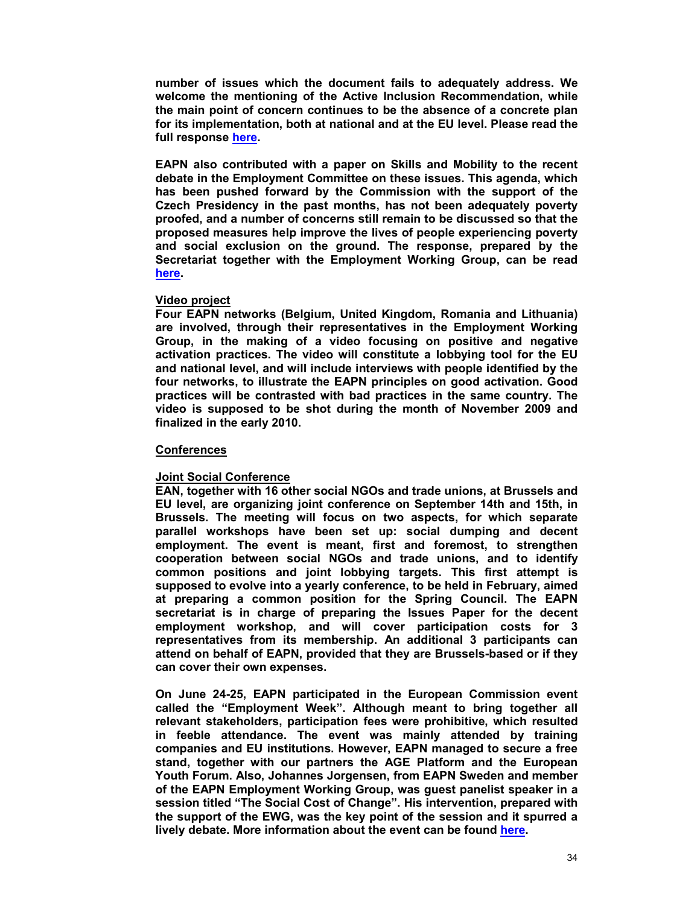**number of issues which the document fails to adequately address. We welcome the mentioning of the Active Inclusion Recommendation, while the main point of concern continues to be the absence of a concrete plan for its implementation, both at national and at the EU level. Please read the full response [here](#).**

**EAPN also contributed with a paper on Skills and Mobility to the recent debate in the Employment Committee on these issues. This agenda, which has been pushed forward by the Commission with the support of the Czech Presidency in the past months, has not been adequately poverty proofed, and a number of concerns still remain to be discussed so that the proposed measures help improve the lives of people experiencing poverty and social exclusion on the ground. The response, prepared by the Secretariat together with the Employment Working Group, can be read [here](#).**

**Video project**

**Four EAPN networks (Belgium, United Kingdom, Romania and Lithuania) are involved, through their representatives in the Employment Working Group, in the making of a video focusing on positive and negative activation practices. The video will constitute a lobbying tool for the EU and national level, and will include interviews with people identified by the four networks, to illustrate the EAPN principles on good activation. Good practices will be contrasted with bad practices in the same country. The video is supposed to be shot during the month of November 2009 and finalized in the early 2010.**

**Conferences**

**Joint Social Conference**

**EAN, together with 16 other social NGOs and trade unions, at Brussels and EU level, are organizing joint conference on September 14th and 15th, in Brussels. The meeting will focus on two aspects, for which separate parallel workshops have been set up: social dumping and decent employment. The event is meant, first and foremost, to strengthen cooperation between social NGOs and trade unions, and to identify common positions and joint lobbying targets. This first attempt is supposed to evolve into a yearly conference, to be held in February, aimed at preparing a common position for the Spring Council. The EAPN secretariat is in charge of preparing the Issues Paper for the decent employment workshop, and will cover participation costs for 3 representatives from its membership. An additional 3 participants can attend on behalf of EAPN, provided that they are Brussels-based or if they can cover their own expenses.**

**On June 24-25, EAPN participated in the European Commission event called the "Employment Week". Although meant to bring together all relevant stakeholders, participation fees were prohibitive, which resulted in feeble attendance. The event was mainly attended by training companies and EU institutions. However, EAPN managed to secure a free stand, together with our partners the AGE Platform and the European Youth Forum. Also, Johannes Jorgensen, from EAPN Sweden and member of the EAPN Employment Working Group, was guest panelist speaker in a session titled "The Social Cost of Change". His intervention, prepared with the support of the EWG, was the key point of the session and it spurred a lively debate. More information about the event can be found [here](#).**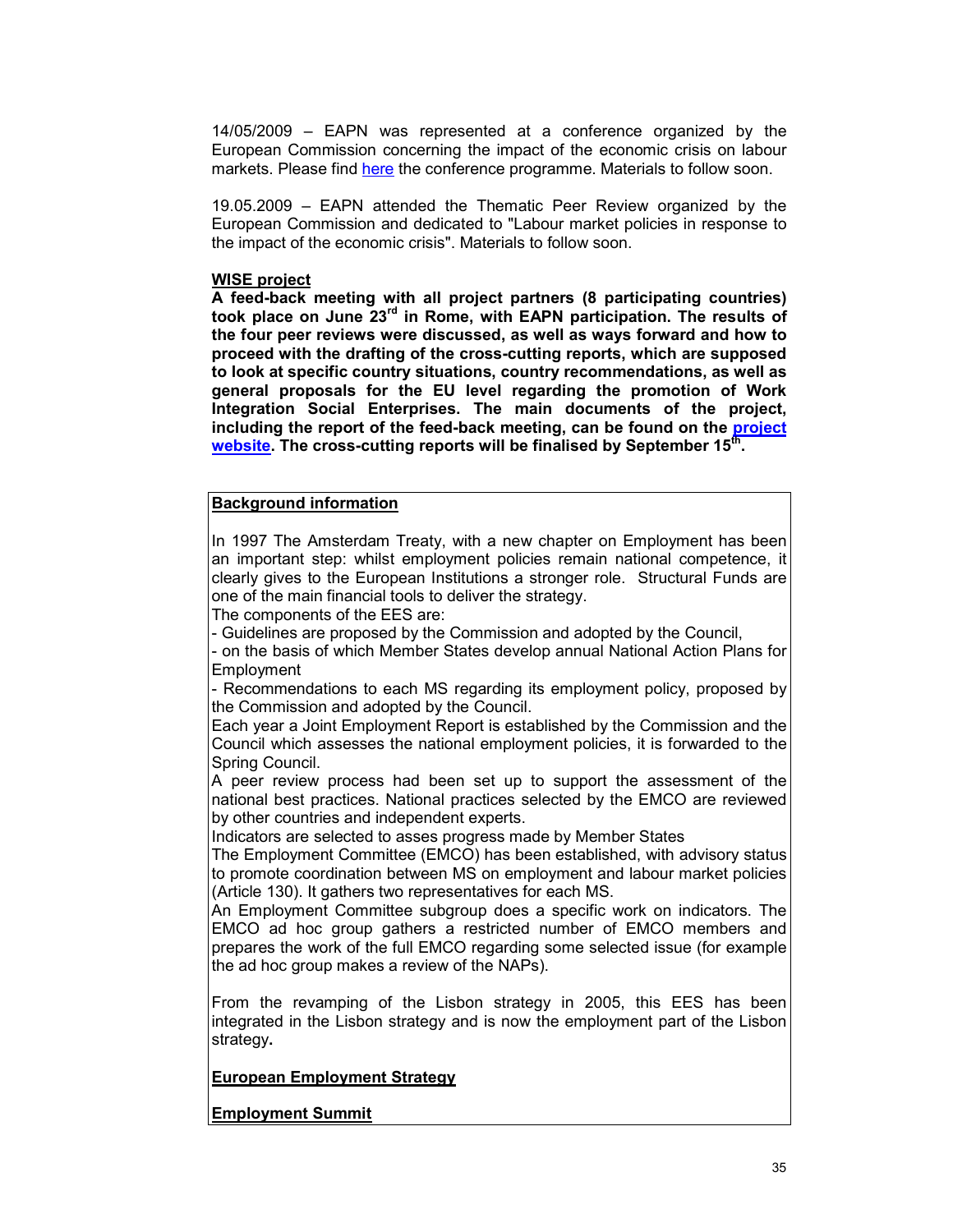14/05/2009 – EAPN was represented at a conference organized by the European Commission concerning the impact of the economic crisis on labour markets. Please find here the conference programme. Materials to follow soon.

19.05.2009 – EAPN attended the Thematic Peer Review organized by the European Commission and dedicated to "Labour market policies in response to the impact of the economic crisis". Materials to follow soon.

**WISE project**

**A feed-back meeting with all project partners (8 participating countries) took place on June 23rd in Rome, with EAPN participation. The results of the four peer reviews were discussed, as well as ways forward and how to proceed with the drafting of the cross-cutting reports, which are supposed to look at specific country situations, country recommendations, as well as general proposals for the EU level regarding the promotion of Work Integration Social Enterprises. The main documents of the project, including the report of the feed-back meeting, can be found on the project website. The cross-cutting reports will be finalised by September 15th.**

**Background information**

In 1997 The Amsterdam Treaty, with a new chapter on Employment has been an important step: whilst employment policies remain national competence, it clearly gives to the European Institutions a stronger role. Structural Funds are one of the main financial tools to deliver the strategy.

The components of the EES are:

- Guidelines are proposed by the Commission and adopted by the Council,
- on the basis of which Member States develop annual National Action Plans for Employment
- Recommendations to each MS regarding its employment policy, proposed by the Commission and adopted by the Council.

Each year a Joint Employment Report is established by the Commission and the Council which assesses the national employment policies, it is forwarded to the Spring Council.

A peer review process had been set up to support the assessment of the national best practices. National practices selected by the EMCO are reviewed by other countries and independent experts.

Indicators are selected to asses progress made by Member States

The Employment Committee (EMCO) has been established, with advisory status to promote coordination between MS on employment and labour market policies (Article 130). It gathers two representatives for each MS.

An Employment Committee subgroup does a specific work on indicators. The EMCO ad hoc group gathers a restricted number of EMCO members and prepares the work of the full EMCO regarding some selected issue (for example the ad hoc group makes a review of the NAPs).

From the revamping of the Lisbon strategy in 2005, this EES has been integrated in the Lisbon strategy and is now the employment part of the Lisbon strategy.

**European Employment Strategy**

**Employment Summit**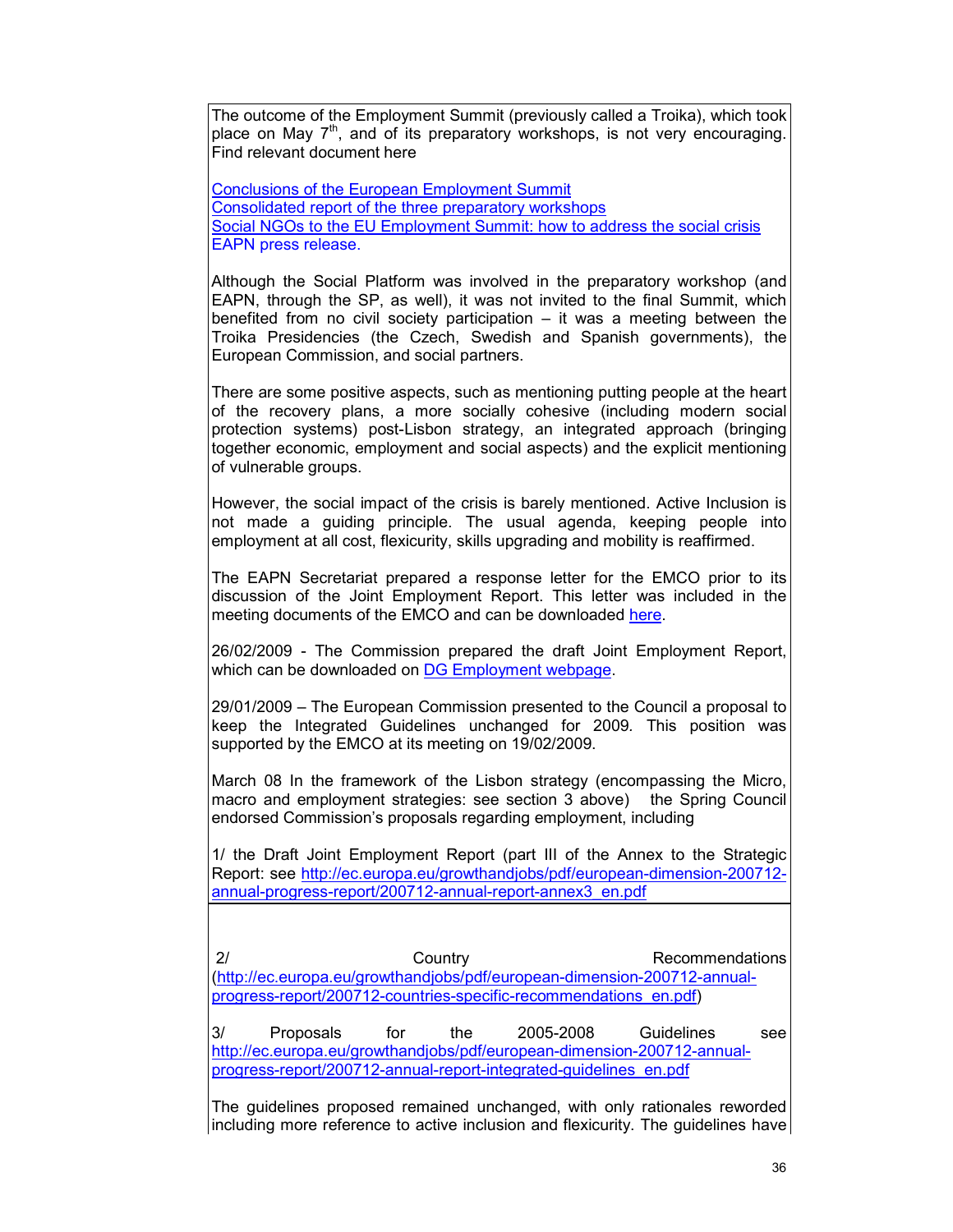The outcome of the Employment Summit (previously called a Troika), which took place on May 7th, and of its preparatory workshops, is not very encouraging. Find relevant document here

Conclusions of the European Employment Summit
Consolidated report of the three preparatory workshops
Social NGOs to the EU Employment Summit: how to address the social crisis
EAPN press release.

Although the Social Platform was involved in the preparatory workshop (and EAPN, through the SP, as well), it was not invited to the final Summit, which benefited from no civil society participation – it was a meeting between the Troika Presidencies (the Czech, Swedish and Spanish governments), the European Commission, and social partners.

There are some positive aspects, such as mentioning putting people at the heart of the recovery plans, a more socially cohesive (including modern social protection systems) post-Lisbon strategy, an integrated approach (bringing together economic, employment and social aspects) and the explicit mentioning of vulnerable groups.

However, the social impact of the crisis is barely mentioned. Active Inclusion is not made a guiding principle. The usual agenda, keeping people into employment at all cost, flexicurity, skills upgrading and mobility is reaffirmed.

The EAPN Secretariat prepared a response letter for the EMCO prior to its discussion of the Joint Employment Report. This letter was included in the meeting documents of the EMCO and can be downloaded here.

26/02/2009 - The Commission prepared the draft Joint Employment Report, which can be downloaded on DG Employment webpage.

29/01/2009 – The European Commission presented to the Council a proposal to keep the Integrated Guidelines unchanged for 2009. This position was supported by the EMCO at its meeting on 19/02/2009.

March 08 In the framework of the Lisbon strategy (encompassing the Micro, macro and employment strategies: see section 3 above) the Spring Council endorsed Commission's proposals regarding employment, including

1/ the Draft Joint Employment Report (part III of the Annex to the Strategic Report: see http://ec.europa.eu/growthandjobs/pdf/european-dimension-200712-annual-progress-report/200712-annual-report-annex3_en.pdf

2/ Country Recommendations (http://ec.europa.eu/growthandjobs/pdf/european-dimension-200712-annual-progress-report/200712-countries-specific-recommendations_en.pdf)

3/ Proposals for the 2005-2008 Guidelines see http://ec.europa.eu/growthandjobs/pdf/european-dimension-200712-annual-progress-report/200712-annual-report-integrated-guidelines_en.pdf

The guidelines proposed remained unchanged, with only rationales reworded including more reference to active inclusion and flexicurity. The guidelines have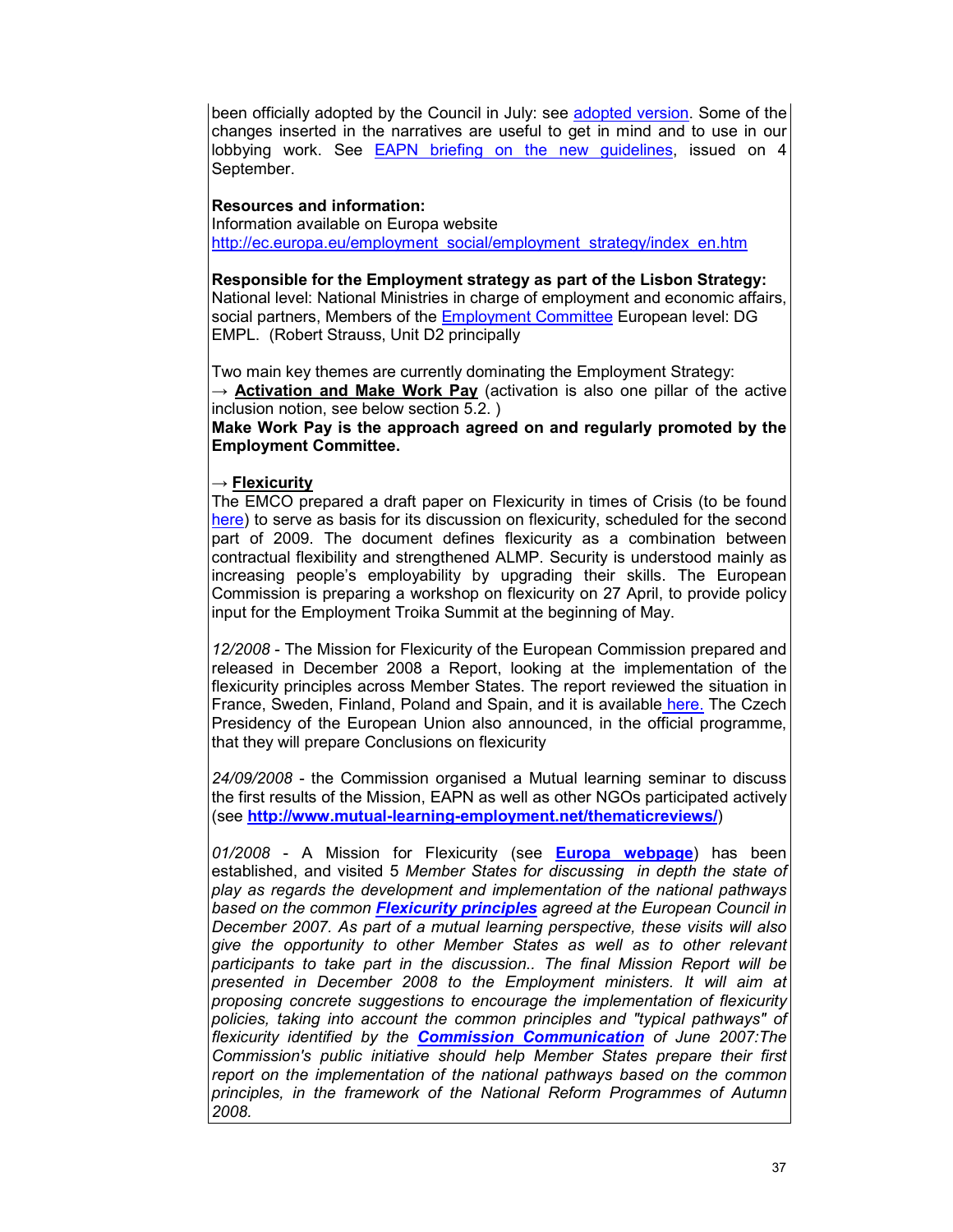been officially adopted by the Council in July: see adopted version. Some of the changes inserted in the narratives are useful to get in mind and to use in our lobbying work. See EAPN briefing on the new guidelines, issued on 4 September.

**Resources and information:**
Information available on Europa website
http://ec.europa.eu/employment_social/employment_strategy/index_en.htm

**Responsible for the Employment strategy as part of the Lisbon Strategy:**
National level: National Ministries in charge of employment and economic affairs, social partners, Members of the Employment Committee European level: DG EMPL. (Robert Strauss, Unit D2 principally

Two main key themes are currently dominating the Employment Strategy:
→ **Activation and Make Work Pay** (activation is also one pillar of the active inclusion notion, see below section 5.2. )
**Make Work Pay is the approach agreed on and regularly promoted by the Employment Committee.**

→ **Flexicurity**
The EMCO prepared a draft paper on Flexicurity in times of Crisis (to be found here) to serve as basis for its discussion on flexicurity, scheduled for the second part of 2009. The document defines flexicurity as a combination between contractual flexibility and strengthened ALMP. Security is understood mainly as increasing people's employability by upgrading their skills. The European Commission is preparing a workshop on flexicurity on 27 April, to provide policy input for the Employment Troika Summit at the beginning of May.

*12/2008* - The Mission for Flexicurity of the European Commission prepared and released in December 2008 a Report, looking at the implementation of the flexicurity principles across Member States. The report reviewed the situation in France, Sweden, Finland, Poland and Spain, and it is available here. The Czech Presidency of the European Union also announced, in the official programme, that they will prepare Conclusions on flexicurity

*24/09/2008* - the Commission organised a Mutual learning seminar to discuss the first results of the Mission, EAPN as well as other NGOs participated actively (see **http://www.mutual-learning-employment.net/thematicreviews/**)

*01/2008* - A Mission for Flexicurity (see **Europa webpage**) has been established, and visited 5 *Member States for discussing in depth the state of play as regards the development and implementation of the national pathways based on the common* ***Flexicurity principles*** *agreed at the European Council in December 2007. As part of a mutual learning perspective, these visits will also give the opportunity to other Member States as well as to other relevant participants to take part in the discussion.. The final Mission Report will be presented in December 2008 to the Employment ministers. It will aim at proposing concrete suggestions to encourage the implementation of flexicurity policies, taking into account the common principles and "typical pathways" of flexicurity identified by the* ***Commission Communication*** *of June 2007:The Commission's public initiative should help Member States prepare their first report on the implementation of the national pathways based on the common principles, in the framework of the National Reform Programmes of Autumn 2008.*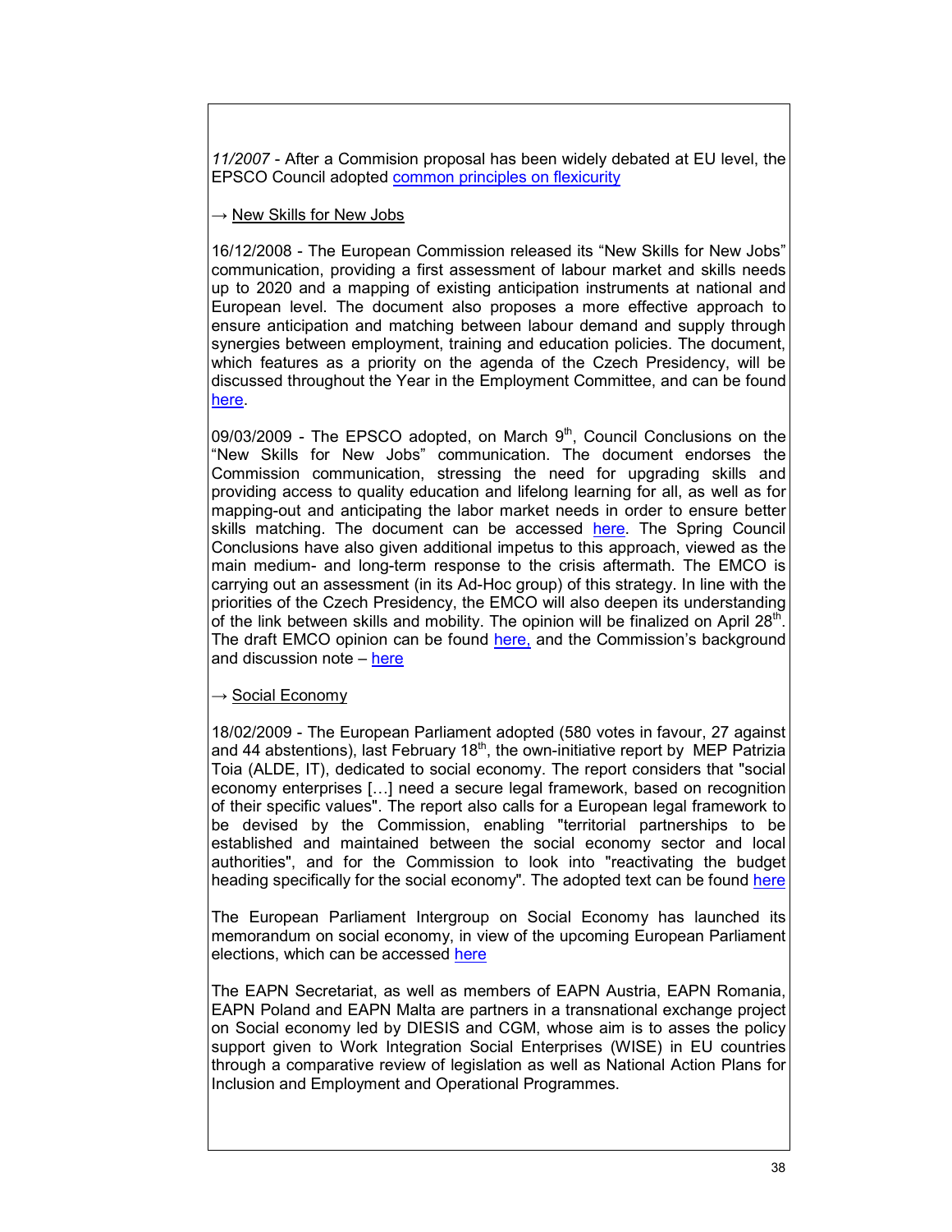*11/2007* - After a Commision proposal has been widely debated at EU level, the EPSCO Council adopted common principles on flexicurity

→ New Skills for New Jobs

16/12/2008 - The European Commission released its "New Skills for New Jobs" communication, providing a first assessment of labour market and skills needs up to 2020 and a mapping of existing anticipation instruments at national and European level. The document also proposes a more effective approach to ensure anticipation and matching between labour demand and supply through synergies between employment, training and education policies. The document, which features as a priority on the agenda of the Czech Presidency, will be discussed throughout the Year in the Employment Committee, and can be found here.

09/03/2009 - The EPSCO adopted, on March 9th, Council Conclusions on the "New Skills for New Jobs" communication. The document endorses the Commission communication, stressing the need for upgrading skills and providing access to quality education and lifelong learning for all, as well as for mapping-out and anticipating the labor market needs in order to ensure better skills matching. The document can be accessed here. The Spring Council Conclusions have also given additional impetus to this approach, viewed as the main medium- and long-term response to the crisis aftermath. The EMCO is carrying out an assessment (in its Ad-Hoc group) of this strategy. In line with the priorities of the Czech Presidency, the EMCO will also deepen its understanding of the link between skills and mobility. The opinion will be finalized on April 28th. The draft EMCO opinion can be found here, and the Commission's background and discussion note – here

→ Social Economy

18/02/2009 - The European Parliament adopted (580 votes in favour, 27 against and 44 abstentions), last February 18th, the own-initiative report by MEP Patrizia Toia (ALDE, IT), dedicated to social economy. The report considers that "social economy enterprises […] need a secure legal framework, based on recognition of their specific values". The report also calls for a European legal framework to be devised by the Commission, enabling "territorial partnerships to be established and maintained between the social economy sector and local authorities", and for the Commission to look into "reactivating the budget heading specifically for the social economy". The adopted text can be found here

The European Parliament Intergroup on Social Economy has launched its memorandum on social economy, in view of the upcoming European Parliament elections, which can be accessed here

The EAPN Secretariat, as well as members of EAPN Austria, EAPN Romania, EAPN Poland and EAPN Malta are partners in a transnational exchange project on Social economy led by DIESIS and CGM, whose aim is to asses the policy support given to Work Integration Social Enterprises (WISE) in EU countries through a comparative review of legislation as well as National Action Plans for Inclusion and Employment and Operational Programmes.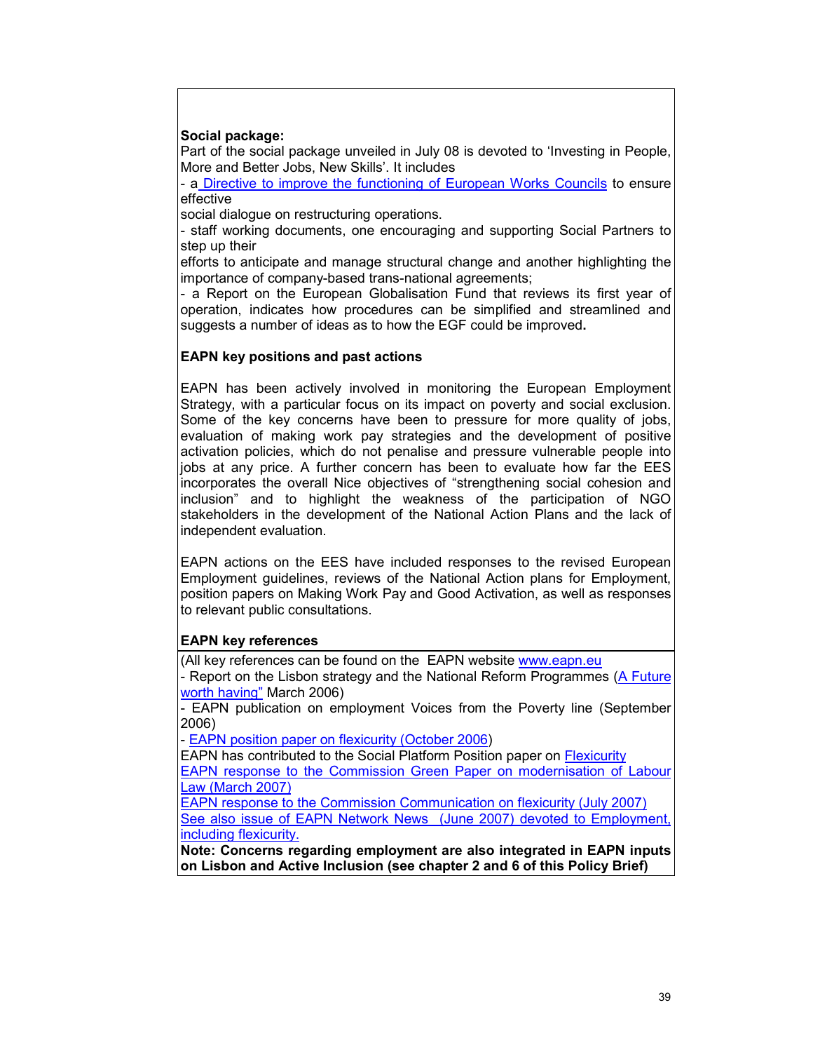**Social package:**
Part of the social package unveiled in July 08 is devoted to 'Investing in People, More and Better Jobs, New Skills'. It includes

- a Directive to improve the functioning of European Works Councils to ensure effective social dialogue on restructuring operations.
- staff working documents, one encouraging and supporting Social Partners to step up their efforts to anticipate and manage structural change and another highlighting the importance of company-based trans-national agreements;
- a Report on the European Globalisation Fund that reviews its first year of operation, indicates how procedures can be simplified and streamlined and suggests a number of ideas as to how the EGF could be improved.

**EAPN key positions and past actions**

EAPN has been actively involved in monitoring the European Employment Strategy, with a particular focus on its impact on poverty and social exclusion. Some of the key concerns have been to pressure for more quality of jobs, evaluation of making work pay strategies and the development of positive activation policies, which do not penalise and pressure vulnerable people into jobs at any price. A further concern has been to evaluate how far the EES incorporates the overall Nice objectives of "strengthening social cohesion and inclusion" and to highlight the weakness of the participation of NGO stakeholders in the development of the National Action Plans and the lack of independent evaluation.

EAPN actions on the EES have included responses to the revised European Employment guidelines, reviews of the National Action plans for Employment, position papers on Making Work Pay and Good Activation, as well as responses to relevant public consultations.

**EAPN key references**

(All key references can be found on the EAPN website www.eapn.eu

- Report on the Lisbon strategy and the National Reform Programmes (A Future worth having" March 2006)
- EAPN publication on employment Voices from the Poverty line (September 2006)
- EAPN position paper on flexicurity (October 2006)

EAPN has contributed to the Social Platform Position paper on Flexicurity

EAPN response to the Commission Green Paper on modernisation of Labour Law (March 2007)

EAPN response to the Commission Communication on flexicurity (July 2007)

See also issue of EAPN Network News (June 2007) devoted to Employment, including flexicurity.

**Note: Concerns regarding employment are also integrated in EAPN inputs on Lisbon and Active Inclusion (see chapter 2 and 6 of this Policy Brief)**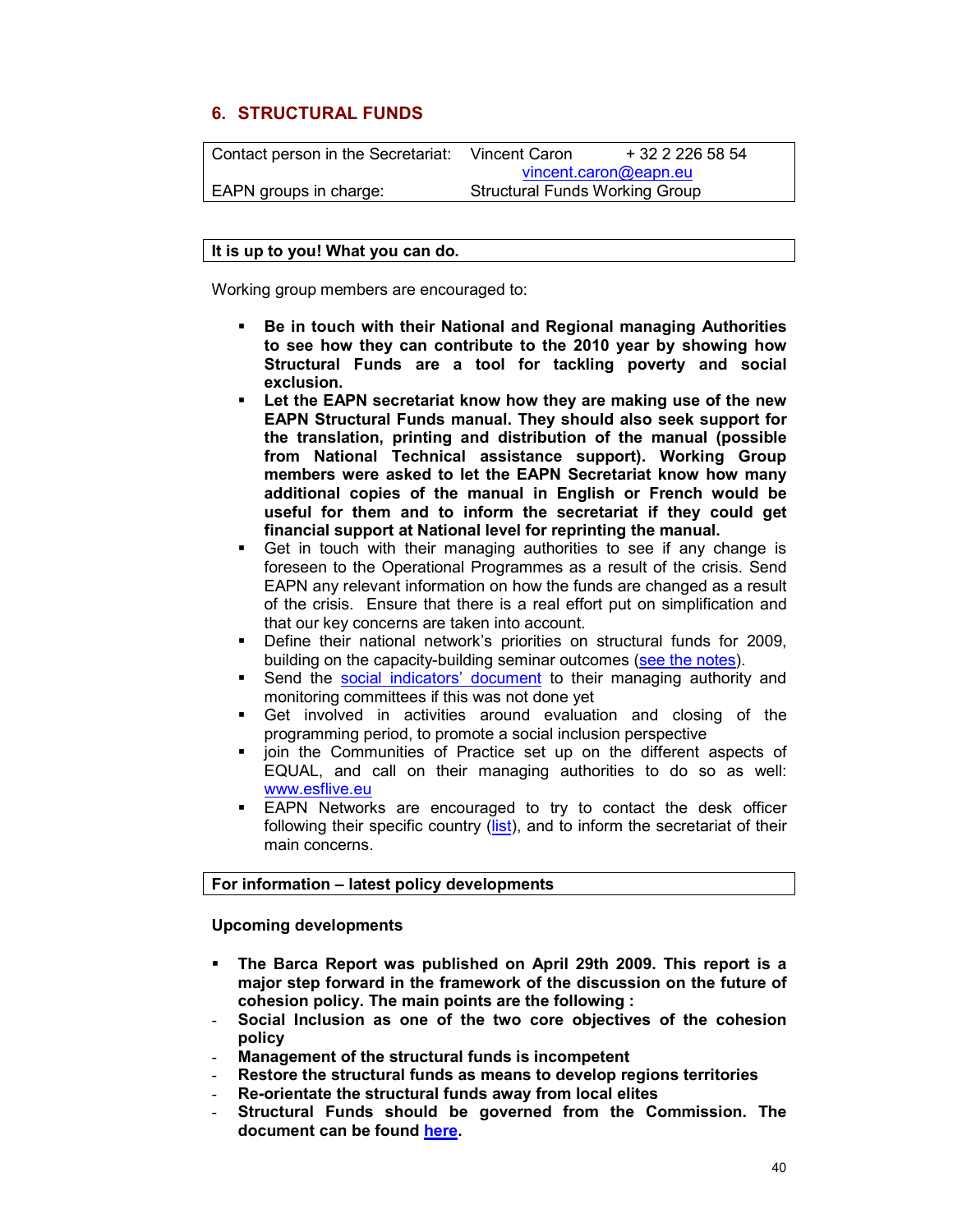## 6. STRUCTURAL FUNDS

| Contact person in the Secretariat: | Vincent Caron + 32 2 226 58 54 vincent.caron@eapn.eu |
|---|---|
| EAPN groups in charge: | Structural Funds Working Group |

**It is up to you! What you can do.**

Working group members are encouraged to:

- **Be in touch with their National and Regional managing Authorities to see how they can contribute to the 2010 year by showing how Structural Funds are a tool for tackling poverty and social exclusion.**
- **Let the EAPN secretariat know how they are making use of the new EAPN Structural Funds manual. They should also seek support for the translation, printing and distribution of the manual (possible from National Technical assistance support). Working Group members were asked to let the EAPN Secretariat know how many additional copies of the manual in English or French would be useful for them and to inform the secretariat if they could get financial support at National level for reprinting the manual.**
- Get in touch with their managing authorities to see if any change is foreseen to the Operational Programmes as a result of the crisis. Send EAPN any relevant information on how the funds are changed as a result of the crisis. Ensure that there is a real effort put on simplification and that our key concerns are taken into account.
- Define their national network's priorities on structural funds for 2009, building on the capacity-building seminar outcomes (see the notes).
- Send the social indicators' document to their managing authority and monitoring committees if this was not done yet
- Get involved in activities around evaluation and closing of the programming period, to promote a social inclusion perspective
- join the Communities of Practice set up on the different aspects of EQUAL, and call on their managing authorities to do so as well: www.esflive.eu
- EAPN Networks are encouraged to try to contact the desk officer following their specific country (list), and to inform the secretariat of their main concerns.

**For information – latest policy developments**

**Upcoming developments**

- **The Barca Report was published on April 29th 2009. This report is a major step forward in the framework of the discussion on the future of cohesion policy. The main points are the following :**
- **Social Inclusion as one of the two core objectives of the cohesion policy**
- **Management of the structural funds is incompetent**
- **Restore the structural funds as means to develop regions territories**
- **Re-orientate the structural funds away from local elites**
- **Structural Funds should be governed from the Commission. The document can be found here.**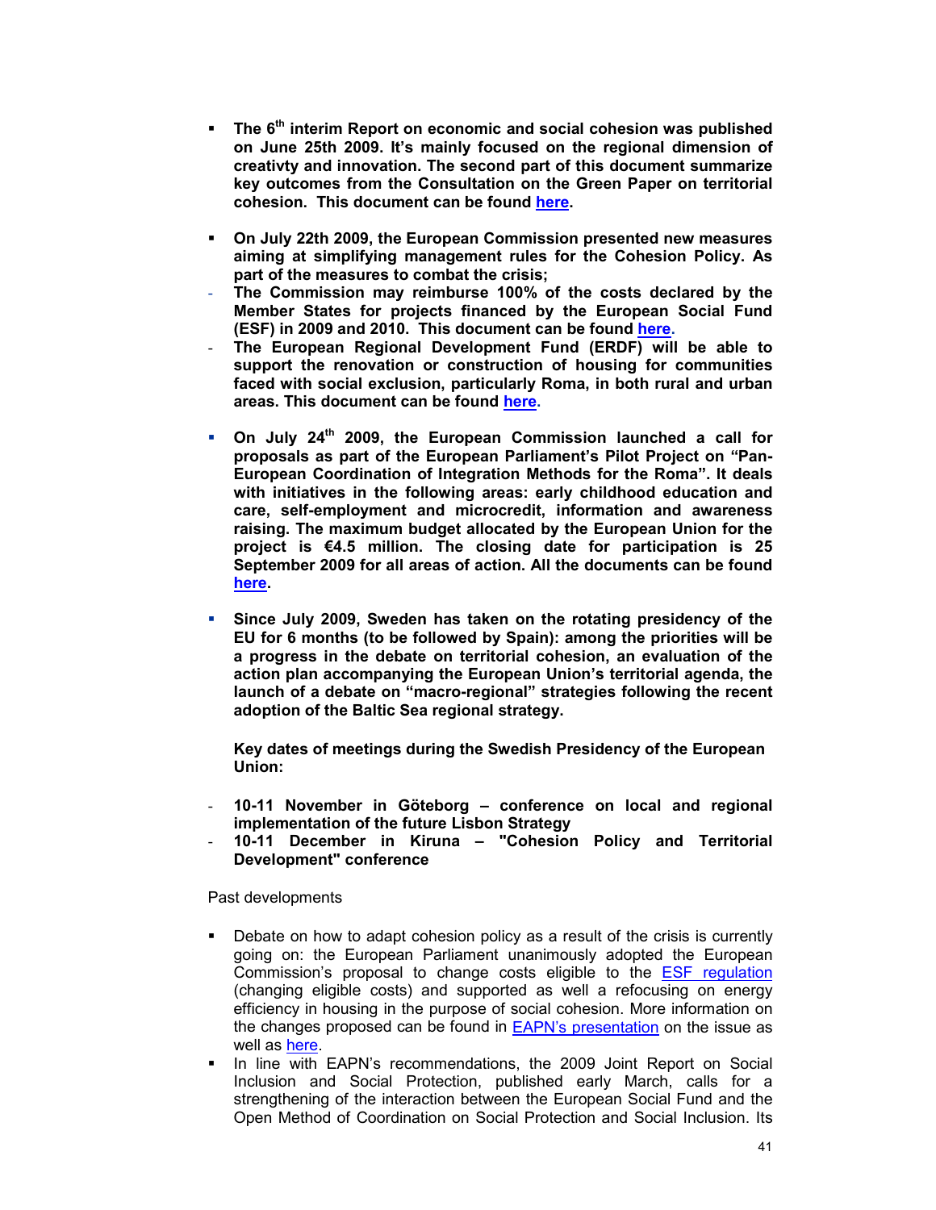- **The 6th interim Report on economic and social cohesion was published on June 25th 2009. It's mainly focused on the regional dimension of creativty and innovation. The second part of this document summarize key outcomes from the Consultation on the Green Paper on territorial cohesion. This document can be found here.**

- **On July 22th 2009, the European Commission presented new measures aiming at simplifying management rules for the Cohesion Policy. As part of the measures to combat the crisis;**
  - **The Commission may reimburse 100% of the costs declared by the Member States for projects financed by the European Social Fund (ESF) in 2009 and 2010. This document can be found here.**
  - **The European Regional Development Fund (ERDF) will be able to support the renovation or construction of housing for communities faced with social exclusion, particularly Roma, in both rural and urban areas. This document can be found here.**

- **On July 24th 2009, the European Commission launched a call for proposals as part of the European Parliament's Pilot Project on "Pan-European Coordination of Integration Methods for the Roma". It deals with initiatives in the following areas: early childhood education and care, self-employment and microcredit, information and awareness raising. The maximum budget allocated by the European Union for the project is €4.5 million. The closing date for participation is 25 September 2009 for all areas of action. All the documents can be found here.**

- **Since July 2009, Sweden has taken on the rotating presidency of the EU for 6 months (to be followed by Spain): among the priorities will be a progress in the debate on territorial cohesion, an evaluation of the action plan accompanying the European Union's territorial agenda, the launch of a debate on "macro-regional" strategies following the recent adoption of the Baltic Sea regional strategy.**

  **Key dates of meetings during the Swedish Presidency of the European Union:**

  - **10-11 November in Göteborg – conference on local and regional implementation of the future Lisbon Strategy**
  - **10-11 December in Kiruna – "Cohesion Policy and Territorial Development" conference**

Past developments

- Debate on how to adapt cohesion policy as a result of the crisis is currently going on: the European Parliament unanimously adopted the European Commission's proposal to change costs eligible to the ESF regulation (changing eligible costs) and supported as well a refocusing on energy efficiency in housing in the purpose of social cohesion. More information on the changes proposed can be found in EAPN's presentation on the issue as well as here.
- In line with EAPN's recommendations, the 2009 Joint Report on Social Inclusion and Social Protection, published early March, calls for a strengthening of the interaction between the European Social Fund and the Open Method of Coordination on Social Protection and Social Inclusion. Its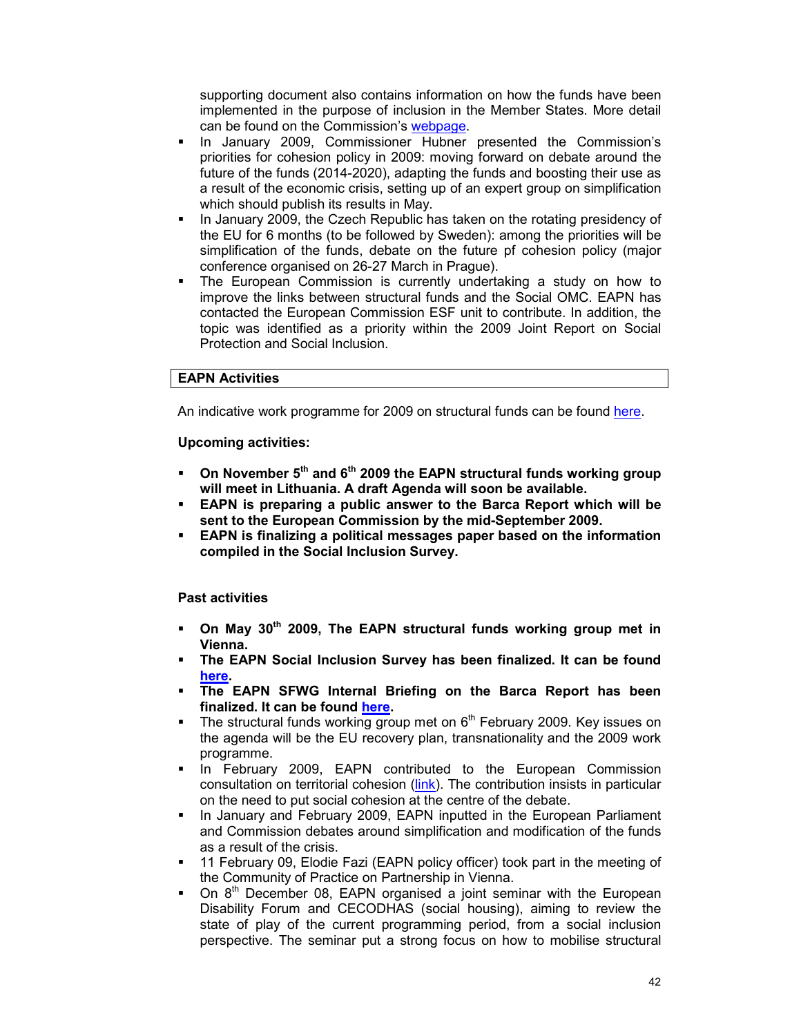supporting document also contains information on how the funds have been implemented in the purpose of inclusion in the Member States. More detail can be found on the Commission's webpage.

- In January 2009, Commissioner Hubner presented the Commission's priorities for cohesion policy in 2009: moving forward on debate around the future of the funds (2014-2020), adapting the funds and boosting their use as a result of the economic crisis, setting up of an expert group on simplification which should publish its results in May.
- In January 2009, the Czech Republic has taken on the rotating presidency of the EU for 6 months (to be followed by Sweden): among the priorities will be simplification of the funds, debate on the future pf cohesion policy (major conference organised on 26-27 March in Prague).
- The European Commission is currently undertaking a study on how to improve the links between structural funds and the Social OMC. EAPN has contacted the European Commission ESF unit to contribute. In addition, the topic was identified as a priority within the 2009 Joint Report on Social Protection and Social Inclusion.

## EAPN Activities

An indicative work programme for 2009 on structural funds can be found here.

**Upcoming activities:**

- **On November 5th and 6th 2009 the EAPN structural funds working group will meet in Lithuania. A draft Agenda will soon be available.**
- **EAPN is preparing a public answer to the Barca Report which will be sent to the European Commission by the mid-September 2009.**
- **EAPN is finalizing a political messages paper based on the information compiled in the Social Inclusion Survey.**

**Past activities**

- **On May 30th 2009, The EAPN structural funds working group met in Vienna.**
- **The EAPN Social Inclusion Survey has been finalized. It can be found here.**
- **The EAPN SFWG Internal Briefing on the Barca Report has been finalized. It can be found here.**
- The structural funds working group met on 6th February 2009. Key issues on the agenda will be the EU recovery plan, transnationality and the 2009 work programme.
- In February 2009, EAPN contributed to the European Commission consultation on territorial cohesion (link). The contribution insists in particular on the need to put social cohesion at the centre of the debate.
- In January and February 2009, EAPN inputted in the European Parliament and Commission debates around simplification and modification of the funds as a result of the crisis.
- 11 February 09, Elodie Fazi (EAPN policy officer) took part in the meeting of the Community of Practice on Partnership in Vienna.
- On 8th December 08, EAPN organised a joint seminar with the European Disability Forum and CECODHAS (social housing), aiming to review the state of play of the current programming period, from a social inclusion perspective. The seminar put a strong focus on how to mobilise structural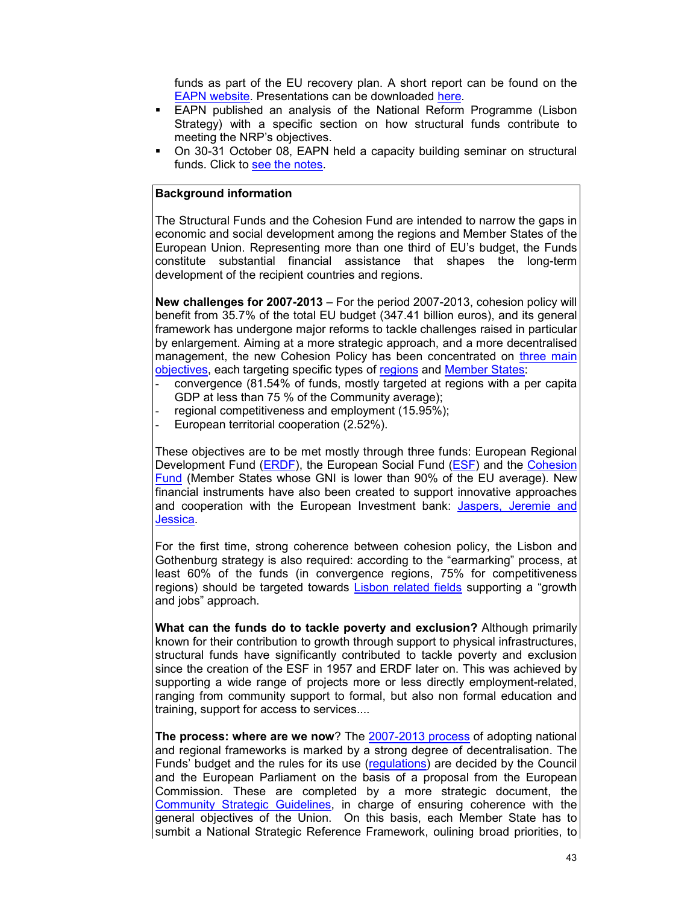funds as part of the EU recovery plan. A short report can be found on the EAPN website. Presentations can be downloaded here.

- EAPN published an analysis of the National Reform Programme (Lisbon Strategy) with a specific section on how structural funds contribute to meeting the NRP's objectives.
- On 30-31 October 08, EAPN held a capacity building seminar on structural funds. Click to see the notes.

**Background information**

The Structural Funds and the Cohesion Fund are intended to narrow the gaps in economic and social development among the regions and Member States of the European Union. Representing more than one third of EU's budget, the Funds constitute substantial financial assistance that shapes the long-term development of the recipient countries and regions.

**New challenges for 2007-2013** – For the period 2007-2013, cohesion policy will benefit from 35.7% of the total EU budget (347.41 billion euros), and its general framework has undergone major reforms to tackle challenges raised in particular by enlargement. Aiming at a more strategic approach, and a more decentralised management, the new Cohesion Policy has been concentrated on three main objectives, each targeting specific types of regions and Member States:

- convergence (81.54% of funds, mostly targeted at regions with a per capita GDP at less than 75 % of the Community average);
- regional competitiveness and employment (15.95%);
- European territorial cooperation (2.52%).

These objectives are to be met mostly through three funds: European Regional Development Fund (ERDF), the European Social Fund (ESF) and the Cohesion Fund (Member States whose GNI is lower than 90% of the EU average). New financial instruments have also been created to support innovative approaches and cooperation with the European Investment bank: Jaspers, Jeremie and Jessica.

For the first time, strong coherence between cohesion policy, the Lisbon and Gothenburg strategy is also required: according to the "earmarking" process, at least 60% of the funds (in convergence regions, 75% for competitiveness regions) should be targeted towards Lisbon related fields supporting a "growth and jobs" approach.

**What can the funds do to tackle poverty and exclusion?** Although primarily known for their contribution to growth through support to physical infrastructures, structural funds have significantly contributed to tackle poverty and exclusion since the creation of the ESF in 1957 and ERDF later on. This was achieved by supporting a wide range of projects more or less directly employment-related, ranging from community support to formal, but also non formal education and training, support for access to services....

**The process: where are we now**? The 2007-2013 process of adopting national and regional frameworks is marked by a strong degree of decentralisation. The Funds' budget and the rules for its use (regulations) are decided by the Council and the European Parliament on the basis of a proposal from the European Commission. These are completed by a more strategic document, the Community Strategic Guidelines, in charge of ensuring coherence with the general objectives of the Union. On this basis, each Member State has to sumbit a National Strategic Reference Framework, oulining broad priorities, to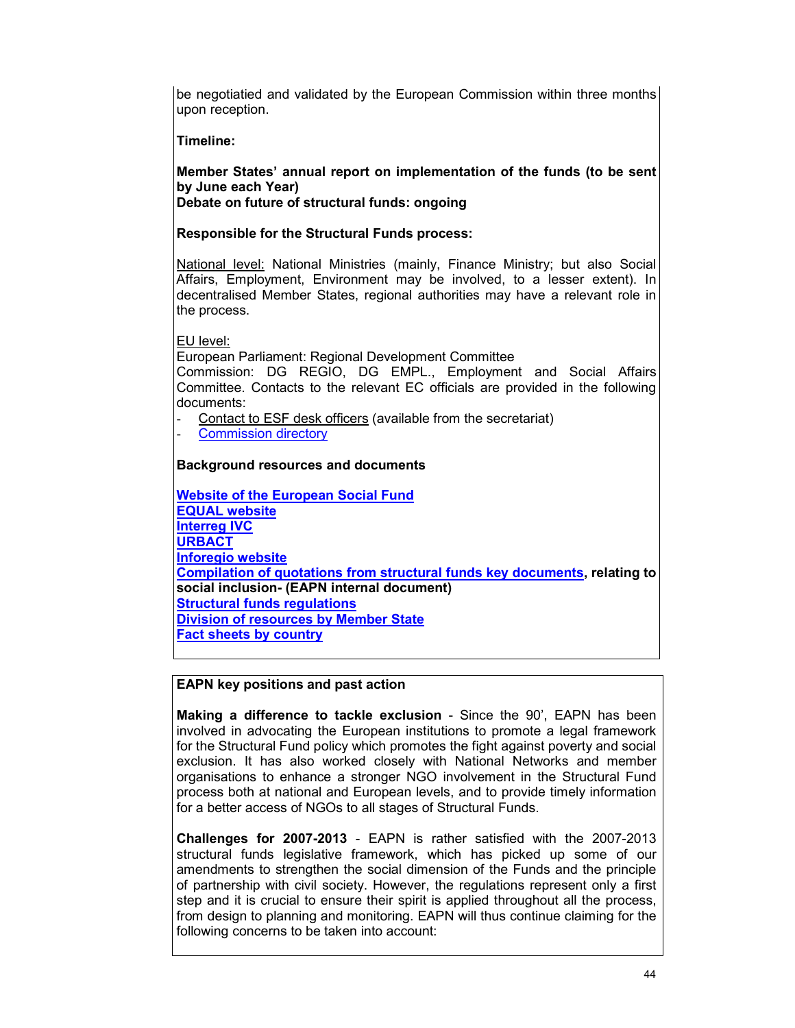be negotiatied and validated by the European Commission within three months upon reception.

**Timeline:**

**Member States' annual report on implementation of the funds (to be sent by June each Year)**
**Debate on future of structural funds: ongoing**

**Responsible for the Structural Funds process:**

National level: National Ministries (mainly, Finance Ministry; but also Social Affairs, Employment, Environment may be involved, to a lesser extent). In decentralised Member States, regional authorities may have a relevant role in the process.

EU level:
European Parliament: Regional Development Committee
Commission: DG REGIO, DG EMPL., Employment and Social Affairs Committee. Contacts to the relevant EC officials are provided in the following documents:

- Contact to ESF desk officers (available from the secretariat)
- Commission directory

**Background resources and documents**

**Website of the European Social Fund**
**EQUAL website**
**Interreg IVC**
**URBACT**
**Inforegio website**
**Compilation of quotations from structural funds key documents, relating to social inclusion- (EAPN internal document)**
**Structural funds regulations**
**Division of resources by Member State**
**Fact sheets by country**

**EAPN key positions and past action**

**Making a difference to tackle exclusion** - Since the 90', EAPN has been involved in advocating the European institutions to promote a legal framework for the Structural Fund policy which promotes the fight against poverty and social exclusion. It has also worked closely with National Networks and member organisations to enhance a stronger NGO involvement in the Structural Fund process both at national and European levels, and to provide timely information for a better access of NGOs to all stages of Structural Funds.

**Challenges for 2007-2013** - EAPN is rather satisfied with the 2007-2013 structural funds legislative framework, which has picked up some of our amendments to strengthen the social dimension of the Funds and the principle of partnership with civil society. However, the regulations represent only a first step and it is crucial to ensure their spirit is applied throughout all the process, from design to planning and monitoring. EAPN will thus continue claiming for the following concerns to be taken into account: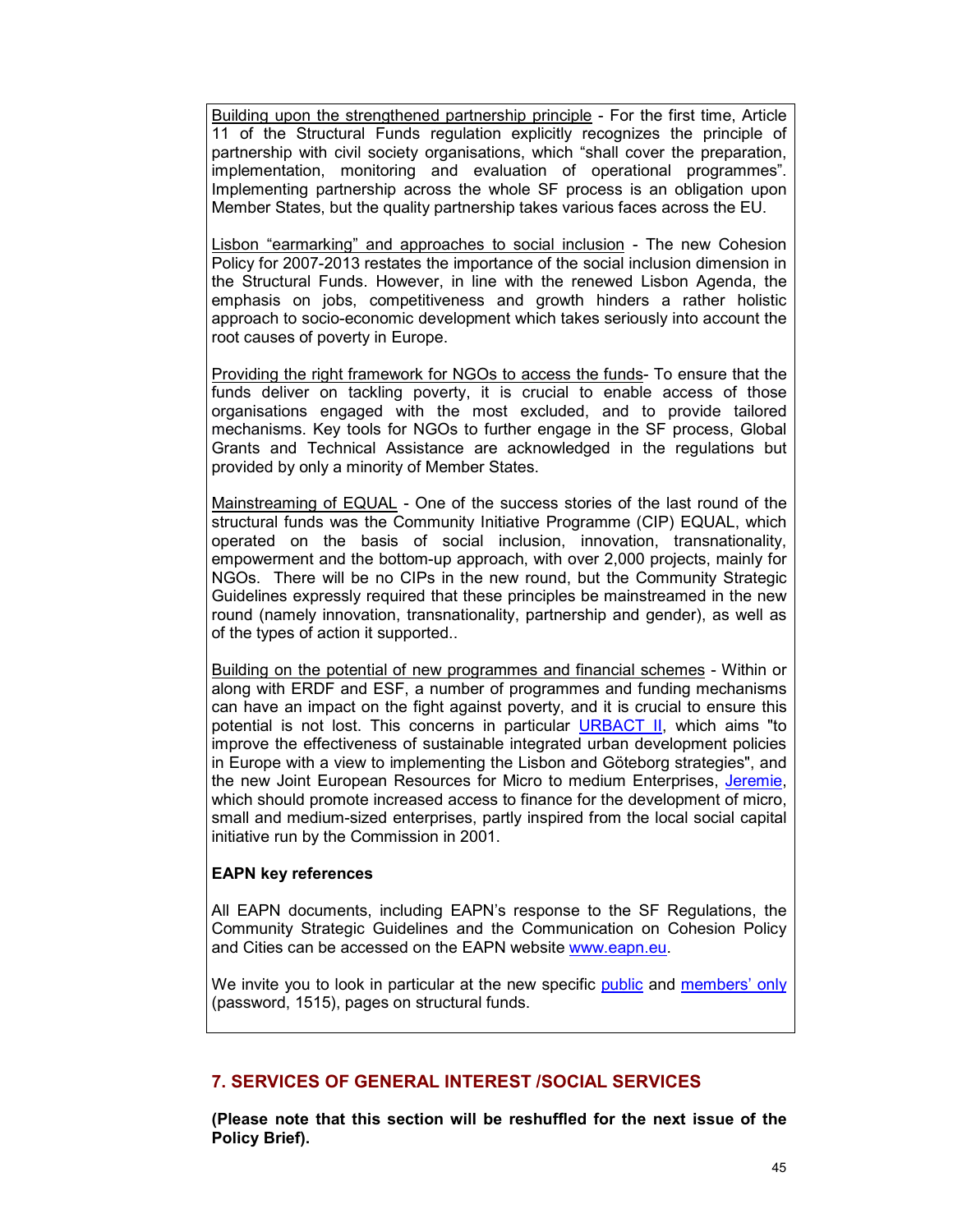Building upon the strengthened partnership principle - For the first time, Article 11 of the Structural Funds regulation explicitly recognizes the principle of partnership with civil society organisations, which "shall cover the preparation, implementation, monitoring and evaluation of operational programmes". Implementing partnership across the whole SF process is an obligation upon Member States, but the quality partnership takes various faces across the EU.

Lisbon "earmarking" and approaches to social inclusion - The new Cohesion Policy for 2007-2013 restates the importance of the social inclusion dimension in the Structural Funds. However, in line with the renewed Lisbon Agenda, the emphasis on jobs, competitiveness and growth hinders a rather holistic approach to socio-economic development which takes seriously into account the root causes of poverty in Europe.

Providing the right framework for NGOs to access the funds- To ensure that the funds deliver on tackling poverty, it is crucial to enable access of those organisations engaged with the most excluded, and to provide tailored mechanisms. Key tools for NGOs to further engage in the SF process, Global Grants and Technical Assistance are acknowledged in the regulations but provided by only a minority of Member States.

Mainstreaming of EQUAL - One of the success stories of the last round of the structural funds was the Community Initiative Programme (CIP) EQUAL, which operated on the basis of social inclusion, innovation, transnationality, empowerment and the bottom-up approach, with over 2,000 projects, mainly for NGOs. There will be no CIPs in the new round, but the Community Strategic Guidelines expressly required that these principles be mainstreamed in the new round (namely innovation, transnationality, partnership and gender), as well as of the types of action it supported..

Building on the potential of new programmes and financial schemes - Within or along with ERDF and ESF, a number of programmes and funding mechanisms can have an impact on the fight against poverty, and it is crucial to ensure this potential is not lost. This concerns in particular URBACT II, which aims "to improve the effectiveness of sustainable integrated urban development policies in Europe with a view to implementing the Lisbon and Göteborg strategies", and the new Joint European Resources for Micro to medium Enterprises, Jeremie, which should promote increased access to finance for the development of micro, small and medium-sized enterprises, partly inspired from the local social capital initiative run by the Commission in 2001.

**EAPN key references**

All EAPN documents, including EAPN's response to the SF Regulations, the Community Strategic Guidelines and the Communication on Cohesion Policy and Cities can be accessed on the EAPN website www.eapn.eu.

We invite you to look in particular at the new specific public and members' only (password, 1515), pages on structural funds.

## 7. SERVICES OF GENERAL INTEREST /SOCIAL SERVICES

**(Please note that this section will be reshuffled for the next issue of the Policy Brief).**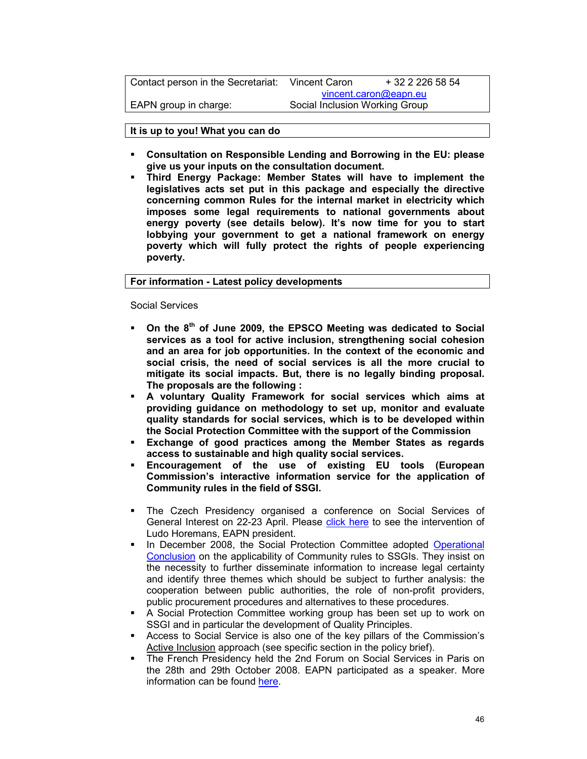| Contact person in the Secretariat: | Vincent Caron + 32 2 226 58 54 vincent.caron@eapn.eu |
| --- | --- |
| EAPN group in charge: | Social Inclusion Working Group |

**It is up to you! What you can do**

- **Consultation on Responsible Lending and Borrowing in the EU: please give us your inputs on the consultation document.**
- **Third Energy Package: Member States will have to implement the legislatives acts set put in this package and especially the directive concerning common Rules for the internal market in electricity which imposes some legal requirements to national governments about energy poverty (see details below). It's now time for you to start lobbying your government to get a national framework on energy poverty which will fully protect the rights of people experiencing poverty.**

**For information - Latest policy developments**

Social Services

- **On the 8th of June 2009, the EPSCO Meeting was dedicated to Social services as a tool for active inclusion, strengthening social cohesion and an area for job opportunities. In the context of the economic and social crisis, the need of social services is all the more crucial to mitigate its social impacts. But, there is no legally binding proposal. The proposals are the following :**
- **A voluntary Quality Framework for social services which aims at providing guidance on methodology to set up, monitor and evaluate quality standards for social services, which is to be developed within the Social Protection Committee with the support of the Commission**
- **Exchange of good practices among the Member States as regards access to sustainable and high quality social services.**
- **Encouragement of the use of existing EU tools (European Commission's interactive information service for the application of Community rules in the field of SSGI.**

- The Czech Presidency organised a conference on Social Services of General Interest on 22-23 April. Please click here to see the intervention of Ludo Horemans, EAPN president.
- In December 2008, the Social Protection Committee adopted Operational Conclusion on the applicability of Community rules to SSGIs. They insist on the necessity to further disseminate information to increase legal certainty and identify three themes which should be subject to further analysis: the cooperation between public authorities, the role of non-profit providers, public procurement procedures and alternatives to these procedures.
- A Social Protection Committee working group has been set up to work on SSGI and in particular the development of Quality Principles.
- Access to Social Service is also one of the key pillars of the Commission's Active Inclusion approach (see specific section in the policy brief).
- The French Presidency held the 2nd Forum on Social Services in Paris on the 28th and 29th October 2008. EAPN participated as a speaker. More information can be found here.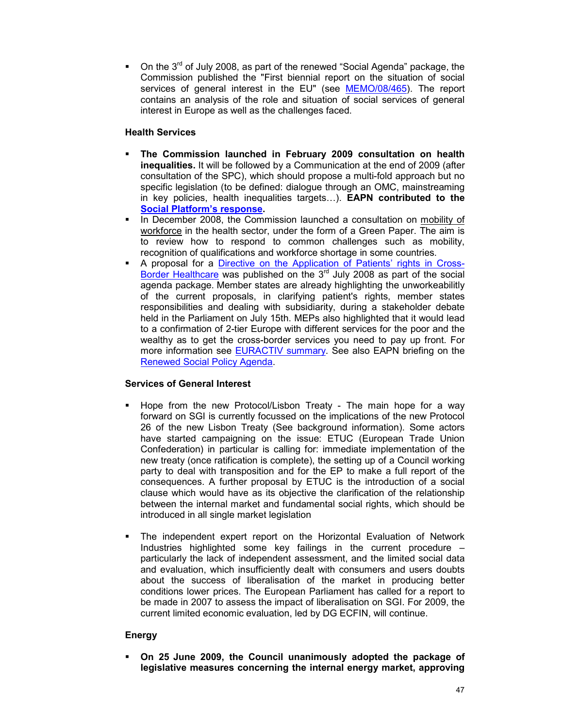- On the 3rd of July 2008, as part of the renewed "Social Agenda" package, the Commission published the "First biennial report on the situation of social services of general interest in the EU" (see MEMO/08/465). The report contains an analysis of the role and situation of social services of general interest in Europe as well as the challenges faced.

**Health Services**

- **The Commission launched in February 2009 consultation on health inequalities.** It will be followed by a Communication at the end of 2009 (after consultation of the SPC), which should propose a multi-fold approach but no specific legislation (to be defined: dialogue through an OMC, mainstreaming in key policies, health inequalities targets…). **EAPN contributed to the Social Platform's response.**
- In December 2008, the Commission launched a consultation on mobility of workforce in the health sector, under the form of a Green Paper. The aim is to review how to respond to common challenges such as mobility, recognition of qualifications and workforce shortage in some countries.
- A proposal for a Directive on the Application of Patients' rights in Cross-Border Healthcare was published on the 3rd July 2008 as part of the social agenda package. Member states are already highlighting the unworkeabililty of the current proposals, in clarifying patient's rights, member states responsibilities and dealing with subsidiarity, during a stakeholder debate held in the Parliament on July 15th. MEPs also highlighted that it would lead to a confirmation of 2-tier Europe with different services for the poor and the wealthy as to get the cross-border services you need to pay up front. For more information see EURACTIV summary. See also EAPN briefing on the Renewed Social Policy Agenda.

**Services of General Interest**

- Hope from the new Protocol/Lisbon Treaty - The main hope for a way forward on SGI is currently focussed on the implications of the new Protocol 26 of the new Lisbon Treaty (See background information). Some actors have started campaigning on the issue: ETUC (European Trade Union Confederation) in particular is calling for: immediate implementation of the new treaty (once ratification is complete), the setting up of a Council working party to deal with transposition and for the EP to make a full report of the consequences. A further proposal by ETUC is the introduction of a social clause which would have as its objective the clarification of the relationship between the internal market and fundamental social rights, which should be introduced in all single market legislation

- The independent expert report on the Horizontal Evaluation of Network Industries highlighted some key failings in the current procedure – particularly the lack of independent assessment, and the limited social data and evaluation, which insufficiently dealt with consumers and users doubts about the success of liberalisation of the market in producing better conditions lower prices. The European Parliament has called for a report to be made in 2007 to assess the impact of liberalisation on SGI. For 2009, the current limited economic evaluation, led by DG ECFIN, will continue.

**Energy**

- **On 25 June 2009, the Council unanimously adopted the package of legislative measures concerning the internal energy market, approving**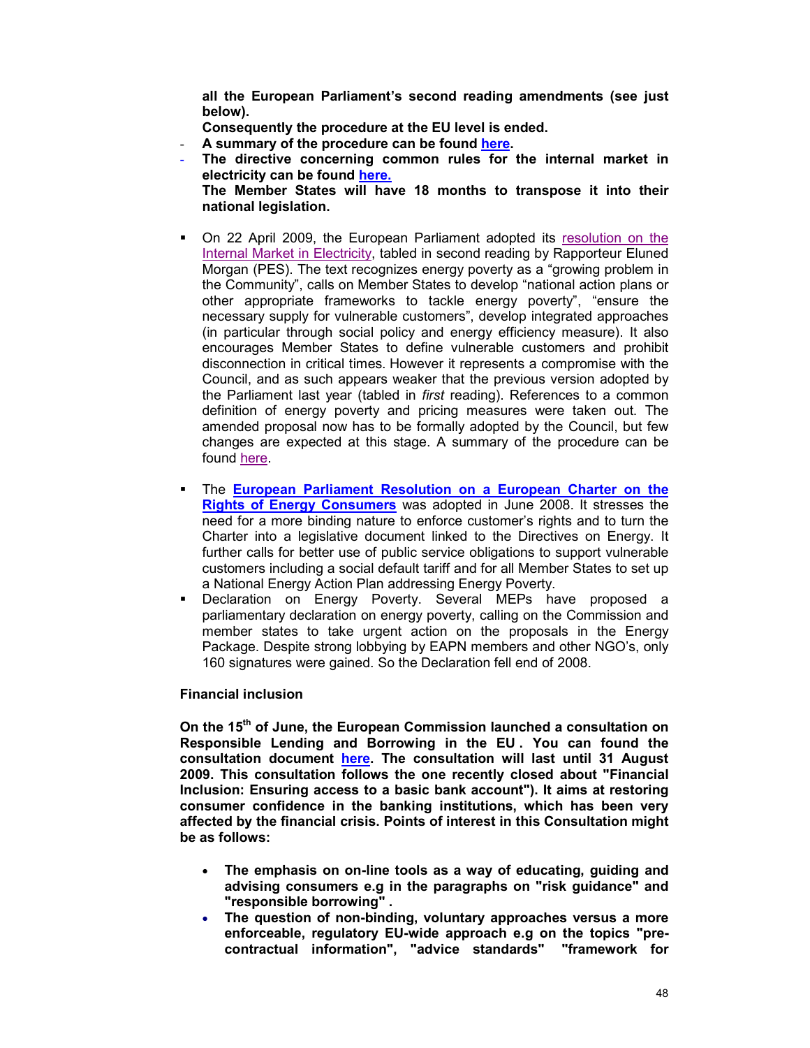**all the European Parliament's second reading amendments (see just below).**

**Consequently the procedure at the EU level is ended.**

- **A summary of the procedure can be found here.**
- **The directive concerning common rules for the internal market in electricity can be found here.**

  **The Member States will have 18 months to transpose it into their national legislation.**

- On 22 April 2009, the European Parliament adopted its resolution on the Internal Market in Electricity, tabled in second reading by Rapporteur Eluned Morgan (PES). The text recognizes energy poverty as a "growing problem in the Community", calls on Member States to develop "national action plans or other appropriate frameworks to tackle energy poverty", "ensure the necessary supply for vulnerable customers", develop integrated approaches (in particular through social policy and energy efficiency measure). It also encourages Member States to define vulnerable customers and prohibit disconnection in critical times. However it represents a compromise with the Council, and as such appears weaker that the previous version adopted by the Parliament last year (tabled in *first* reading). References to a common definition of energy poverty and pricing measures were taken out. The amended proposal now has to be formally adopted by the Council, but few changes are expected at this stage. A summary of the procedure can be found here.

- The **European Parliament Resolution on a European Charter on the Rights of Energy Consumers** was adopted in June 2008. It stresses the need for a more binding nature to enforce customer's rights and to turn the Charter into a legislative document linked to the Directives on Energy. It further calls for better use of public service obligations to support vulnerable customers including a social default tariff and for all Member States to set up a National Energy Action Plan addressing Energy Poverty.
- Declaration on Energy Poverty. Several MEPs have proposed a parliamentary declaration on energy poverty, calling on the Commission and member states to take urgent action on the proposals in the Energy Package. Despite strong lobbying by EAPN members and other NGO's, only 160 signatures were gained. So the Declaration fell end of 2008.

**Financial inclusion**

**On the 15th of June, the European Commission launched a consultation on Responsible Lending and Borrowing in the EU . You can found the consultation document here. The consultation will last until 31 August 2009. This consultation follows the one recently closed about "Financial Inclusion: Ensuring access to a basic bank account"). It aims at restoring consumer confidence in the banking institutions, which has been very affected by the financial crisis. Points of interest in this Consultation might be as follows:**

- **The emphasis on on-line tools as a way of educating, guiding and advising consumers e.g in the paragraphs on "risk guidance" and "responsible borrowing" .**
- **The question of non-binding, voluntary approaches versus a more enforceable, regulatory EU-wide approach e.g on the topics "pre-contractual information", "advice standards" "framework for**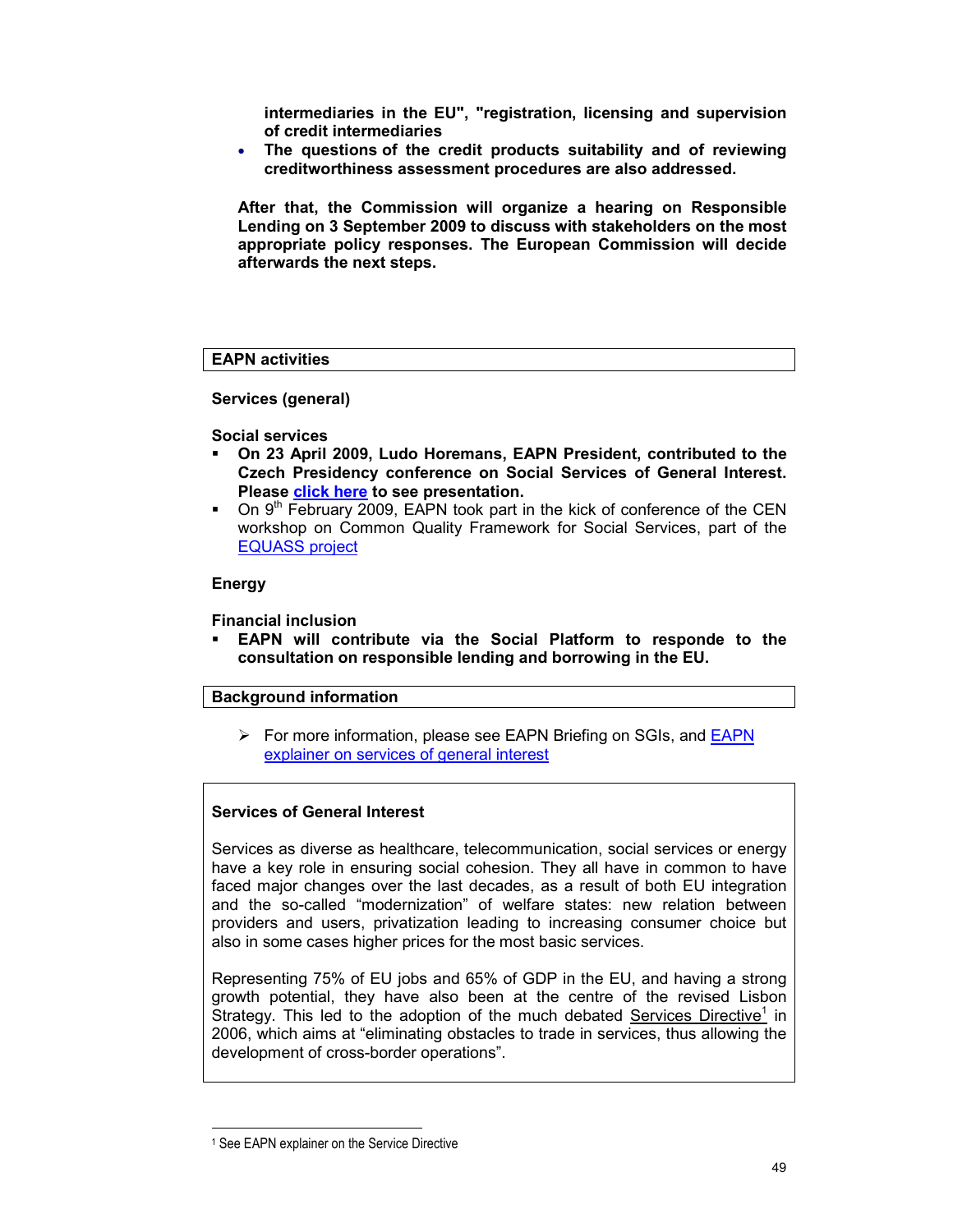**intermediaries in the EU", "registration, licensing and supervision of credit intermediaries**

- **The questions of the credit products suitability and of reviewing creditworthiness assessment procedures are also addressed.**

**After that, the Commission will organize a hearing on Responsible Lending on 3 September 2009 to discuss with stakeholders on the most appropriate policy responses. The European Commission will decide afterwards the next steps.**

## EAPN activities

### Services (general)

### Social services

- **On 23 April 2009, Ludo Horemans, EAPN President, contributed to the Czech Presidency conference on Social Services of General Interest. Please click here to see presentation.**
- On 9th February 2009, EAPN took part in the kick of conference of the CEN workshop on Common Quality Framework for Social Services, part of the EQUASS project

### Energy

### Financial inclusion

- **EAPN will contribute via the Social Platform to responde to the consultation on responsible lending and borrowing in the EU.**

## Background information

- For more information, please see EAPN Briefing on SGIs, and EAPN explainer on services of general interest

### Services of General Interest

Services as diverse as healthcare, telecommunication, social services or energy have a key role in ensuring social cohesion. They all have in common to have faced major changes over the last decades, as a result of both EU integration and the so-called "modernization" of welfare states: new relation between providers and users, privatization leading to increasing consumer choice but also in some cases higher prices for the most basic services.

Representing 75% of EU jobs and 65% of GDP in the EU, and having a strong growth potential, they have also been at the centre of the revised Lisbon Strategy. This led to the adoption of the much debated Services Directive[1] in 2006, which aims at "eliminating obstacles to trade in services, thus allowing the development of cross-border operations".

[1] See EAPN explainer on the Service Directive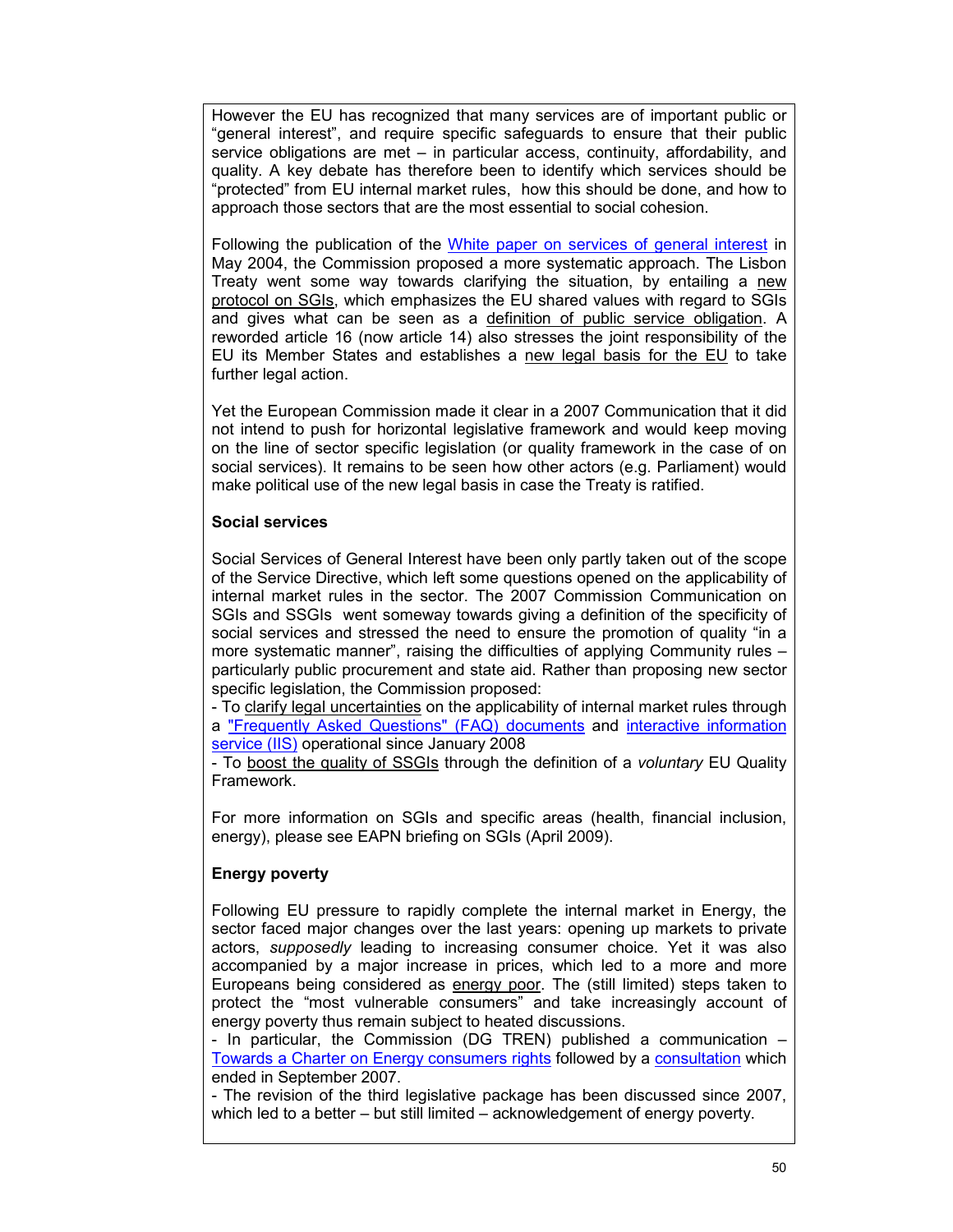However the EU has recognized that many services are of important public or "general interest", and require specific safeguards to ensure that their public service obligations are met – in particular access, continuity, affordability, and quality. A key debate has therefore been to identify which services should be "protected" from EU internal market rules, how this should be done, and how to approach those sectors that are the most essential to social cohesion.

Following the publication of the White paper on services of general interest in May 2004, the Commission proposed a more systematic approach. The Lisbon Treaty went some way towards clarifying the situation, by entailing a new protocol on SGIs, which emphasizes the EU shared values with regard to SGIs and gives what can be seen as a definition of public service obligation. A reworded article 16 (now article 14) also stresses the joint responsibility of the EU its Member States and establishes a new legal basis for the EU to take further legal action.

Yet the European Commission made it clear in a 2007 Communication that it did not intend to push for horizontal legislative framework and would keep moving on the line of sector specific legislation (or quality framework in the case of on social services). It remains to be seen how other actors (e.g. Parliament) would make political use of the new legal basis in case the Treaty is ratified.

**Social services**

Social Services of General Interest have been only partly taken out of the scope of the Service Directive, which left some questions opened on the applicability of internal market rules in the sector. The 2007 Commission Communication on SGIs and SSGIs went someway towards giving a definition of the specificity of social services and stressed the need to ensure the promotion of quality "in a more systematic manner", raising the difficulties of applying Community rules – particularly public procurement and state aid. Rather than proposing new sector specific legislation, the Commission proposed:

- To clarify legal uncertainties on the applicability of internal market rules through a "Frequently Asked Questions" (FAQ) documents and interactive information service (IIS) operational since January 2008
- To boost the quality of SSGIs through the definition of a *voluntary* EU Quality Framework.

For more information on SGIs and specific areas (health, financial inclusion, energy), please see EAPN briefing on SGIs (April 2009).

**Energy poverty**

Following EU pressure to rapidly complete the internal market in Energy, the sector faced major changes over the last years: opening up markets to private actors, *supposedly* leading to increasing consumer choice. Yet it was also accompanied by a major increase in prices, which led to a more and more Europeans being considered as energy poor. The (still limited) steps taken to protect the "most vulnerable consumers" and take increasingly account of energy poverty thus remain subject to heated discussions.

- In particular, the Commission (DG TREN) published a communication – Towards a Charter on Energy consumers rights followed by a consultation which ended in September 2007.
- The revision of the third legislative package has been discussed since 2007, which led to a better – but still limited – acknowledgement of energy poverty.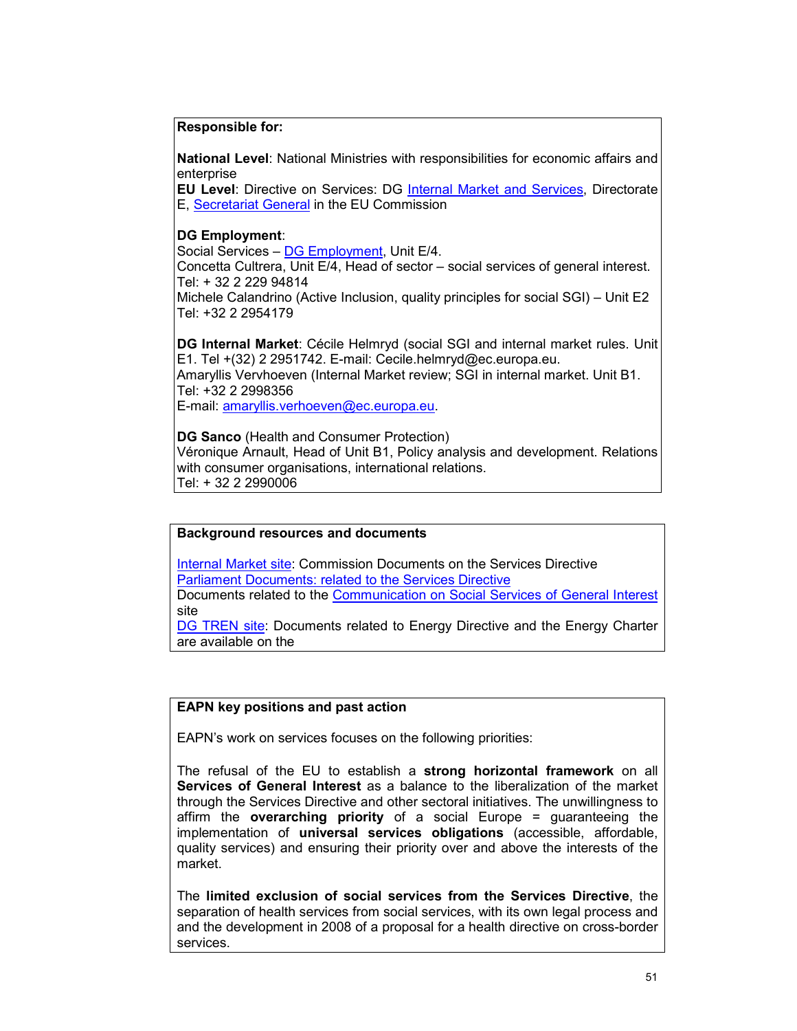**Responsible for:**

**National Level**: National Ministries with responsibilities for economic affairs and enterprise
**EU Level**: Directive on Services: DG Internal Market and Services, Directorate E, Secretariat General in the EU Commission

**DG Employment**:
Social Services – DG Employment, Unit E/4.
Concetta Cultrera, Unit E/4, Head of sector – social services of general interest. Tel: + 32 2 229 94814
Michele Calandrino (Active Inclusion, quality principles for social SGI) – Unit E2 Tel: +32 2 2954179

**DG Internal Market**: Cécile Helmryd (social SGI and internal market rules. Unit E1. Tel +(32) 2 2951742. E-mail: Cecile.helmryd@ec.europa.eu.
Amaryllis Vervhoeven (Internal Market review; SGI in internal market. Unit B1. Tel: +32 2 2998356
E-mail: amaryllis.verhoeven@ec.europa.eu.

**DG Sanco** (Health and Consumer Protection)
Véronique Arnault, Head of Unit B1, Policy analysis and development. Relations with consumer organisations, international relations.
Tel: + 32 2 2990006

**Background resources and documents**

Internal Market site: Commission Documents on the Services Directive
Parliament Documents: related to the Services Directive
Documents related to the Communication on Social Services of General Interest site
DG TREN site: Documents related to Energy Directive and the Energy Charter are available on the

**EAPN key positions and past action**

EAPN's work on services focuses on the following priorities:

The refusal of the EU to establish a **strong horizontal framework** on all **Services of General Interest** as a balance to the liberalization of the market through the Services Directive and other sectoral initiatives. The unwillingness to affirm the **overarching priority** of a social Europe = guaranteeing the implementation of **universal services obligations** (accessible, affordable, quality services) and ensuring their priority over and above the interests of the market.

The **limited exclusion of social services from the Services Directive**, the separation of health services from social services, with its own legal process and and the development in 2008 of a proposal for a health directive on cross-border services.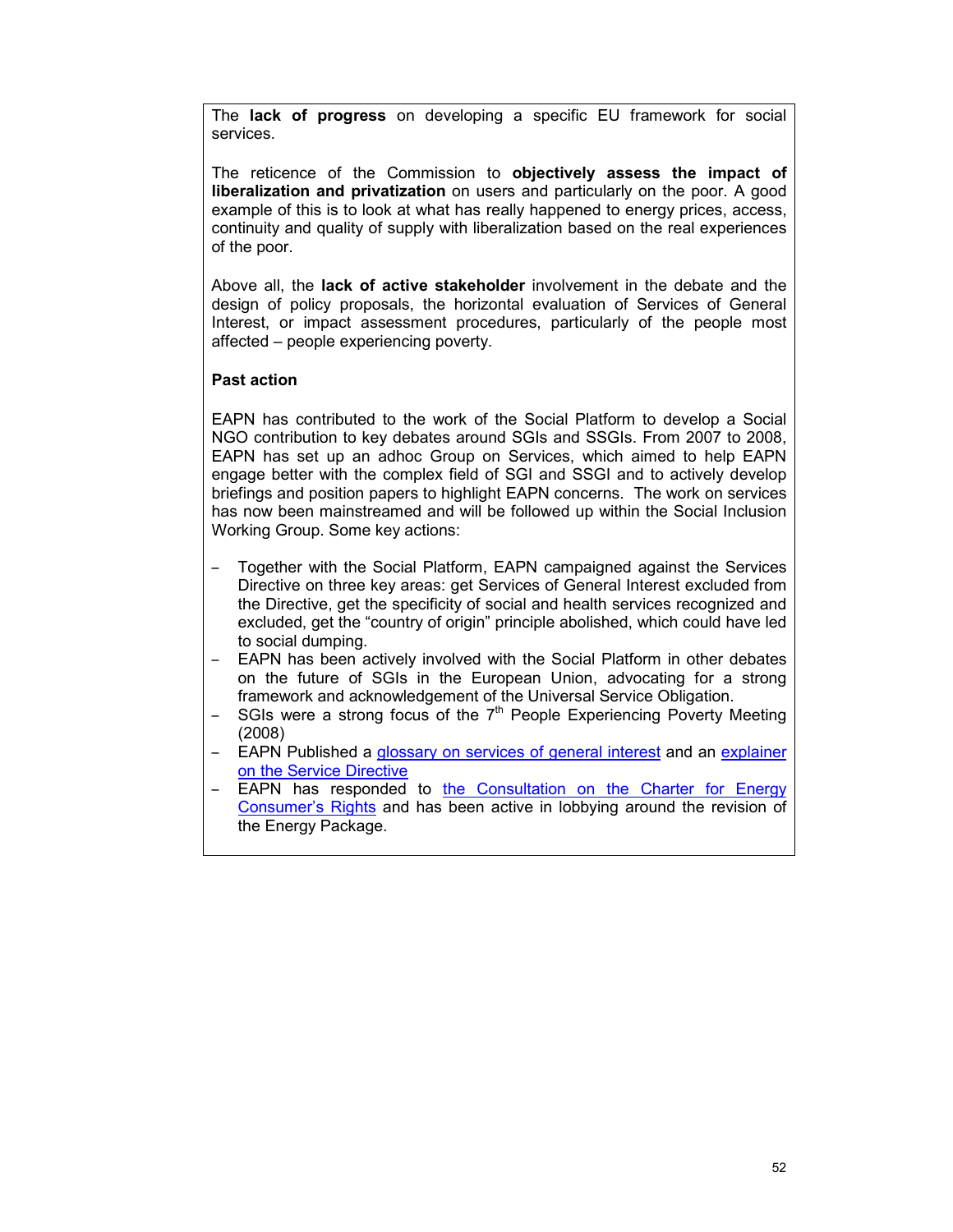The **lack of progress** on developing a specific EU framework for social services.

The reticence of the Commission to **objectively assess the impact of liberalization and privatization** on users and particularly on the poor. A good example of this is to look at what has really happened to energy prices, access, continuity and quality of supply with liberalization based on the real experiences of the poor.

Above all, the **lack of active stakeholder** involvement in the debate and the design of policy proposals, the horizontal evaluation of Services of General Interest, or impact assessment procedures, particularly of the people most affected – people experiencing poverty.

**Past action**

EAPN has contributed to the work of the Social Platform to develop a Social NGO contribution to key debates around SGIs and SSGIs. From 2007 to 2008, EAPN has set up an adhoc Group on Services, which aimed to help EAPN engage better with the complex field of SGI and SSGI and to actively develop briefings and position papers to highlight EAPN concerns. The work on services has now been mainstreamed and will be followed up within the Social Inclusion Working Group. Some key actions:

- Together with the Social Platform, EAPN campaigned against the Services Directive on three key areas: get Services of General Interest excluded from the Directive, get the specificity of social and health services recognized and excluded, get the "country of origin" principle abolished, which could have led to social dumping.
- EAPN has been actively involved with the Social Platform in other debates on the future of SGIs in the European Union, advocating for a strong framework and acknowledgement of the Universal Service Obligation.
- SGIs were a strong focus of the 7th People Experiencing Poverty Meeting (2008)
- EAPN Published a glossary on services of general interest and an explainer on the Service Directive
- EAPN has responded to the Consultation on the Charter for Energy Consumer's Rights and has been active in lobbying around the revision of the Energy Package.